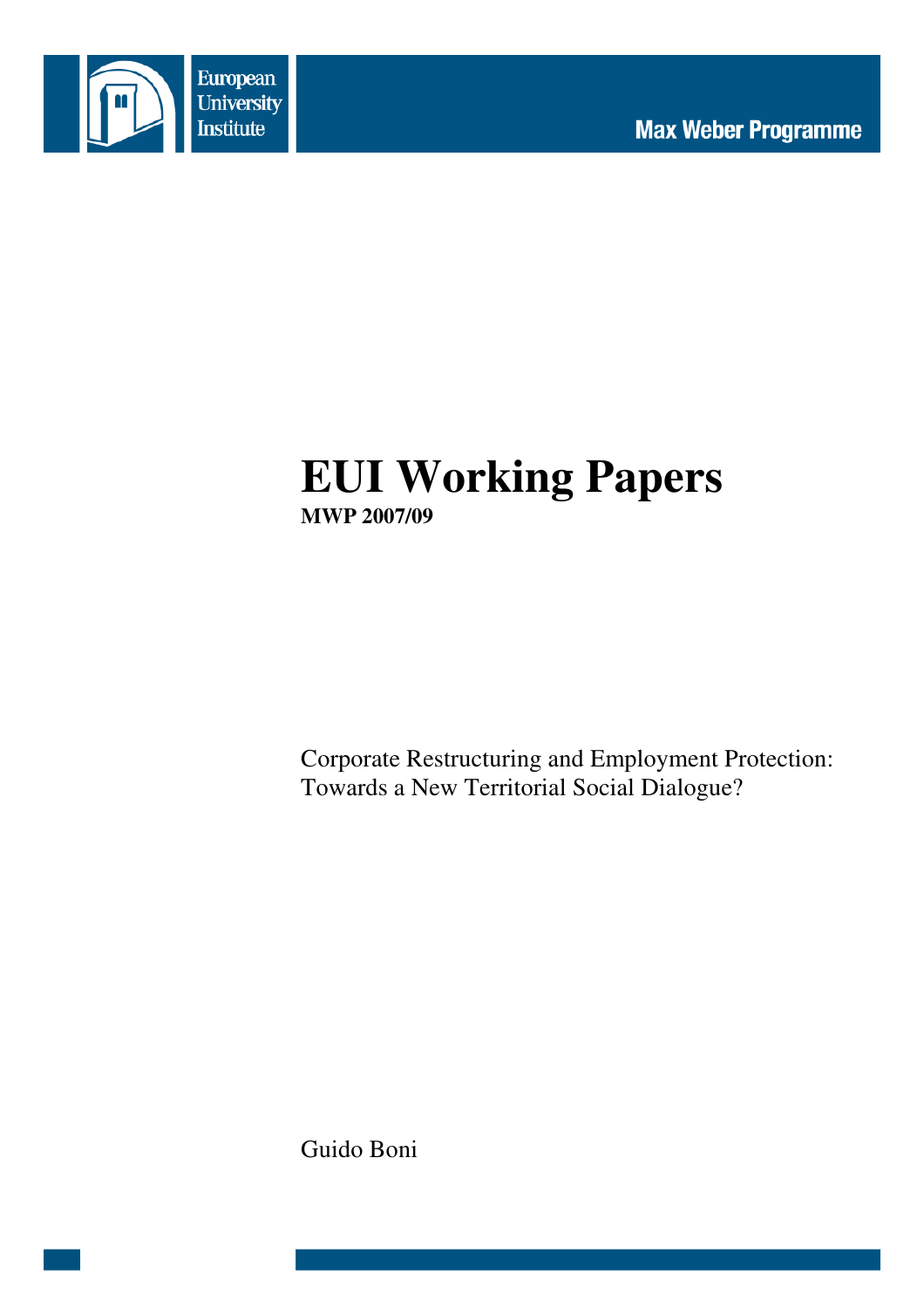European University Institute

Max Weber Programme

# EUI Working Papers

**MWP 2007/09**

Corporate Restructuring and Employment Protection: Towards a New Territorial Social Dialogue?

Guido Boni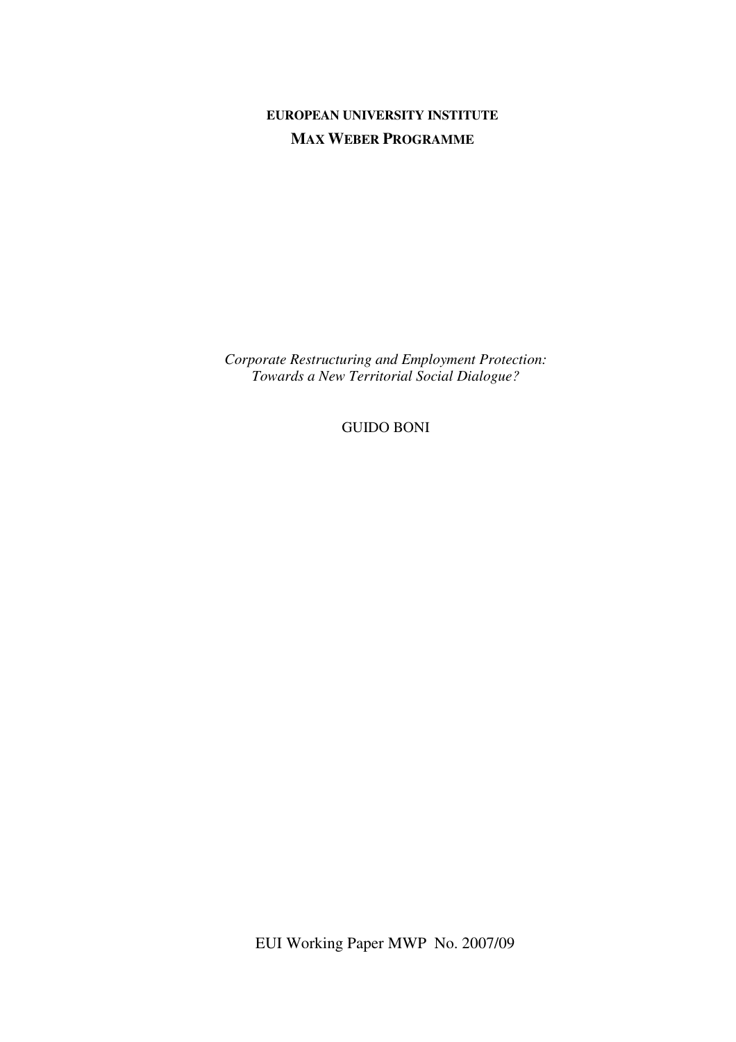**EUROPEAN UNIVERSITY INSTITUTE**

**MAX WEBER PROGRAMME**

*Corporate Restructuring and Employment Protection: Towards a New Territorial Social Dialogue?*

GUIDO BONI

EUI Working Paper MWP No. 2007/09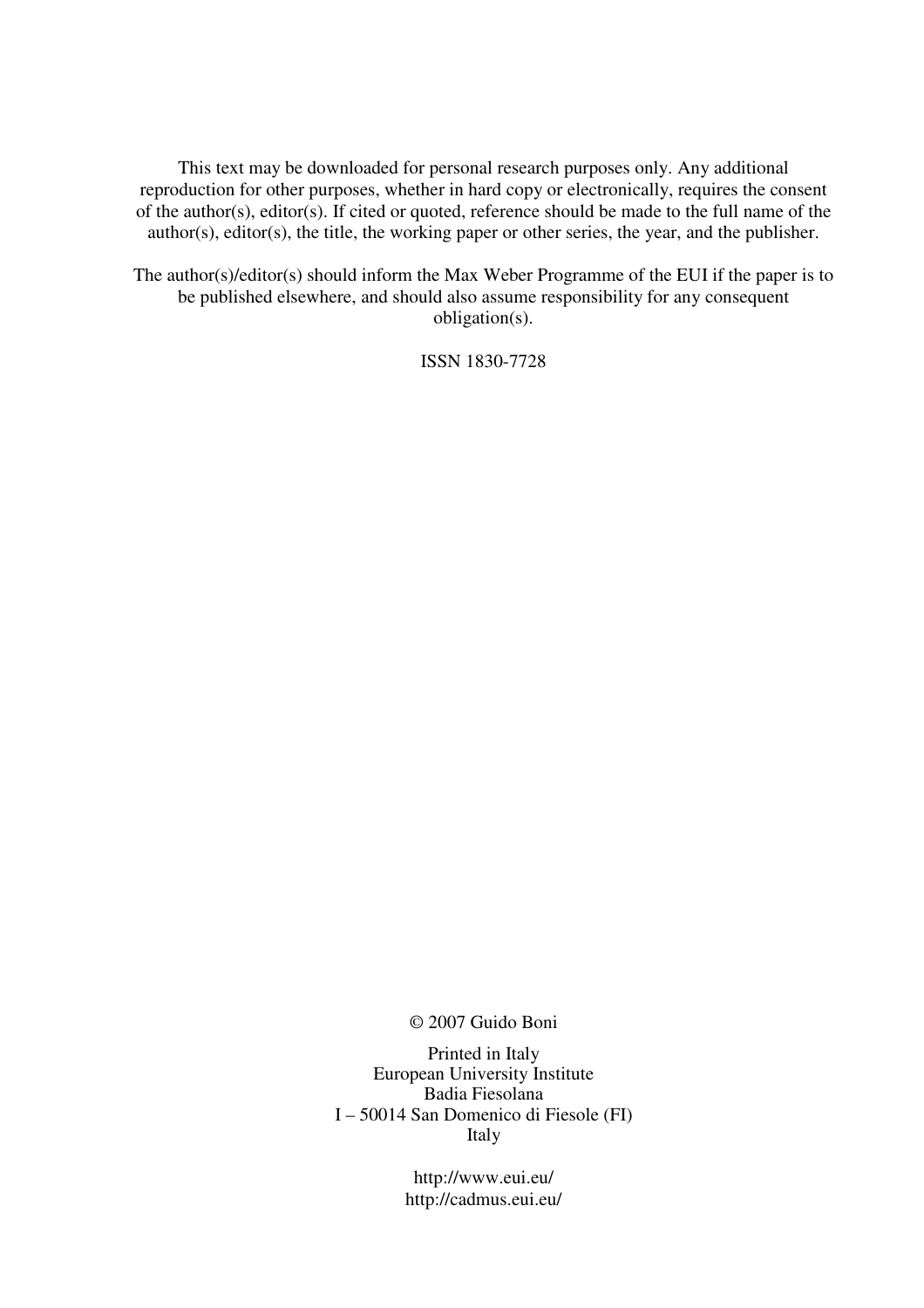This text may be downloaded for personal research purposes only. Any additional reproduction for other purposes, whether in hard copy or electronically, requires the consent of the author(s), editor(s). If cited or quoted, reference should be made to the full name of the author(s), editor(s), the title, the working paper or other series, the year, and the publisher.

The author(s)/editor(s) should inform the Max Weber Programme of the EUI if the paper is to be published elsewhere, and should also assume responsibility for any consequent obligation(s).

ISSN 1830-7728

© 2007 Guido Boni

Printed in Italy
European University Institute
Badia Fiesolana
I – 50014 San Domenico di Fiesole (FI)
Italy

http://www.eui.eu/
http://cadmus.eui.eu/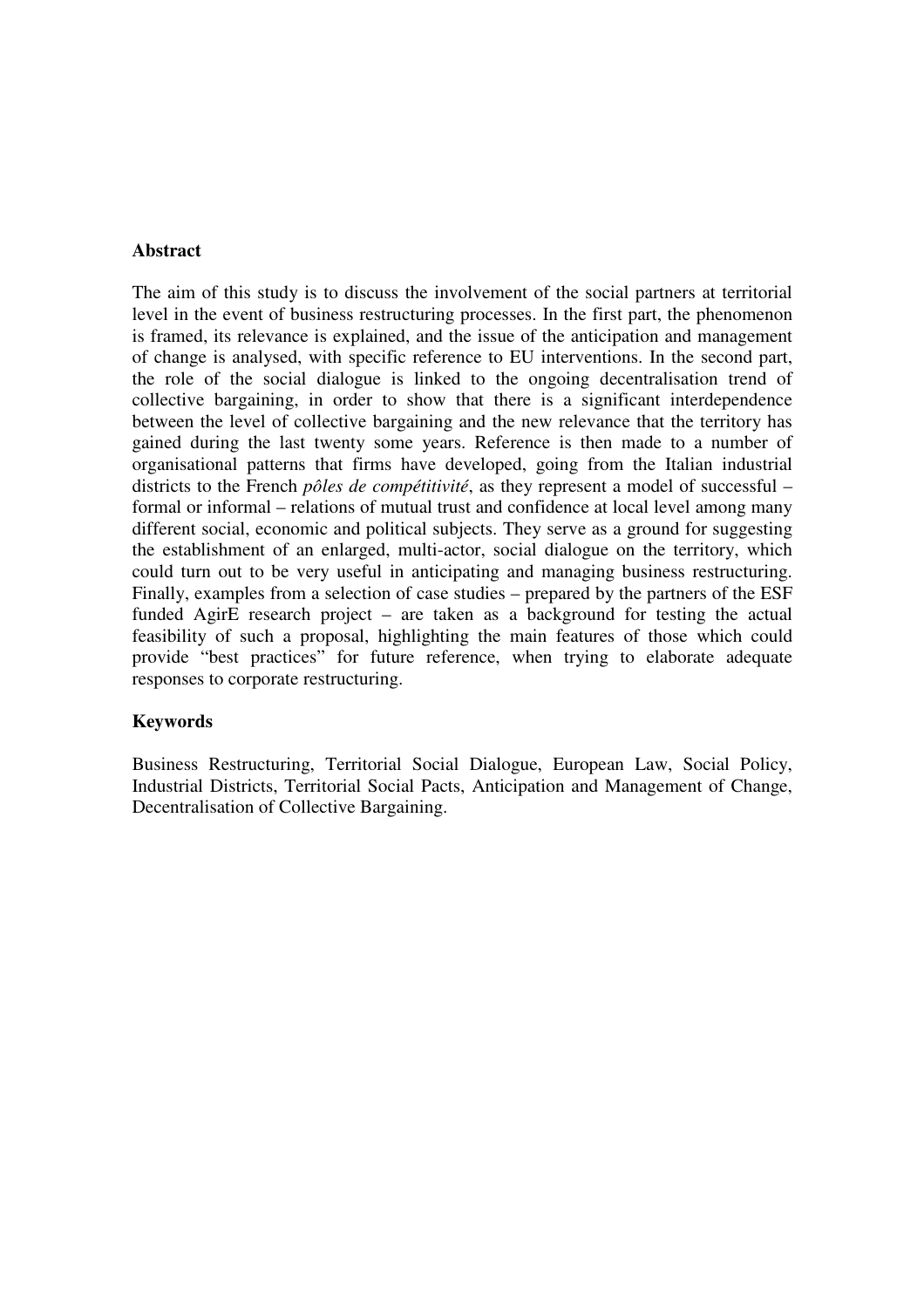## Abstract

The aim of this study is to discuss the involvement of the social partners at territorial level in the event of business restructuring processes. In the first part, the phenomenon is framed, its relevance is explained, and the issue of the anticipation and management of change is analysed, with specific reference to EU interventions. In the second part, the role of the social dialogue is linked to the ongoing decentralisation trend of collective bargaining, in order to show that there is a significant interdependence between the level of collective bargaining and the new relevance that the territory has gained during the last twenty some years. Reference is then made to a number of organisational patterns that firms have developed, going from the Italian industrial districts to the French *pôles de compétitivité*, as they represent a model of successful – formal or informal – relations of mutual trust and confidence at local level among many different social, economic and political subjects. They serve as a ground for suggesting the establishment of an enlarged, multi-actor, social dialogue on the territory, which could turn out to be very useful in anticipating and managing business restructuring. Finally, examples from a selection of case studies – prepared by the partners of the ESF funded AgirE research project – are taken as a background for testing the actual feasibility of such a proposal, highlighting the main features of those which could provide "best practices" for future reference, when trying to elaborate adequate responses to corporate restructuring.

## Keywords

Business Restructuring, Territorial Social Dialogue, European Law, Social Policy, Industrial Districts, Territorial Social Pacts, Anticipation and Management of Change, Decentralisation of Collective Bargaining.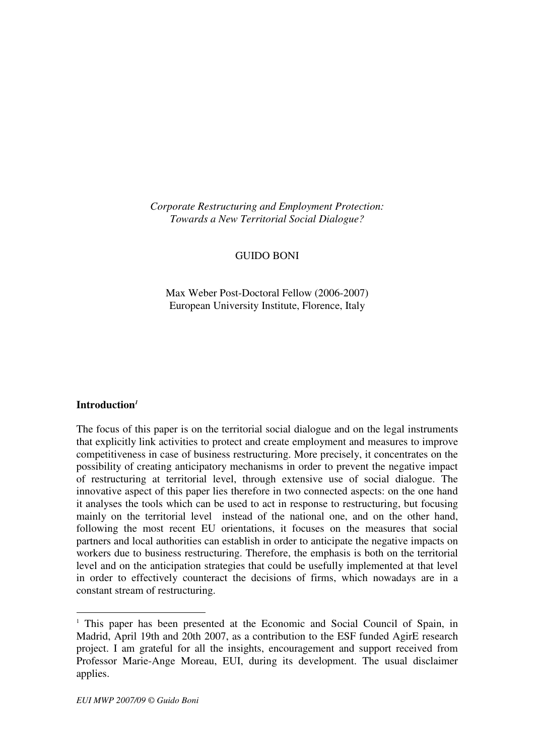*Corporate Restructuring and Employment Protection:*
*Towards a New Territorial Social Dialogue?*

GUIDO BONI

Max Weber Post-Doctoral Fellow (2006-2007)
European University Institute, Florence, Italy

## Introduction[1]

The focus of this paper is on the territorial social dialogue and on the legal instruments that explicitly link activities to protect and create employment and measures to improve competitiveness in case of business restructuring. More precisely, it concentrates on the possibility of creating anticipatory mechanisms in order to prevent the negative impact of restructuring at territorial level, through extensive use of social dialogue. The innovative aspect of this paper lies therefore in two connected aspects: on the one hand it analyses the tools which can be used to act in response to restructuring, but focusing mainly on the territorial level instead of the national one, and on the other hand, following the most recent EU orientations, it focuses on the measures that social partners and local authorities can establish in order to anticipate the negative impacts on workers due to business restructuring. Therefore, the emphasis is both on the territorial level and on the anticipation strategies that could be usefully implemented at that level in order to effectively counteract the decisions of firms, which nowadays are in a constant stream of restructuring.

---

[1] This paper has been presented at the Economic and Social Council of Spain, in Madrid, April 19th and 20th 2007, as a contribution to the ESF funded AgirE research project. I am grateful for all the insights, encouragement and support received from Professor Marie-Ange Moreau, EUI, during its development. The usual disclaimer applies.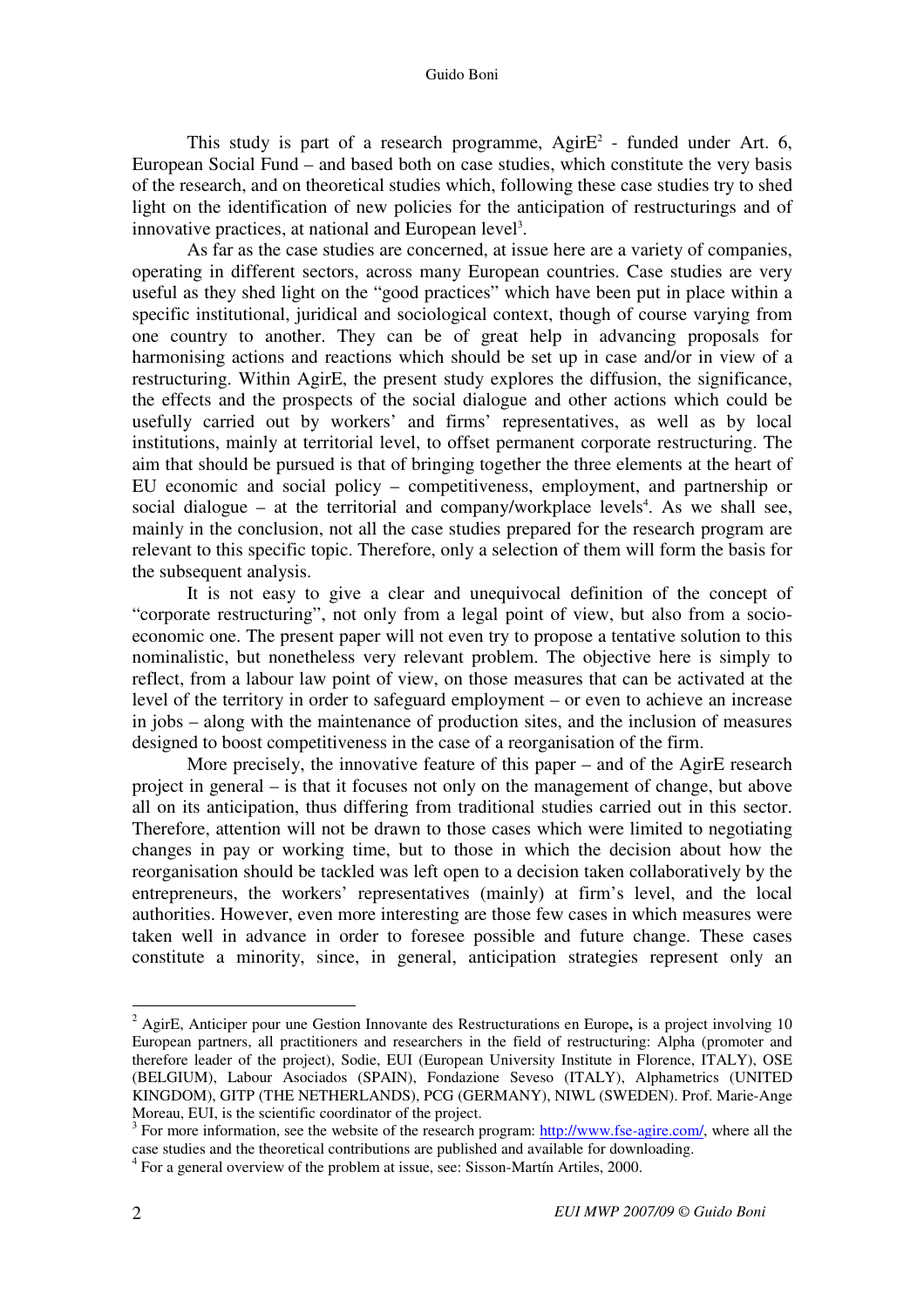This study is part of a research programme, AgirE[2] - funded under Art. 6, European Social Fund – and based both on case studies, which constitute the very basis of the research, and on theoretical studies which, following these case studies try to shed light on the identification of new policies for the anticipation of restructurings and of innovative practices, at national and European level[3].

As far as the case studies are concerned, at issue here are a variety of companies, operating in different sectors, across many European countries. Case studies are very useful as they shed light on the "good practices" which have been put in place within a specific institutional, juridical and sociological context, though of course varying from one country to another. They can be of great help in advancing proposals for harmonising actions and reactions which should be set up in case and/or in view of a restructuring. Within AgirE, the present study explores the diffusion, the significance, the effects and the prospects of the social dialogue and other actions which could be usefully carried out by workers' and firms' representatives, as well as by local institutions, mainly at territorial level, to offset permanent corporate restructuring. The aim that should be pursued is that of bringing together the three elements at the heart of EU economic and social policy – competitiveness, employment, and partnership or social dialogue – at the territorial and company/workplace levels[4]. As we shall see, mainly in the conclusion, not all the case studies prepared for the research program are relevant to this specific topic. Therefore, only a selection of them will form the basis for the subsequent analysis.

It is not easy to give a clear and unequivocal definition of the concept of "corporate restructuring", not only from a legal point of view, but also from a socio-economic one. The present paper will not even try to propose a tentative solution to this nominalistic, but nonetheless very relevant problem. The objective here is simply to reflect, from a labour law point of view, on those measures that can be activated at the level of the territory in order to safeguard employment – or even to achieve an increase in jobs – along with the maintenance of production sites, and the inclusion of measures designed to boost competitiveness in the case of a reorganisation of the firm.

More precisely, the innovative feature of this paper – and of the AgirE research project in general – is that it focuses not only on the management of change, but above all on its anticipation, thus differing from traditional studies carried out in this sector. Therefore, attention will not be drawn to those cases which were limited to negotiating changes in pay or working time, but to those in which the decision about how the reorganisation should be tackled was left open to a decision taken collaboratively by the entrepreneurs, the workers' representatives (mainly) at firm's level, and the local authorities. However, even more interesting are those few cases in which measures were taken well in advance in order to foresee possible and future change. These cases constitute a minority, since, in general, anticipation strategies represent only an

---

[2] AgirE, Anticiper pour une Gestion Innovante des Restructurations en Europe**,** is a project involving 10 European partners, all practitioners and researchers in the field of restructuring: Alpha (promoter and therefore leader of the project), Sodie, EUI (European University Institute in Florence, ITALY), OSE (BELGIUM), Labour Asociados (SPAIN), Fondazione Seveso (ITALY), Alphametrics (UNITED KINGDOM), GITP (THE NETHERLANDS), PCG (GERMANY), NIWL (SWEDEN). Prof. Marie-Ange Moreau, EUI, is the scientific coordinator of the project.

[3] For more information, see the website of the research program: http://www.fse-agire.com/, where all the case studies and the theoretical contributions are published and available for downloading.

[4] For a general overview of the problem at issue, see: Sisson-Martín Artiles, 2000.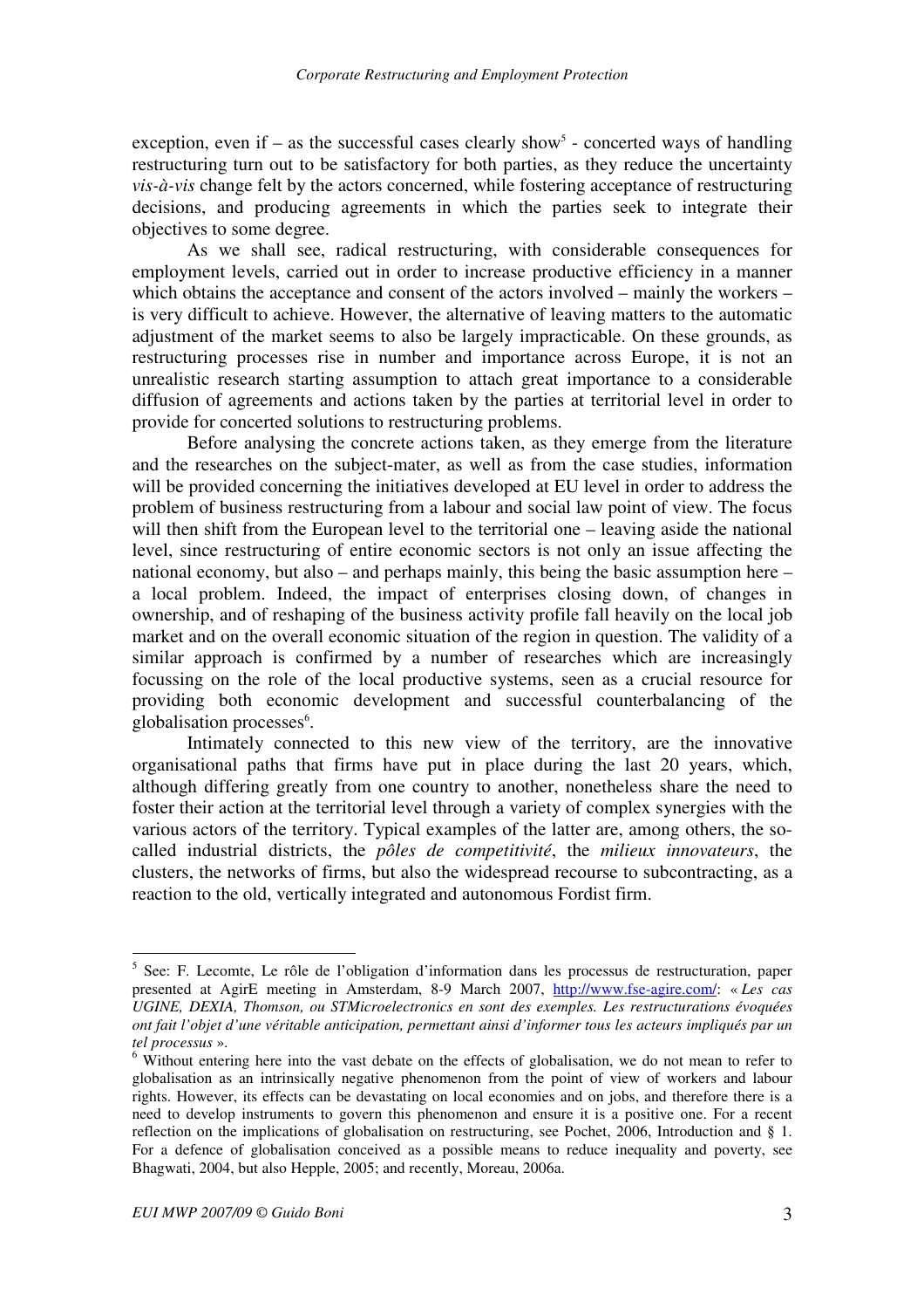exception, even if – as the successful cases clearly show[5] - concerted ways of handling restructuring turn out to be satisfactory for both parties, as they reduce the uncertainty *vis-à-vis* change felt by the actors concerned, while fostering acceptance of restructuring decisions, and producing agreements in which the parties seek to integrate their objectives to some degree.

As we shall see, radical restructuring, with considerable consequences for employment levels, carried out in order to increase productive efficiency in a manner which obtains the acceptance and consent of the actors involved – mainly the workers – is very difficult to achieve. However, the alternative of leaving matters to the automatic adjustment of the market seems to also be largely impracticable. On these grounds, as restructuring processes rise in number and importance across Europe, it is not an unrealistic research starting assumption to attach great importance to a considerable diffusion of agreements and actions taken by the parties at territorial level in order to provide for concerted solutions to restructuring problems.

Before analysing the concrete actions taken, as they emerge from the literature and the researches on the subject-mater, as well as from the case studies, information will be provided concerning the initiatives developed at EU level in order to address the problem of business restructuring from a labour and social law point of view. The focus will then shift from the European level to the territorial one – leaving aside the national level, since restructuring of entire economic sectors is not only an issue affecting the national economy, but also – and perhaps mainly, this being the basic assumption here – a local problem. Indeed, the impact of enterprises closing down, of changes in ownership, and of reshaping of the business activity profile fall heavily on the local job market and on the overall economic situation of the region in question. The validity of a similar approach is confirmed by a number of researches which are increasingly focussing on the role of the local productive systems, seen as a crucial resource for providing both economic development and successful counterbalancing of the globalisation processes[6].

Intimately connected to this new view of the territory, are the innovative organisational paths that firms have put in place during the last 20 years, which, although differing greatly from one country to another, nonetheless share the need to foster their action at the territorial level through a variety of complex synergies with the various actors of the territory. Typical examples of the latter are, among others, the so-called industrial districts, the *pôles de competitivité*, the *milieux innovateurs*, the clusters, the networks of firms, but also the widespread recourse to subcontracting, as a reaction to the old, vertically integrated and autonomous Fordist firm.

---

[5] See: F. Lecomte, Le rôle de l'obligation d'information dans les processus de restructuration, paper presented at AgirE meeting in Amsterdam, 8-9 March 2007, http://www.fse-agire.com/: « *Les cas UGINE, DEXIA, Thomson, ou STMicroelectronics en sont des exemples. Les restructurations évoquées ont fait l'objet d'une véritable anticipation, permettant ainsi d'informer tous les acteurs impliqués par un tel processus* ».

[6] Without entering here into the vast debate on the effects of globalisation, we do not mean to refer to globalisation as an intrinsically negative phenomenon from the point of view of workers and labour rights. However, its effects can be devastating on local economies and on jobs, and therefore there is a need to develop instruments to govern this phenomenon and ensure it is a positive one. For a recent reflection on the implications of globalisation on restructuring, see Pochet, 2006, Introduction and § 1. For a defence of globalisation conceived as a possible means to reduce inequality and poverty, see Bhagwati, 2004, but also Hepple, 2005; and recently, Moreau, 2006a.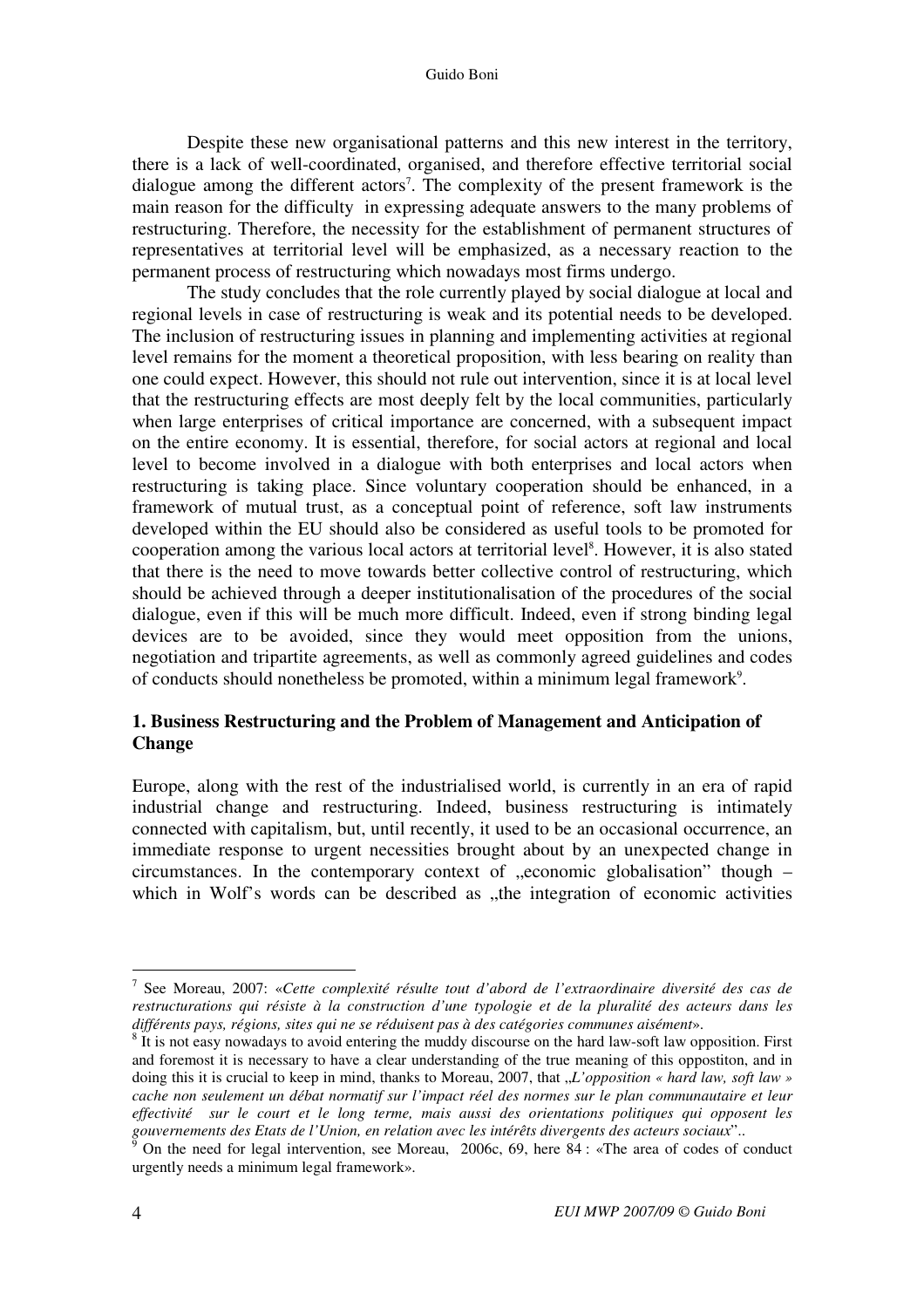Despite these new organisational patterns and this new interest in the territory, there is a lack of well-coordinated, organised, and therefore effective territorial social dialogue among the different actors[7]. The complexity of the present framework is the main reason for the difficulty in expressing adequate answers to the many problems of restructuring. Therefore, the necessity for the establishment of permanent structures of representatives at territorial level will be emphasized, as a necessary reaction to the permanent process of restructuring which nowadays most firms undergo.

The study concludes that the role currently played by social dialogue at local and regional levels in case of restructuring is weak and its potential needs to be developed. The inclusion of restructuring issues in planning and implementing activities at regional level remains for the moment a theoretical proposition, with less bearing on reality than one could expect. However, this should not rule out intervention, since it is at local level that the restructuring effects are most deeply felt by the local communities, particularly when large enterprises of critical importance are concerned, with a subsequent impact on the entire economy. It is essential, therefore, for social actors at regional and local level to become involved in a dialogue with both enterprises and local actors when restructuring is taking place. Since voluntary cooperation should be enhanced, in a framework of mutual trust, as a conceptual point of reference, soft law instruments developed within the EU should also be considered as useful tools to be promoted for cooperation among the various local actors at territorial level[8]. However, it is also stated that there is the need to move towards better collective control of restructuring, which should be achieved through a deeper institutionalisation of the procedures of the social dialogue, even if this will be much more difficult. Indeed, even if strong binding legal devices are to be avoided, since they would meet opposition from the unions, negotiation and tripartite agreements, as well as commonly agreed guidelines and codes of conducts should nonetheless be promoted, within a minimum legal framework[9].

## 1. Business Restructuring and the Problem of Management and Anticipation of Change

Europe, along with the rest of the industrialised world, is currently in an era of rapid industrial change and restructuring. Indeed, business restructuring is intimately connected with capitalism, but, until recently, it used to be an occasional occurrence, an immediate response to urgent necessities brought about by an unexpected change in circumstances. In the contemporary context of „economic globalisation" though – which in Wolf's words can be described as „the integration of economic activities

---

[7] See Moreau, 2007: «*Cette complexité résulte tout d'abord de l'extraordinaire diversité des cas de restructurations qui résiste à la construction d'une typologie et de la pluralité des acteurs dans les différents pays, régions, sites qui ne se réduisent pas à des catégories communes aisément*».

[8] It is not easy nowadays to avoid entering the muddy discourse on the hard law-soft law opposition. First and foremost it is necessary to have a clear understanding of the true meaning of this oppostiton, and in doing this it is crucial to keep in mind, thanks to Moreau, 2007, that „*L'opposition « hard law, soft law » cache non seulement un débat normatif sur l'impact réel des normes sur le plan communautaire et leur effectivité sur le court et le long terme, mais aussi des orientations politiques qui opposent les gouvernements des Etats de l'Union, en relation avec les intérêts divergents des acteurs sociaux*"..

[9] On the need for legal intervention, see Moreau, 2006c, 69, here 84 : «The area of codes of conduct urgently needs a minimum legal framework».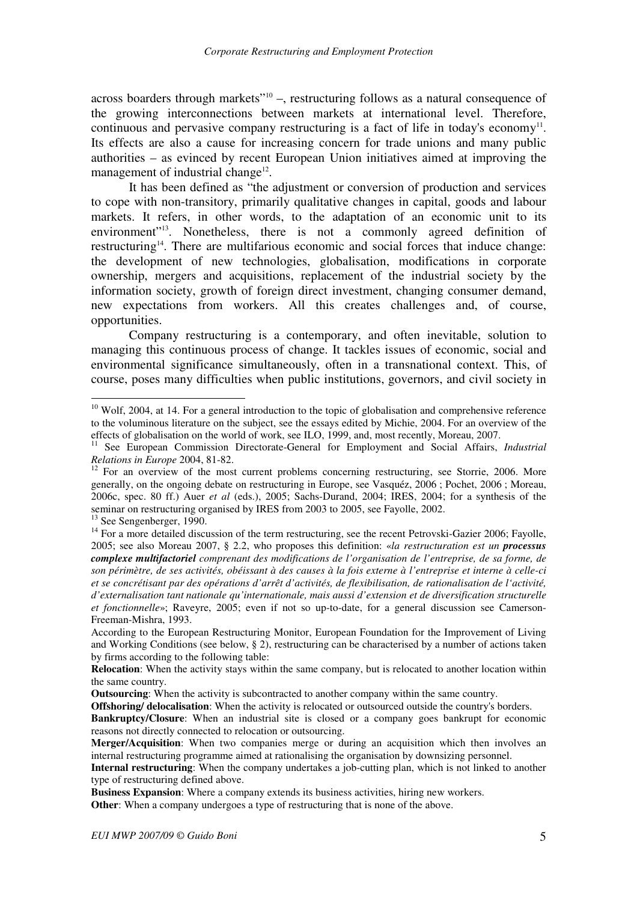across boarders through markets"[10] –, restructuring follows as a natural consequence of the growing interconnections between markets at international level. Therefore, continuous and pervasive company restructuring is a fact of life in today's economy[11]. Its effects are also a cause for increasing concern for trade unions and many public authorities – as evinced by recent European Union initiatives aimed at improving the management of industrial change[12].

It has been defined as "the adjustment or conversion of production and services to cope with non-transitory, primarily qualitative changes in capital, goods and labour markets. It refers, in other words, to the adaptation of an economic unit to its environment"[13]. Nonetheless, there is not a commonly agreed definition of restructuring[14]. There are multifarious economic and social forces that induce change: the development of new technologies, globalisation, modifications in corporate ownership, mergers and acquisitions, replacement of the industrial society by the information society, growth of foreign direct investment, changing consumer demand, new expectations from workers. All this creates challenges and, of course, opportunities.

Company restructuring is a contemporary, and often inevitable, solution to managing this continuous process of change. It tackles issues of economic, social and environmental significance simultaneously, often in a transnational context. This, of course, poses many difficulties when public institutions, governors, and civil society in

---

[10] Wolf, 2004, at 14. For a general introduction to the topic of globalisation and comprehensive reference to the voluminous literature on the subject, see the essays edited by Michie, 2004. For an overview of the effects of globalisation on the world of work, see ILO, 1999, and, most recently, Moreau, 2007.

[11] See European Commission Directorate-General for Employment and Social Affairs, *Industrial Relations in Europe* 2004, 81-82.

[12] For an overview of the most current problems concerning restructuring, see Storrie, 2006. More generally, on the ongoing debate on restructuring in Europe, see Vasquéz, 2006 ; Pochet, 2006 ; Moreau, 2006c, spec. 80 ff.) Auer *et al* (eds.), 2005; Sachs-Durand, 2004; IRES, 2004; for a synthesis of the seminar on restructuring organised by IRES from 2003 to 2005, see Fayolle, 2002.

[13] See Sengenberger, 1990.

[14] For a more detailed discussion of the term restructuring, see the recent Petrovski-Gazier 2006; Fayolle, 2005; see also Moreau 2007, § 2.2, who proposes this definition: «*la restructuration est un **processus complexe multifactoriel** comprenant des modifications de l'organisation de l'entreprise, de sa forme, de son périmètre, de ses activités, obéissant à des causes à la fois externe à l'entreprise et interne à celle-ci et se concrétisant par des opérations d'arrêt d'activités, de flexibilisation, de rationalisation de l'activité, d'externalisation tant nationale qu'internationale, mais aussi d'extension et de diversification structurelle et fonctionnelle*»; Raveyre, 2005; even if not so up-to-date, for a general discussion see Camerson-Freeman-Mishra, 1993.

According to the European Restructuring Monitor, European Foundation for the Improvement of Living and Working Conditions (see below, § 2), restructuring can be characterised by a number of actions taken by firms according to the following table:

**Relocation**: When the activity stays within the same company, but is relocated to another location within the same country.

**Outsourcing**: When the activity is subcontracted to another company within the same country.

**Offshoring/ delocalisation**: When the activity is relocated or outsourced outside the country's borders.

**Bankruptcy/Closure**: When an industrial site is closed or a company goes bankrupt for economic reasons not directly connected to relocation or outsourcing.

**Merger/Acquisition**: When two companies merge or during an acquisition which then involves an internal restructuring programme aimed at rationalising the organisation by downsizing personnel.

**Internal restructuring**: When the company undertakes a job-cutting plan, which is not linked to another type of restructuring defined above.

**Business Expansion**: Where a company extends its business activities, hiring new workers.

**Other**: When a company undergoes a type of restructuring that is none of the above.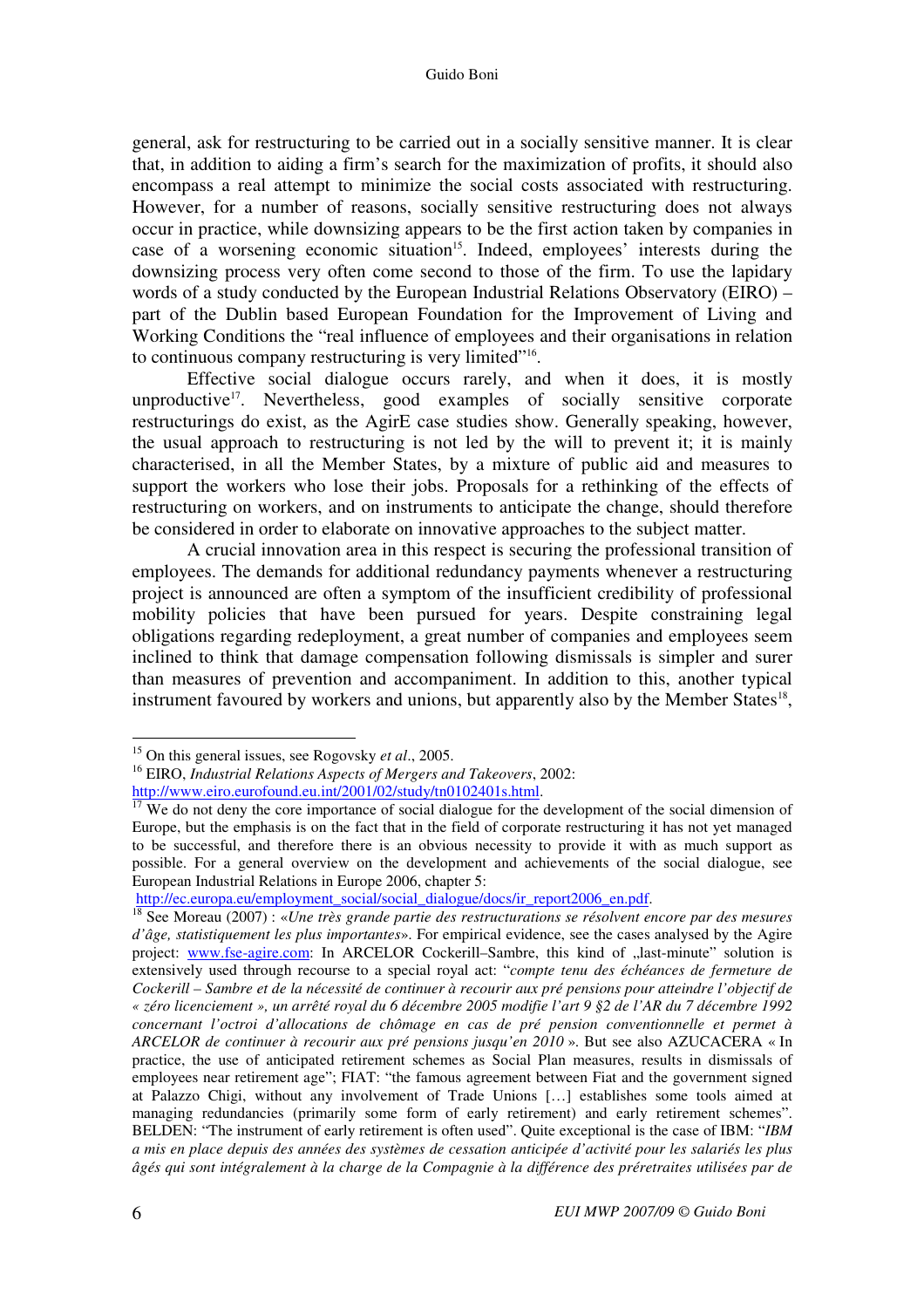general, ask for restructuring to be carried out in a socially sensitive manner. It is clear that, in addition to aiding a firm's search for the maximization of profits, it should also encompass a real attempt to minimize the social costs associated with restructuring. However, for a number of reasons, socially sensitive restructuring does not always occur in practice, while downsizing appears to be the first action taken by companies in case of a worsening economic situation[15]. Indeed, employees' interests during the downsizing process very often come second to those of the firm. To use the lapidary words of a study conducted by the European Industrial Relations Observatory (EIRO) – part of the Dublin based European Foundation for the Improvement of Living and Working Conditions the "real influence of employees and their organisations in relation to continuous company restructuring is very limited"[16].

Effective social dialogue occurs rarely, and when it does, it is mostly unproductive[17]. Nevertheless, good examples of socially sensitive corporate restructurings do exist, as the AgirE case studies show. Generally speaking, however, the usual approach to restructuring is not led by the will to prevent it; it is mainly characterised, in all the Member States, by a mixture of public aid and measures to support the workers who lose their jobs. Proposals for a rethinking of the effects of restructuring on workers, and on instruments to anticipate the change, should therefore be considered in order to elaborate on innovative approaches to the subject matter.

A crucial innovation area in this respect is securing the professional transition of employees. The demands for additional redundancy payments whenever a restructuring project is announced are often a symptom of the insufficient credibility of professional mobility policies that have been pursued for years. Despite constraining legal obligations regarding redeployment, a great number of companies and employees seem inclined to think that damage compensation following dismissals is simpler and surer than measures of prevention and accompaniment. In addition to this, another typical instrument favoured by workers and unions, but apparently also by the Member States[18],

---

[15] On this general issues, see Rogovsky *et al*., 2005.

[16] EIRO, *Industrial Relations Aspects of Mergers and Takeovers*, 2002: http://www.eiro.eurofound.eu.int/2001/02/study/tn0102401s.html.

[17] We do not deny the core importance of social dialogue for the development of the social dimension of Europe, but the emphasis is on the fact that in the field of corporate restructuring it has not yet managed to be successful, and therefore there is an obvious necessity to provide it with as much support as possible. For a general overview on the development and achievements of the social dialogue, see European Industrial Relations in Europe 2006, chapter 5: http://ec.europa.eu/employment_social/social_dialogue/docs/ir_report2006_en.pdf.

[18] See Moreau (2007) : «*Une très grande partie des restructurations se résolvent encore par des mesures d'âge, statistiquement les plus importantes*». For empirical evidence, see the cases analysed by the Agire project: www.fse-agire.com: In ARCELOR Cockerill–Sambre, this kind of „last-minute" solution is extensively used through recourse to a special royal act: "*compte tenu des échéances de fermeture de Cockerill – Sambre et de la nécessité de continuer à recourir aux pré pensions pour atteindre l'objectif de « zéro licenciement », un arrêté royal du 6 décembre 2005 modifie l'art 9 §2 de l'AR du 7 décembre 1992 concernant l'octroi d'allocations de chômage en cas de pré pension conventionnelle et permet à ARCELOR de continuer à recourir aux pré pensions jusqu'en 2010* ». But see also AZUCACERA « In practice, the use of anticipated retirement schemes as Social Plan measures, results in dismissals of employees near retirement age"; FIAT: "the famous agreement between Fiat and the government signed at Palazzo Chigi, without any involvement of Trade Unions […] establishes some tools aimed at managing redundancies (primarily some form of early retirement) and early retirement schemes". BELDEN: "The instrument of early retirement is often used". Quite exceptional is the case of IBM: "*IBM a mis en place depuis des années des systèmes de cessation anticipée d'activité pour les salariés les plus âgés qui sont intégralement à la charge de la Compagnie à la différence des préretraites utilisées par de*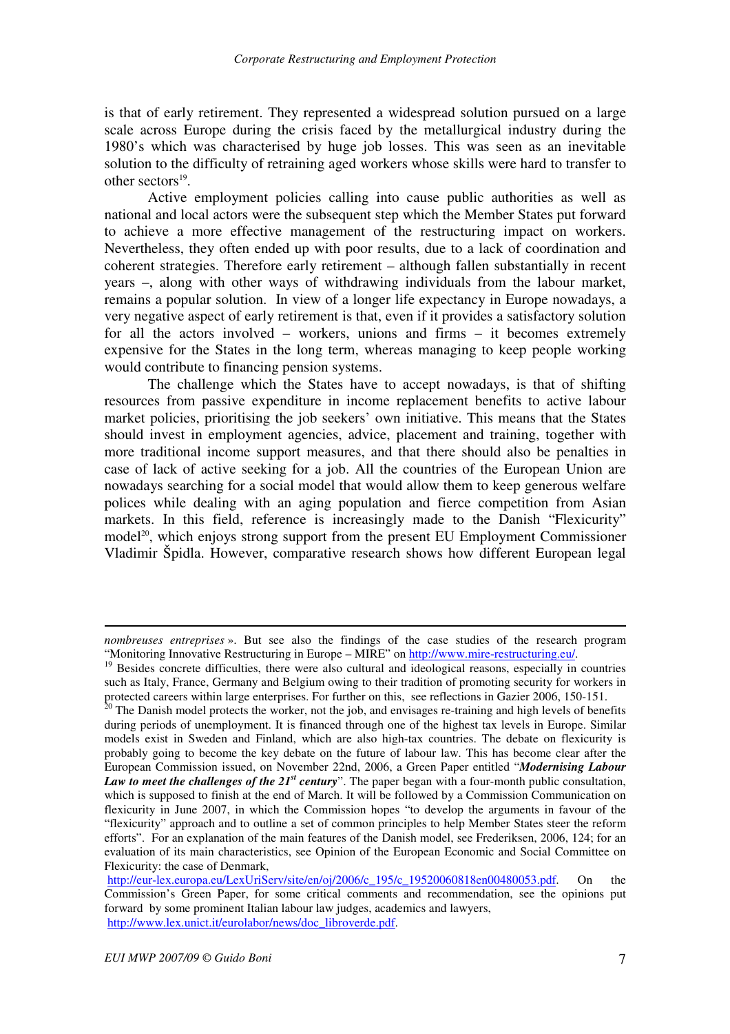is that of early retirement. They represented a widespread solution pursued on a large scale across Europe during the crisis faced by the metallurgical industry during the 1980's which was characterised by huge job losses. This was seen as an inevitable solution to the difficulty of retraining aged workers whose skills were hard to transfer to other sectors[19].

Active employment policies calling into cause public authorities as well as national and local actors were the subsequent step which the Member States put forward to achieve a more effective management of the restructuring impact on workers. Nevertheless, they often ended up with poor results, due to a lack of coordination and coherent strategies. Therefore early retirement – although fallen substantially in recent years –, along with other ways of withdrawing individuals from the labour market, remains a popular solution. In view of a longer life expectancy in Europe nowadays, a very negative aspect of early retirement is that, even if it provides a satisfactory solution for all the actors involved – workers, unions and firms – it becomes extremely expensive for the States in the long term, whereas managing to keep people working would contribute to financing pension systems.

The challenge which the States have to accept nowadays, is that of shifting resources from passive expenditure in income replacement benefits to active labour market policies, prioritising the job seekers' own initiative. This means that the States should invest in employment agencies, advice, placement and training, together with more traditional income support measures, and that there should also be penalties in case of lack of active seeking for a job. All the countries of the European Union are nowadays searching for a social model that would allow them to keep generous welfare polices while dealing with an aging population and fierce competition from Asian markets. In this field, reference is increasingly made to the Danish "Flexicurity" model[20], which enjoys strong support from the present EU Employment Commissioner Vladimir Špidla. However, comparative research shows how different European legal

---

*nombreuses entreprises* ». But see also the findings of the case studies of the research program "Monitoring Innovative Restructuring in Europe – MIRE" on http://www.mire-restructuring.eu/.

[19] Besides concrete difficulties, there were also cultural and ideological reasons, especially in countries such as Italy, France, Germany and Belgium owing to their tradition of promoting security for workers in protected careers within large enterprises. For further on this, see reflections in Gazier 2006, 150-151.

[20] The Danish model protects the worker, not the job, and envisages re-training and high levels of benefits during periods of unemployment. It is financed through one of the highest tax levels in Europe. Similar models exist in Sweden and Finland, which are also high-tax countries. The debate on flexicurity is probably going to become the key debate on the future of labour law. This has become clear after the European Commission issued, on November 22nd, 2006, a Green Paper entitled "***Modernising Labour Law to meet the challenges of the 21st century***". The paper began with a four-month public consultation, which is supposed to finish at the end of March. It will be followed by a Commission Communication on flexicurity in June 2007, in which the Commission hopes "to develop the arguments in favour of the "flexicurity" approach and to outline a set of common principles to help Member States steer the reform efforts". For an explanation of the main features of the Danish model, see Frederiksen, 2006, 124; for an evaluation of its main characteristics, see Opinion of the European Economic and Social Committee on Flexicurity: the case of Denmark, http://eur-lex.europa.eu/LexUriServ/site/en/oj/2006/c_195/c_19520060818en00480053.pdf. On the Commission's Green Paper, for some critical comments and recommendation, see the opinions put forward by some prominent Italian labour law judges, academics and lawyers, http://www.lex.unict.it/eurolabor/news/doc_libroverde.pdf.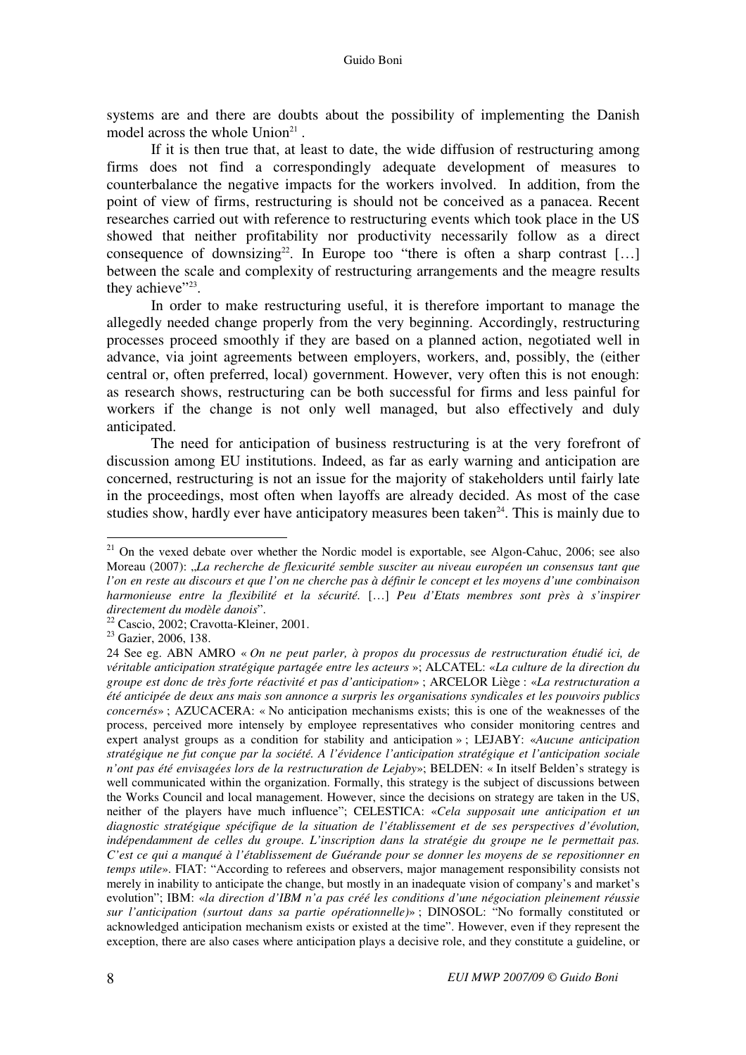systems are and there are doubts about the possibility of implementing the Danish model across the whole Union[21] .

If it is then true that, at least to date, the wide diffusion of restructuring among firms does not find a correspondingly adequate development of measures to counterbalance the negative impacts for the workers involved. In addition, from the point of view of firms, restructuring is should not be conceived as a panacea. Recent researches carried out with reference to restructuring events which took place in the US showed that neither profitability nor productivity necessarily follow as a direct consequence of downsizing[22]. In Europe too "there is often a sharp contrast […] between the scale and complexity of restructuring arrangements and the meagre results they achieve"[23].

In order to make restructuring useful, it is therefore important to manage the allegedly needed change properly from the very beginning. Accordingly, restructuring processes proceed smoothly if they are based on a planned action, negotiated well in advance, via joint agreements between employers, workers, and, possibly, the (either central or, often preferred, local) government. However, very often this is not enough: as research shows, restructuring can be both successful for firms and less painful for workers if the change is not only well managed, but also effectively and duly anticipated.

The need for anticipation of business restructuring is at the very forefront of discussion among EU institutions. Indeed, as far as early warning and anticipation are concerned, restructuring is not an issue for the majority of stakeholders until fairly late in the proceedings, most often when layoffs are already decided. As most of the case studies show, hardly ever have anticipatory measures been taken[24]. This is mainly due to

---

[21] On the vexed debate over whether the Nordic model is exportable, see Algon-Cahuc, 2006; see also Moreau (2007): „*La recherche de flexicurité semble susciter au niveau européen un consensus tant que l'on en reste au discours et que l'on ne cherche pas à définir le concept et les moyens d'une combinaison harmonieuse entre la flexibilité et la sécurité.* […] *Peu d'Etats membres sont près à s'inspirer directement du modèle danois*".

[22] Cascio, 2002; Cravotta-Kleiner, 2001.

[23] Gazier, 2006, 138.

24 See eg. ABN AMRO « *On ne peut parler, à propos du processus de restructuration étudié ici, de véritable anticipation stratégique partagée entre les acteurs* »; ALCATEL: «*La culture de la direction du groupe est donc de très forte réactivité et pas d'anticipation*» ; ARCELOR Liège : «*La restructuration a été anticipée de deux ans mais son annonce a surpris les organisations syndicales et les pouvoirs publics concernés*» ; AZUCACERA: « No anticipation mechanisms exists; this is one of the weaknesses of the process, perceived more intensely by employee representatives who consider monitoring centres and expert analyst groups as a condition for stability and anticipation » ; LEJABY: «*Aucune anticipation stratégique ne fut conçue par la société. A l'évidence l'anticipation stratégique et l'anticipation sociale n'ont pas été envisagées lors de la restructuration de Lejaby*»; BELDEN: « In itself Belden's strategy is well communicated within the organization. Formally, this strategy is the subject of discussions between the Works Council and local management. However, since the decisions on strategy are taken in the US, neither of the players have much influence"; CELESTICA: «*Cela supposait une anticipation et un diagnostic stratégique spécifique de la situation de l'établissement et de ses perspectives d'évolution, indépendamment de celles du groupe. L'inscription dans la stratégie du groupe ne le permettait pas. C'est ce qui a manqué à l'établissement de Guérande pour se donner les moyens de se repositionner en temps utile*». FIAT: "According to referees and observers, major management responsibility consists not merely in inability to anticipate the change, but mostly in an inadequate vision of company's and market's evolution"; IBM: «*la direction d'IBM n'a pas créé les conditions d'une négociation pleinement réussie sur l'anticipation (surtout dans sa partie opérationnelle)*» ; DINOSOL: "No formally constituted or acknowledged anticipation mechanism exists or existed at the time". However, even if they represent the exception, there are also cases where anticipation plays a decisive role, and they constitute a guideline, or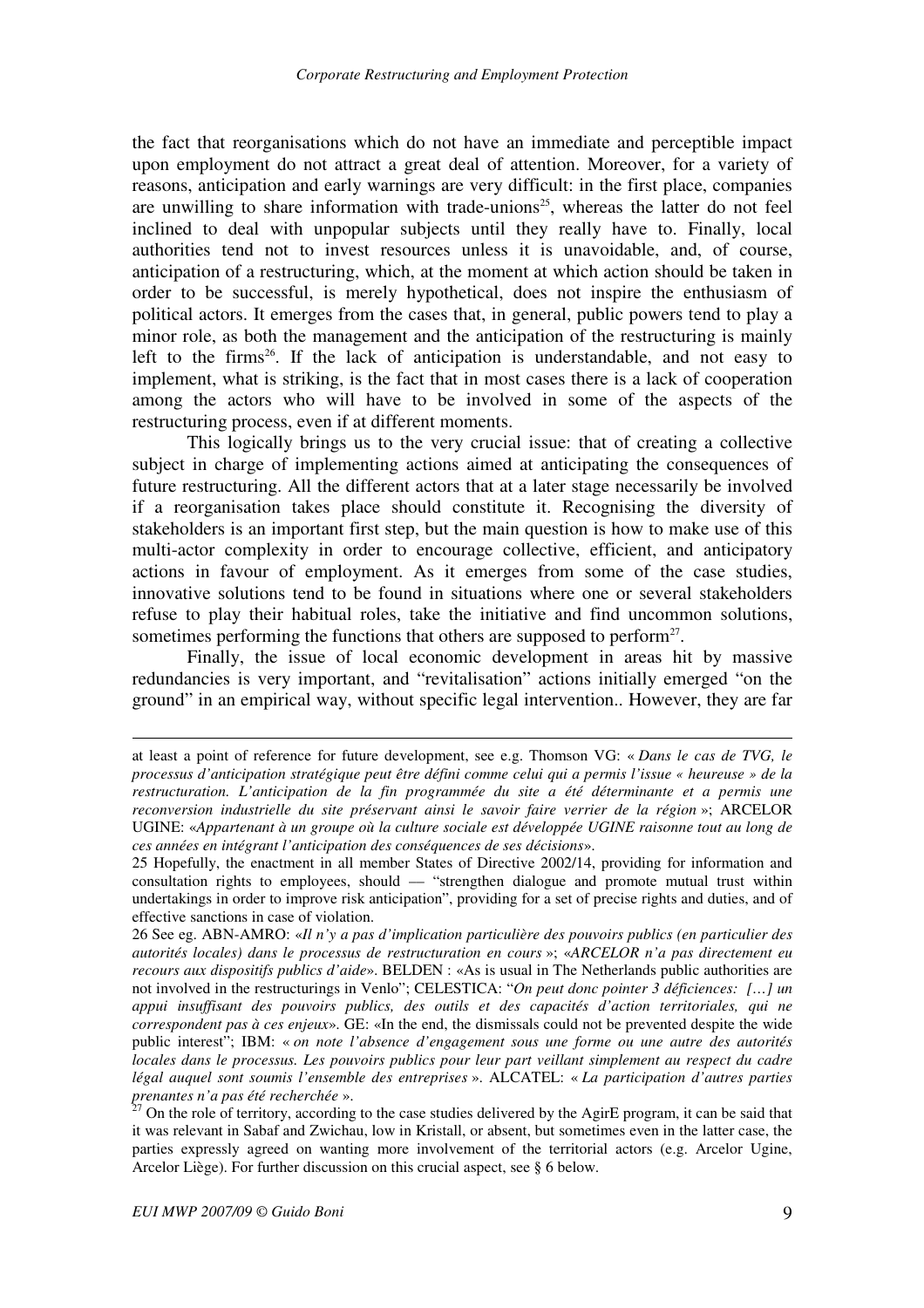the fact that reorganisations which do not have an immediate and perceptible impact upon employment do not attract a great deal of attention. Moreover, for a variety of reasons, anticipation and early warnings are very difficult: in the first place, companies are unwilling to share information with trade-unions[25], whereas the latter do not feel inclined to deal with unpopular subjects until they really have to. Finally, local authorities tend not to invest resources unless it is unavoidable, and, of course, anticipation of a restructuring, which, at the moment at which action should be taken in order to be successful, is merely hypothetical, does not inspire the enthusiasm of political actors. It emerges from the cases that, in general, public powers tend to play a minor role, as both the management and the anticipation of the restructuring is mainly left to the firms[26]. If the lack of anticipation is understandable, and not easy to implement, what is striking, is the fact that in most cases there is a lack of cooperation among the actors who will have to be involved in some of the aspects of the restructuring process, even if at different moments.

This logically brings us to the very crucial issue: that of creating a collective subject in charge of implementing actions aimed at anticipating the consequences of future restructuring. All the different actors that at a later stage necessarily be involved if a reorganisation takes place should constitute it. Recognising the diversity of stakeholders is an important first step, but the main question is how to make use of this multi-actor complexity in order to encourage collective, efficient, and anticipatory actions in favour of employment. As it emerges from some of the case studies, innovative solutions tend to be found in situations where one or several stakeholders refuse to play their habitual roles, take the initiative and find uncommon solutions, sometimes performing the functions that others are supposed to perform[27].

Finally, the issue of local economic development in areas hit by massive redundancies is very important, and "revitalisation" actions initially emerged "on the ground" in an empirical way, without specific legal intervention.. However, they are far

---

at least a point of reference for future development, see e.g. Thomson VG: « *Dans le cas de TVG, le processus d'anticipation stratégique peut être défini comme celui qui a permis l'issue « heureuse » de la restructuration. L'anticipation de la fin programmée du site a été déterminante et a permis une reconversion industrielle du site préservant ainsi le savoir faire verrier de la région* »; ARCELOR UGINE: «*Appartenant à un groupe où la culture sociale est développée UGINE raisonne tout au long de ces années en intégrant l'anticipation des conséquences de ses décisions*».

25 Hopefully, the enactment in all member States of Directive 2002/14, providing for information and consultation rights to employees, should — "strengthen dialogue and promote mutual trust within undertakings in order to improve risk anticipation", providing for a set of precise rights and duties, and of effective sanctions in case of violation.

26 See eg. ABN-AMRO: «*Il n'y a pas d'implication particulière des pouvoirs publics (en particulier des autorités locales) dans le processus de restructuration en cours* »; «*ARCELOR n'a pas directement eu recours aux dispositifs publics d'aide*». BELDEN : «As is usual in The Netherlands public authorities are not involved in the restructurings in Venlo"; CELESTICA: "*On peut donc pointer 3 déficiences: […] un appui insuffisant des pouvoirs publics, des outils et des capacités d'action territoriales, qui ne correspondent pas à ces enjeux*». GE: «In the end, the dismissals could not be prevented despite the wide public interest"; IBM: « *on note l'absence d'engagement sous une forme ou une autre des autorités locales dans le processus. Les pouvoirs publics pour leur part veillant simplement au respect du cadre légal auquel sont soumis l'ensemble des entreprises* ». ALCATEL: « *La participation d'autres parties prenantes n'a pas été recherchée* ».

27 On the role of territory, according to the case studies delivered by the AgirE program, it can be said that it was relevant in Sabaf and Zwichau, low in Kristall, or absent, but sometimes even in the latter case, the parties expressly agreed on wanting more involvement of the territorial actors (e.g. Arcelor Ugine, Arcelor Liège). For further discussion on this crucial aspect, see § 6 below.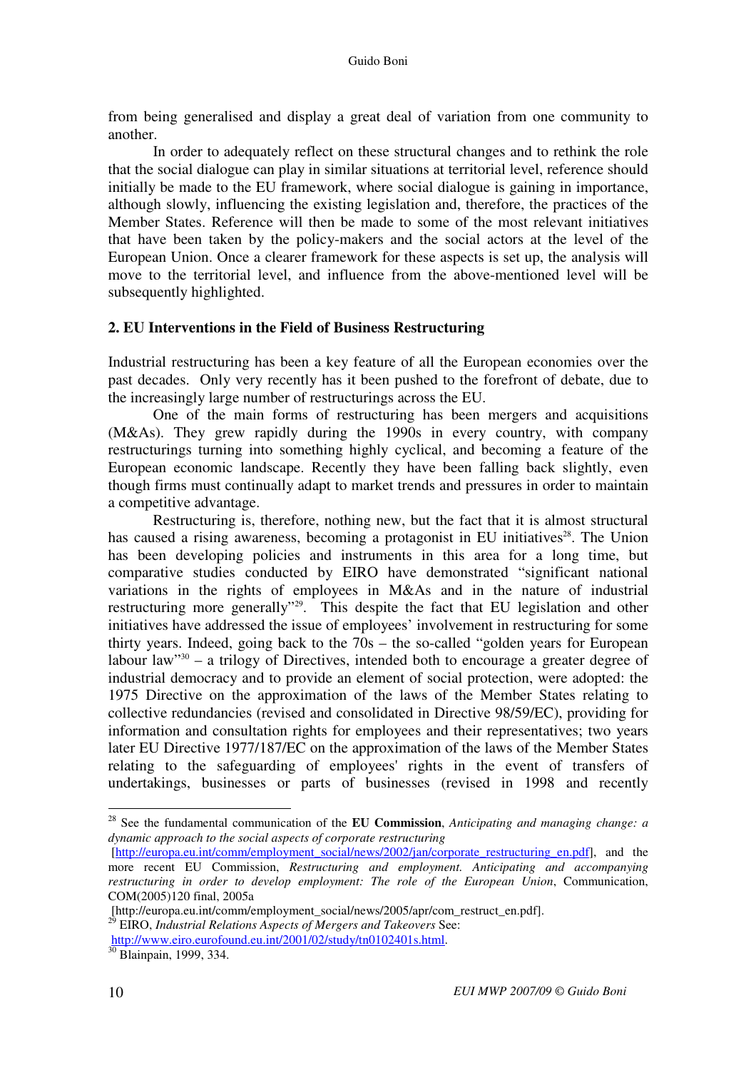from being generalised and display a great deal of variation from one community to another.

In order to adequately reflect on these structural changes and to rethink the role that the social dialogue can play in similar situations at territorial level, reference should initially be made to the EU framework, where social dialogue is gaining in importance, although slowly, influencing the existing legislation and, therefore, the practices of the Member States. Reference will then be made to some of the most relevant initiatives that have been taken by the policy-makers and the social actors at the level of the European Union. Once a clearer framework for these aspects is set up, the analysis will move to the territorial level, and influence from the above-mentioned level will be subsequently highlighted.

## 2. EU Interventions in the Field of Business Restructuring

Industrial restructuring has been a key feature of all the European economies over the past decades. Only very recently has it been pushed to the forefront of debate, due to the increasingly large number of restructurings across the EU.

One of the main forms of restructuring has been mergers and acquisitions (M&As). They grew rapidly during the 1990s in every country, with company restructurings turning into something highly cyclical, and becoming a feature of the European economic landscape. Recently they have been falling back slightly, even though firms must continually adapt to market trends and pressures in order to maintain a competitive advantage.

Restructuring is, therefore, nothing new, but the fact that it is almost structural has caused a rising awareness, becoming a protagonist in EU initiatives[28]. The Union has been developing policies and instruments in this area for a long time, but comparative studies conducted by EIRO have demonstrated "significant national variations in the rights of employees in M&As and in the nature of industrial restructuring more generally"[29]. This despite the fact that EU legislation and other initiatives have addressed the issue of employees' involvement in restructuring for some thirty years. Indeed, going back to the 70s – the so-called "golden years for European labour law"[30] – a trilogy of Directives, intended both to encourage a greater degree of industrial democracy and to provide an element of social protection, were adopted: the 1975 Directive on the approximation of the laws of the Member States relating to collective redundancies (revised and consolidated in Directive 98/59/EC), providing for information and consultation rights for employees and their representatives; two years later EU Directive 1977/187/EC on the approximation of the laws of the Member States relating to the safeguarding of employees' rights in the event of transfers of undertakings, businesses or parts of businesses (revised in 1998 and recently

---

[28] See the fundamental communication of the **EU Commission**, *Anticipating and managing change: a dynamic approach to the social aspects of corporate restructuring* [http://europa.eu.int/comm/employment_social/news/2002/jan/corporate_restructuring_en.pdf], and the more recent EU Commission, *Restructuring and employment. Anticipating and accompanying restructuring in order to develop employment: The role of the European Union*, Communication, COM(2005)120 final, 2005a [http://europa.eu.int/comm/employment_social/news/2005/apr/com_restruct_en.pdf].

[29] EIRO, *Industrial Relations Aspects of Mergers and Takeovers* See: http://www.eiro.eurofound.eu.int/2001/02/study/tn0102401s.html.

[30] Blainpain, 1999, 334.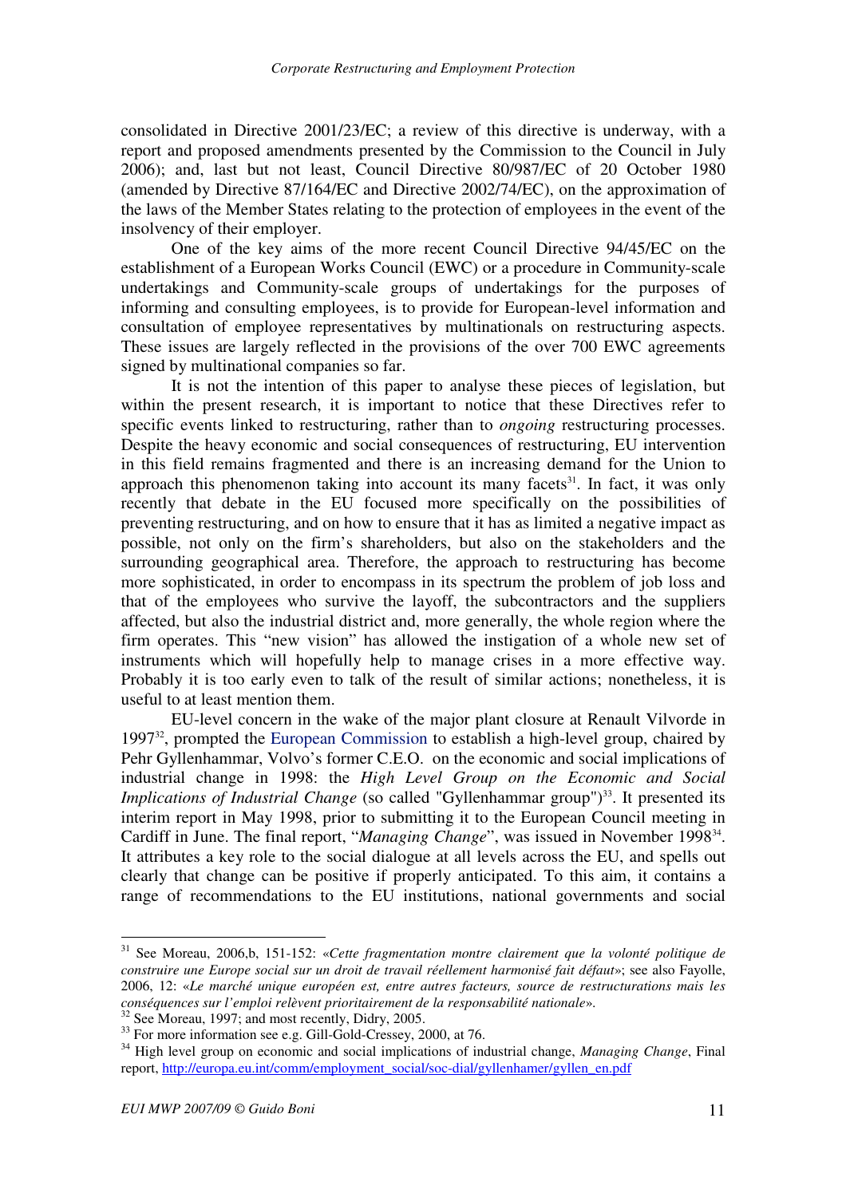consolidated in Directive 2001/23/EC; a review of this directive is underway, with a report and proposed amendments presented by the Commission to the Council in July 2006); and, last but not least, Council Directive 80/987/EC of 20 October 1980 (amended by Directive 87/164/EC and Directive 2002/74/EC), on the approximation of the laws of the Member States relating to the protection of employees in the event of the insolvency of their employer.

One of the key aims of the more recent Council Directive 94/45/EC on the establishment of a European Works Council (EWC) or a procedure in Community-scale undertakings and Community-scale groups of undertakings for the purposes of informing and consulting employees, is to provide for European-level information and consultation of employee representatives by multinationals on restructuring aspects. These issues are largely reflected in the provisions of the over 700 EWC agreements signed by multinational companies so far.

It is not the intention of this paper to analyse these pieces of legislation, but within the present research, it is important to notice that these Directives refer to specific events linked to restructuring, rather than to *ongoing* restructuring processes. Despite the heavy economic and social consequences of restructuring, EU intervention in this field remains fragmented and there is an increasing demand for the Union to approach this phenomenon taking into account its many facets[31]. In fact, it was only recently that debate in the EU focused more specifically on the possibilities of preventing restructuring, and on how to ensure that it has as limited a negative impact as possible, not only on the firm's shareholders, but also on the stakeholders and the surrounding geographical area. Therefore, the approach to restructuring has become more sophisticated, in order to encompass in its spectrum the problem of job loss and that of the employees who survive the layoff, the subcontractors and the suppliers affected, but also the industrial district and, more generally, the whole region where the firm operates. This "new vision" has allowed the instigation of a whole new set of instruments which will hopefully help to manage crises in a more effective way. Probably it is too early even to talk of the result of similar actions; nonetheless, it is useful to at least mention them.

EU-level concern in the wake of the major plant closure at Renault Vilvorde in 1997[32], prompted the European Commission to establish a high-level group, chaired by Pehr Gyllenhammar, Volvo's former C.E.O. on the economic and social implications of industrial change in 1998: the *High Level Group on the Economic and Social Implications of Industrial Change* (so called "Gyllenhammar group")[33]. It presented its interim report in May 1998, prior to submitting it to the European Council meeting in Cardiff in June. The final report, "*Managing Change*", was issued in November 1998[34]. It attributes a key role to the social dialogue at all levels across the EU, and spells out clearly that change can be positive if properly anticipated. To this aim, it contains a range of recommendations to the EU institutions, national governments and social

---

[31] See Moreau, 2006,b, 151-152: «*Cette fragmentation montre clairement que la volonté politique de construire une Europe social sur un droit de travail réellement harmonisé fait défaut*»; see also Fayolle, 2006, 12: «*Le marché unique européen est, entre autres facteurs, source de restructurations mais les conséquences sur l'emploi relèvent prioritairement de la responsabilité nationale*».

[32] See Moreau, 1997; and most recently, Didry, 2005.

[33] For more information see e.g. Gill-Gold-Cressey, 2000, at 76.

[34] High level group on economic and social implications of industrial change, *Managing Change*, Final report, http://europa.eu.int/comm/employment_social/soc-dial/gyllenhamer/gyllen_en.pdf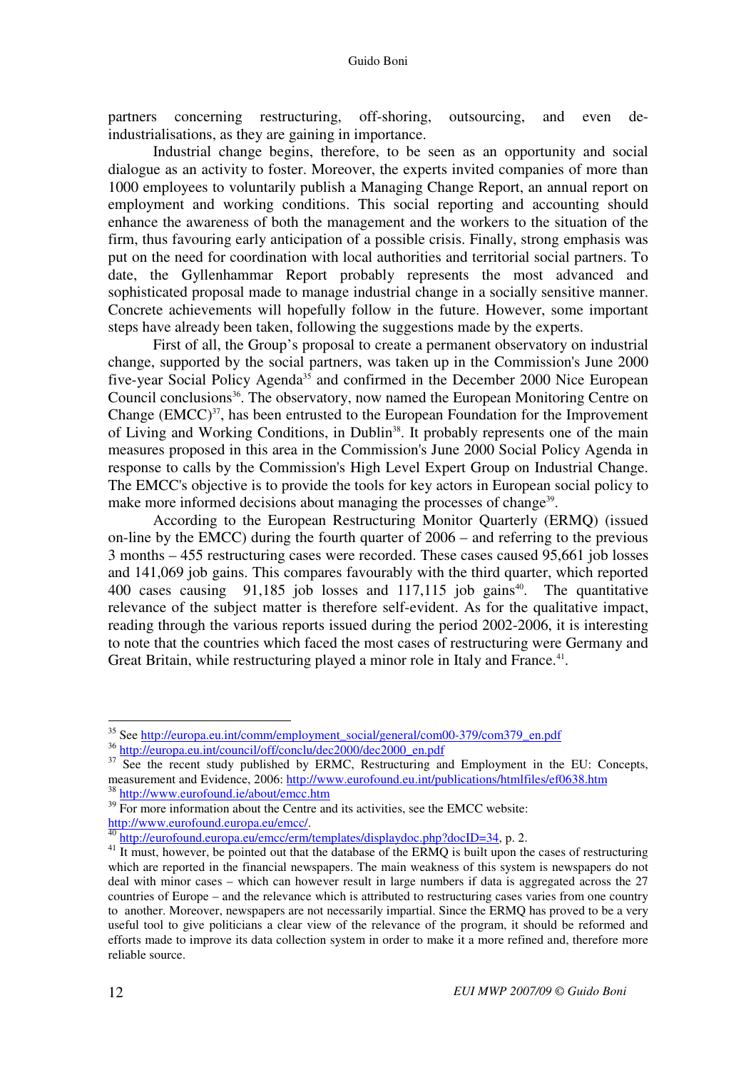partners concerning restructuring, off-shoring, outsourcing, and even de-industrialisations, as they are gaining in importance.

Industrial change begins, therefore, to be seen as an opportunity and social dialogue as an activity to foster. Moreover, the experts invited companies of more than 1000 employees to voluntarily publish a Managing Change Report, an annual report on employment and working conditions. This social reporting and accounting should enhance the awareness of both the management and the workers to the situation of the firm, thus favouring early anticipation of a possible crisis. Finally, strong emphasis was put on the need for coordination with local authorities and territorial social partners. To date, the Gyllenhammar Report probably represents the most advanced and sophisticated proposal made to manage industrial change in a socially sensitive manner. Concrete achievements will hopefully follow in the future. However, some important steps have already been taken, following the suggestions made by the experts.

First of all, the Group's proposal to create a permanent observatory on industrial change, supported by the social partners, was taken up in the Commission's June 2000 five-year Social Policy Agenda[35] and confirmed in the December 2000 Nice European Council conclusions[36]. The observatory, now named the European Monitoring Centre on Change (EMCC)[37], has been entrusted to the European Foundation for the Improvement of Living and Working Conditions, in Dublin[38]. It probably represents one of the main measures proposed in this area in the Commission's June 2000 Social Policy Agenda in response to calls by the Commission's High Level Expert Group on Industrial Change. The EMCC's objective is to provide the tools for key actors in European social policy to make more informed decisions about managing the processes of change[39].

According to the European Restructuring Monitor Quarterly (ERMQ) (issued on-line by the EMCC) during the fourth quarter of 2006 – and referring to the previous 3 months – 455 restructuring cases were recorded. These cases caused 95,661 job losses and 141,069 job gains. This compares favourably with the third quarter, which reported 400 cases causing 91,185 job losses and 117,115 job gains[40]. The quantitative relevance of the subject matter is therefore self-evident. As for the qualitative impact, reading through the various reports issued during the period 2002-2006, it is interesting to note that the countries which faced the most cases of restructuring were Germany and Great Britain, while restructuring played a minor role in Italy and France.[41].

---

[35] See http://europa.eu.int/comm/employment_social/general/com00-379/com379_en.pdf

[36] http://europa.eu.int/council/off/conclu/dec2000/dec2000_en.pdf

[37] See the recent study published by ERMC, Restructuring and Employment in the EU: Concepts, measurement and Evidence, 2006: http://www.eurofound.eu.int/publications/htmlfiles/ef0638.htm

[38] http://www.eurofound.ie/about/emcc.htm

[39] For more information about the Centre and its activities, see the EMCC website: http://www.eurofound.europa.eu/emcc/.

[40] http://eurofound.europa.eu/emcc/erm/templates/displaydoc.php?docID=34, p. 2.

[41] It must, however, be pointed out that the database of the ERMQ is built upon the cases of restructuring which are reported in the financial newspapers. The main weakness of this system is newspapers do not deal with minor cases – which can however result in large numbers if data is aggregated across the 27 countries of Europe – and the relevance which is attributed to restructuring cases varies from one country to another. Moreover, newspapers are not necessarily impartial. Since the ERMQ has proved to be a very useful tool to give politicians a clear view of the relevance of the program, it should be reformed and efforts made to improve its data collection system in order to make it a more refined and, therefore more reliable source.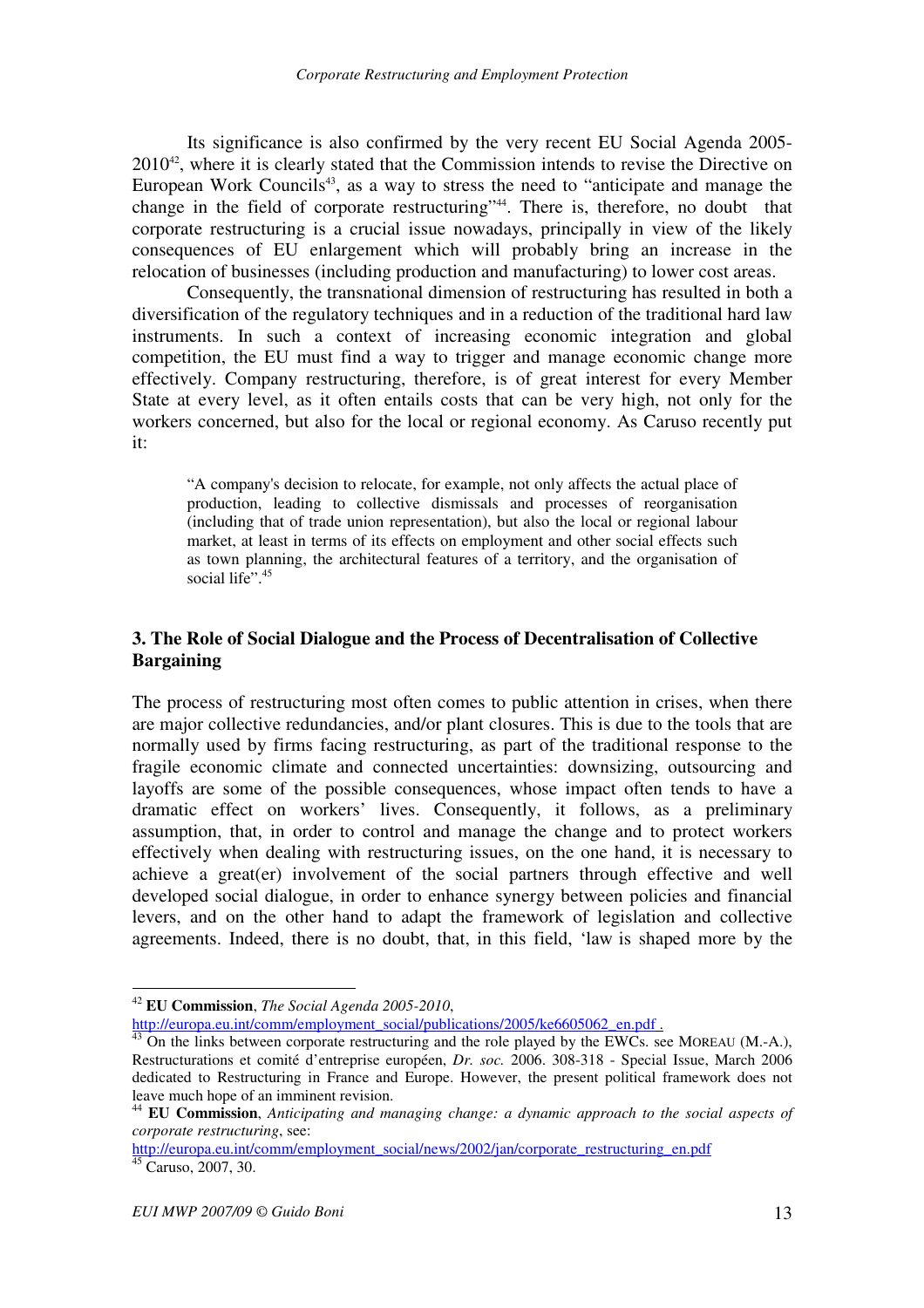Its significance is also confirmed by the very recent EU Social Agenda 2005-2010[42], where it is clearly stated that the Commission intends to revise the Directive on European Work Councils[43], as a way to stress the need to "anticipate and manage the change in the field of corporate restructuring"[44]. There is, therefore, no doubt that corporate restructuring is a crucial issue nowadays, principally in view of the likely consequences of EU enlargement which will probably bring an increase in the relocation of businesses (including production and manufacturing) to lower cost areas.

Consequently, the transnational dimension of restructuring has resulted in both a diversification of the regulatory techniques and in a reduction of the traditional hard law instruments. In such a context of increasing economic integration and global competition, the EU must find a way to trigger and manage economic change more effectively. Company restructuring, therefore, is of great interest for every Member State at every level, as it often entails costs that can be very high, not only for the workers concerned, but also for the local or regional economy. As Caruso recently put it:

> "A company's decision to relocate, for example, not only affects the actual place of production, leading to collective dismissals and processes of reorganisation (including that of trade union representation), but also the local or regional labour market, at least in terms of its effects on employment and other social effects such as town planning, the architectural features of a territory, and the organisation of social life".[45]

### 3. The Role of Social Dialogue and the Process of Decentralisation of Collective Bargaining

The process of restructuring most often comes to public attention in crises, when there are major collective redundancies, and/or plant closures. This is due to the tools that are normally used by firms facing restructuring, as part of the traditional response to the fragile economic climate and connected uncertainties: downsizing, outsourcing and layoffs are some of the possible consequences, whose impact often tends to have a dramatic effect on workers' lives. Consequently, it follows, as a preliminary assumption, that, in order to control and manage the change and to protect workers effectively when dealing with restructuring issues, on the one hand, it is necessary to achieve a great(er) involvement of the social partners through effective and well developed social dialogue, in order to enhance synergy between policies and financial levers, and on the other hand to adapt the framework of legislation and collective agreements. Indeed, there is no doubt, that, in this field, 'law is shaped more by the

---

[42] **EU Commission**, *The Social Agenda 2005-2010*, http://europa.eu.int/comm/employment_social/publications/2005/ke6605062_en.pdf .

[43] On the links between corporate restructuring and the role played by the EWCs. see MOREAU (M.-A.), Restructurations et comité d'entreprise européen, *Dr. soc.* 2006. 308-318 - Special Issue, March 2006 dedicated to Restructuring in France and Europe. However, the present political framework does not leave much hope of an imminent revision.

[44] **EU Commission**, *Anticipating and managing change: a dynamic approach to the social aspects of corporate restructuring*, see: http://europa.eu.int/comm/employment_social/news/2002/jan/corporate_restructuring_en.pdf

[45] Caruso, 2007, 30.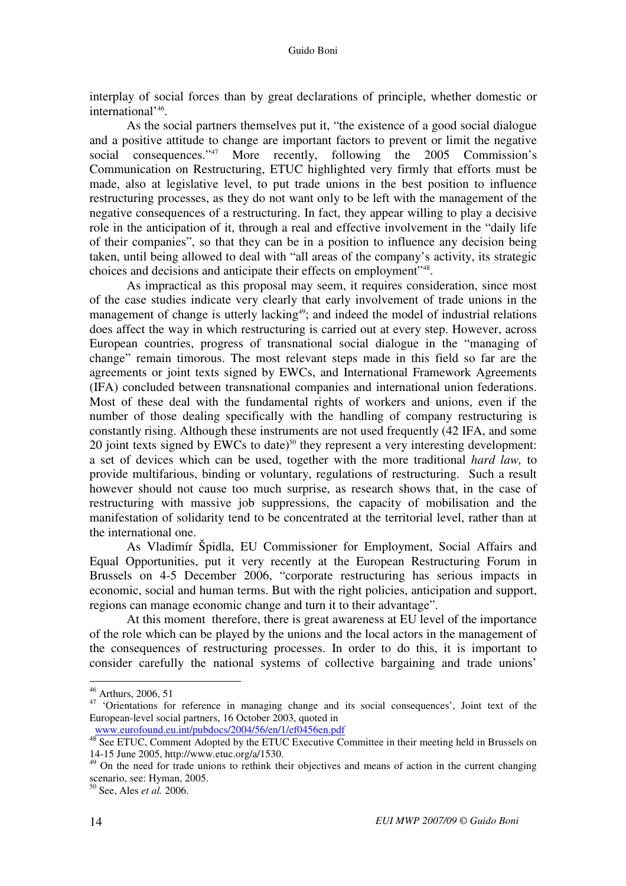interplay of social forces than by great declarations of principle, whether domestic or international'[46].

As the social partners themselves put it, "the existence of a good social dialogue and a positive attitude to change are important factors to prevent or limit the negative social consequences."[47] More recently, following the 2005 Commission's Communication on Restructuring, ETUC highlighted very firmly that efforts must be made, also at legislative level, to put trade unions in the best position to influence restructuring processes, as they do not want only to be left with the management of the negative consequences of a restructuring. In fact, they appear willing to play a decisive role in the anticipation of it, through a real and effective involvement in the "daily life of their companies", so that they can be in a position to influence any decision being taken, until being allowed to deal with "all areas of the company's activity, its strategic choices and decisions and anticipate their effects on employment"[48].

As impractical as this proposal may seem, it requires consideration, since most of the case studies indicate very clearly that early involvement of trade unions in the management of change is utterly lacking[49]; and indeed the model of industrial relations does affect the way in which restructuring is carried out at every step. However, across European countries, progress of transnational social dialogue in the "managing of change" remain timorous. The most relevant steps made in this field so far are the agreements or joint texts signed by EWCs, and International Framework Agreements (IFA) concluded between transnational companies and international union federations. Most of these deal with the fundamental rights of workers and unions, even if the number of those dealing specifically with the handling of company restructuring is constantly rising. Although these instruments are not used frequently (42 IFA, and some 20 joint texts signed by EWCs to date)[50] they represent a very interesting development: a set of devices which can be used, together with the more traditional *hard law,* to provide multifarious, binding or voluntary, regulations of restructuring. Such a result however should not cause too much surprise, as research shows that, in the case of restructuring with massive job suppressions, the capacity of mobilisation and the manifestation of solidarity tend to be concentrated at the territorial level, rather than at the international one.

As Vladimír Špidla, EU Commissioner for Employment, Social Affairs and Equal Opportunities, put it very recently at the European Restructuring Forum in Brussels on 4-5 December 2006, "corporate restructuring has serious impacts in economic, social and human terms. But with the right policies, anticipation and support, regions can manage economic change and turn it to their advantage".

At this moment therefore, there is great awareness at EU level of the importance of the role which can be played by the unions and the local actors in the management of the consequences of restructuring processes. In order to do this, it is important to consider carefully the national systems of collective bargaining and trade unions'

---

[46] Arthurs, 2006, 51

[47] 'Orientations for reference in managing change and its social consequences', Joint text of the European-level social partners, 16 October 2003, quoted in www.eurofound.eu.int/pubdocs/2004/56/en/1/ef0456en.pdf

[48] See ETUC, Comment Adopted by the ETUC Executive Committee in their meeting held in Brussels on 14-15 June 2005, http://www.etuc.org/a/1530.

[49] On the need for trade unions to rethink their objectives and means of action in the current changing scenario, see: Hyman, 2005.

[50] See, Ales *et al.* 2006.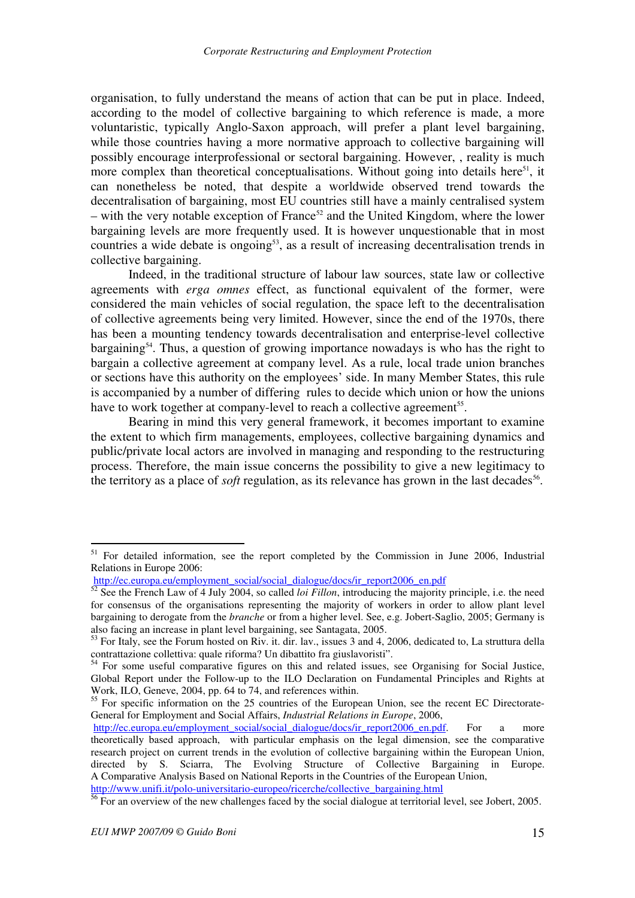organisation, to fully understand the means of action that can be put in place. Indeed, according to the model of collective bargaining to which reference is made, a more voluntaristic, typically Anglo-Saxon approach, will prefer a plant level bargaining, while those countries having a more normative approach to collective bargaining will possibly encourage interprofessional or sectoral bargaining. However, , reality is much more complex than theoretical conceptualisations. Without going into details here[51], it can nonetheless be noted, that despite a worldwide observed trend towards the decentralisation of bargaining, most EU countries still have a mainly centralised system – with the very notable exception of France[52] and the United Kingdom, where the lower bargaining levels are more frequently used. It is however unquestionable that in most countries a wide debate is ongoing[53], as a result of increasing decentralisation trends in collective bargaining.

Indeed, in the traditional structure of labour law sources, state law or collective agreements with *erga omnes* effect, as functional equivalent of the former, were considered the main vehicles of social regulation, the space left to the decentralisation of collective agreements being very limited. However, since the end of the 1970s, there has been a mounting tendency towards decentralisation and enterprise-level collective bargaining[54]. Thus, a question of growing importance nowadays is who has the right to bargain a collective agreement at company level. As a rule, local trade union branches or sections have this authority on the employees' side. In many Member States, this rule is accompanied by a number of differing rules to decide which union or how the unions have to work together at company-level to reach a collective agreement[55].

Bearing in mind this very general framework, it becomes important to examine the extent to which firm managements, employees, collective bargaining dynamics and public/private local actors are involved in managing and responding to the restructuring process. Therefore, the main issue concerns the possibility to give a new legitimacy to the territory as a place of *soft* regulation, as its relevance has grown in the last decades[56].

---

[51] For detailed information, see the report completed by the Commission in June 2006, Industrial Relations in Europe 2006:
http://ec.europa.eu/employment_social/social_dialogue/docs/ir_report2006_en.pdf

[52] See the French Law of 4 July 2004, so called *loi Fillon*, introducing the majority principle, i.e. the need for consensus of the organisations representing the majority of workers in order to allow plant level bargaining to derogate from the *branche* or from a higher level. See, e.g. Jobert-Saglio, 2005; Germany is also facing an increase in plant level bargaining, see Santagata, 2005.

[53] For Italy, see the Forum hosted on Riv. it. dir. lav., issues 3 and 4, 2006, dedicated to, La struttura della contrattazione collettiva: quale riforma? Un dibattito fra giuslavoristi".

[54] For some useful comparative figures on this and related issues, see Organising for Social Justice, Global Report under the Follow-up to the ILO Declaration on Fundamental Principles and Rights at Work, ILO, Geneve, 2004, pp. 64 to 74, and references within.

[55] For specific information on the 25 countries of the European Union, see the recent EC Directorate-General for Employment and Social Affairs, *Industrial Relations in Europe*, 2006, http://ec.europa.eu/employment_social/social_dialogue/docs/ir_report2006_en.pdf. For a more theoretically based approach, with particular emphasis on the legal dimension, see the comparative research project on current trends in the evolution of collective bargaining within the European Union, directed by S. Sciarra, The Evolving Structure of Collective Bargaining in Europe. A Comparative Analysis Based on National Reports in the Countries of the European Union, http://www.unifi.it/polo-universitario-europeo/ricerche/collective_bargaining.html

[56] For an overview of the new challenges faced by the social dialogue at territorial level, see Jobert, 2005.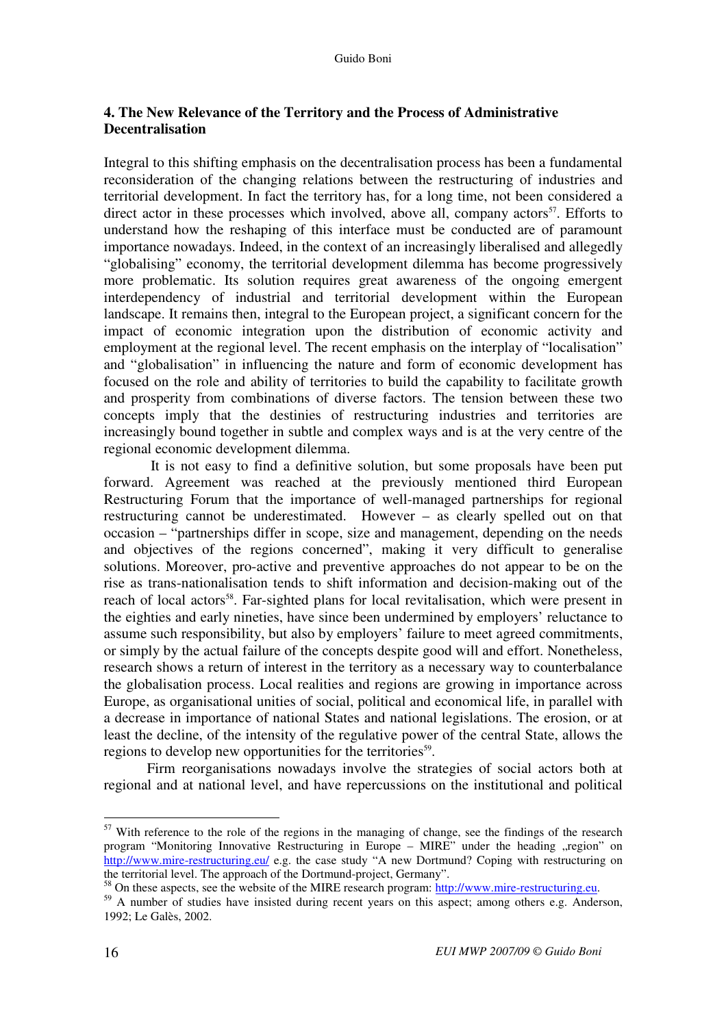## 4. The New Relevance of the Territory and the Process of Administrative Decentralisation

Integral to this shifting emphasis on the decentralisation process has been a fundamental reconsideration of the changing relations between the restructuring of industries and territorial development. In fact the territory has, for a long time, not been considered a direct actor in these processes which involved, above all, company actors[57]. Efforts to understand how the reshaping of this interface must be conducted are of paramount importance nowadays. Indeed, in the context of an increasingly liberalised and allegedly "globalising" economy, the territorial development dilemma has become progressively more problematic. Its solution requires great awareness of the ongoing emergent interdependency of industrial and territorial development within the European landscape. It remains then, integral to the European project, a significant concern for the impact of economic integration upon the distribution of economic activity and employment at the regional level. The recent emphasis on the interplay of "localisation" and "globalisation" in influencing the nature and form of economic development has focused on the role and ability of territories to build the capability to facilitate growth and prosperity from combinations of diverse factors. The tension between these two concepts imply that the destinies of restructuring industries and territories are increasingly bound together in subtle and complex ways and is at the very centre of the regional economic development dilemma.

It is not easy to find a definitive solution, but some proposals have been put forward. Agreement was reached at the previously mentioned third European Restructuring Forum that the importance of well-managed partnerships for regional restructuring cannot be underestimated. However – as clearly spelled out on that occasion – "partnerships differ in scope, size and management, depending on the needs and objectives of the regions concerned", making it very difficult to generalise solutions. Moreover, pro-active and preventive approaches do not appear to be on the rise as trans-nationalisation tends to shift information and decision-making out of the reach of local actors[58]. Far-sighted plans for local revitalisation, which were present in the eighties and early nineties, have since been undermined by employers' reluctance to assume such responsibility, but also by employers' failure to meet agreed commitments, or simply by the actual failure of the concepts despite good will and effort. Nonetheless, research shows a return of interest in the territory as a necessary way to counterbalance the globalisation process. Local realities and regions are growing in importance across Europe, as organisational unities of social, political and economical life, in parallel with a decrease in importance of national States and national legislations. The erosion, or at least the decline, of the intensity of the regulative power of the central State, allows the regions to develop new opportunities for the territories[59].

Firm reorganisations nowadays involve the strategies of social actors both at regional and at national level, and have repercussions on the institutional and political

---

[57] With reference to the role of the regions in the managing of change, see the findings of the research program "Monitoring Innovative Restructuring in Europe – MIRE" under the heading „region" on http://www.mire-restructuring.eu/ e.g. the case study "A new Dortmund? Coping with restructuring on the territorial level. The approach of the Dortmund-project, Germany".

[58] On these aspects, see the website of the MIRE research program: http://www.mire-restructuring.eu.

[59] A number of studies have insisted during recent years on this aspect; among others e.g. Anderson, 1992; Le Galès, 2002.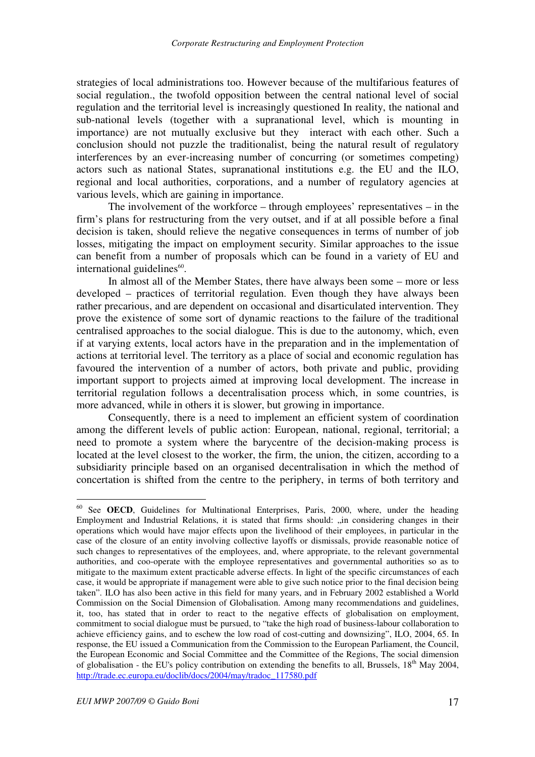strategies of local administrations too. However because of the multifarious features of social regulation., the twofold opposition between the central national level of social regulation and the territorial level is increasingly questioned In reality, the national and sub-national levels (together with a supranational level, which is mounting in importance) are not mutually exclusive but they interact with each other. Such a conclusion should not puzzle the traditionalist, being the natural result of regulatory interferences by an ever-increasing number of concurring (or sometimes competing) actors such as national States, supranational institutions e.g. the EU and the ILO, regional and local authorities, corporations, and a number of regulatory agencies at various levels, which are gaining in importance.

The involvement of the workforce – through employees' representatives – in the firm's plans for restructuring from the very outset, and if at all possible before a final decision is taken, should relieve the negative consequences in terms of number of job losses, mitigating the impact on employment security. Similar approaches to the issue can benefit from a number of proposals which can be found in a variety of EU and international guidelines[60].

In almost all of the Member States, there have always been some – more or less developed – practices of territorial regulation. Even though they have always been rather precarious, and are dependent on occasional and disarticulated intervention. They prove the existence of some sort of dynamic reactions to the failure of the traditional centralised approaches to the social dialogue. This is due to the autonomy, which, even if at varying extents, local actors have in the preparation and in the implementation of actions at territorial level. The territory as a place of social and economic regulation has favoured the intervention of a number of actors, both private and public, providing important support to projects aimed at improving local development. The increase in territorial regulation follows a decentralisation process which, in some countries, is more advanced, while in others it is slower, but growing in importance.

Consequently, there is a need to implement an efficient system of coordination among the different levels of public action: European, national, regional, territorial; a need to promote a system where the barycentre of the decision-making process is located at the level closest to the worker, the firm, the union, the citizen, according to a subsidiarity principle based on an organised decentralisation in which the method of concertation is shifted from the centre to the periphery, in terms of both territory and

---

[60] See **OECD**, Guidelines for Multinational Enterprises, Paris, 2000, where, under the heading Employment and Industrial Relations, it is stated that firms should: „in considering changes in their operations which would have major effects upon the livelihood of their employees, in particular in the case of the closure of an entity involving collective layoffs or dismissals, provide reasonable notice of such changes to representatives of the employees, and, where appropriate, to the relevant governmental authorities, and coo-operate with the employee representatives and governmental authorities so as to mitigate to the maximum extent practicable adverse effects. In light of the specific circumstances of each case, it would be appropriate if management were able to give such notice prior to the final decision being taken". ILO has also been active in this field for many years, and in February 2002 established a World Commission on the Social Dimension of Globalisation. Among many recommendations and guidelines, it, too, has stated that in order to react to the negative effects of globalisation on employment, commitment to social dialogue must be pursued, to "take the high road of business-labour collaboration to achieve efficiency gains, and to eschew the low road of cost-cutting and downsizing", ILO, 2004, 65. In response, the EU issued a Communication from the Commission to the European Parliament, the Council, the European Economic and Social Committee and the Committee of the Regions, The social dimension of globalisation - the EU's policy contribution on extending the benefits to all, Brussels, 18th May 2004, http://trade.ec.europa.eu/doclib/docs/2004/may/tradoc_117580.pdf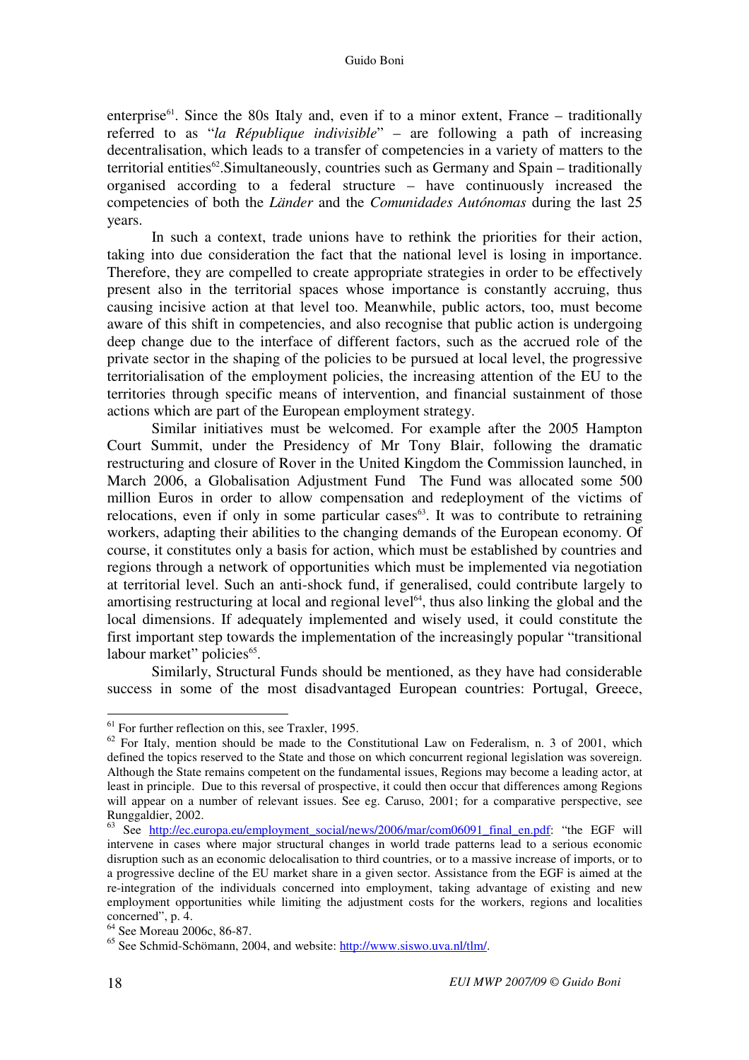enterprise[61]. Since the 80s Italy and, even if to a minor extent, France – traditionally referred to as "*la République indivisible*" – are following a path of increasing decentralisation, which leads to a transfer of competencies in a variety of matters to the territorial entities[62].Simultaneously, countries such as Germany and Spain – traditionally organised according to a federal structure – have continuously increased the competencies of both the *Länder* and the *Comunidades Autónomas* during the last 25 years.

In such a context, trade unions have to rethink the priorities for their action, taking into due consideration the fact that the national level is losing in importance. Therefore, they are compelled to create appropriate strategies in order to be effectively present also in the territorial spaces whose importance is constantly accruing, thus causing incisive action at that level too. Meanwhile, public actors, too, must become aware of this shift in competencies, and also recognise that public action is undergoing deep change due to the interface of different factors, such as the accrued role of the private sector in the shaping of the policies to be pursued at local level, the progressive territorialisation of the employment policies, the increasing attention of the EU to the territories through specific means of intervention, and financial sustainment of those actions which are part of the European employment strategy.

Similar initiatives must be welcomed. For example after the 2005 Hampton Court Summit, under the Presidency of Mr Tony Blair, following the dramatic restructuring and closure of Rover in the United Kingdom the Commission launched, in March 2006, a Globalisation Adjustment Fund The Fund was allocated some 500 million Euros in order to allow compensation and redeployment of the victims of relocations, even if only in some particular cases[63]. It was to contribute to retraining workers, adapting their abilities to the changing demands of the European economy. Of course, it constitutes only a basis for action, which must be established by countries and regions through a network of opportunities which must be implemented via negotiation at territorial level. Such an anti-shock fund, if generalised, could contribute largely to amortising restructuring at local and regional level[64], thus also linking the global and the local dimensions. If adequately implemented and wisely used, it could constitute the first important step towards the implementation of the increasingly popular "transitional labour market" policies[65].

Similarly, Structural Funds should be mentioned, as they have had considerable success in some of the most disadvantaged European countries: Portugal, Greece,

---

[61] For further reflection on this, see Traxler, 1995.

[62] For Italy, mention should be made to the Constitutional Law on Federalism, n. 3 of 2001, which defined the topics reserved to the State and those on which concurrent regional legislation was sovereign. Although the State remains competent on the fundamental issues, Regions may become a leading actor, at least in principle. Due to this reversal of prospective, it could then occur that differences among Regions will appear on a number of relevant issues. See eg. Caruso, 2001; for a comparative perspective, see Runggaldier, 2002.

[63] See http://ec.europa.eu/employment_social/news/2006/mar/com06091_final_en.pdf: "the EGF will intervene in cases where major structural changes in world trade patterns lead to a serious economic disruption such as an economic delocalisation to third countries, or to a massive increase of imports, or to a progressive decline of the EU market share in a given sector. Assistance from the EGF is aimed at the re-integration of the individuals concerned into employment, taking advantage of existing and new employment opportunities while limiting the adjustment costs for the workers, regions and localities concerned", p. 4.

[64] See Moreau 2006c, 86-87.

[65] See Schmid-Schömann, 2004, and website: http://www.siswo.uva.nl/tlm/.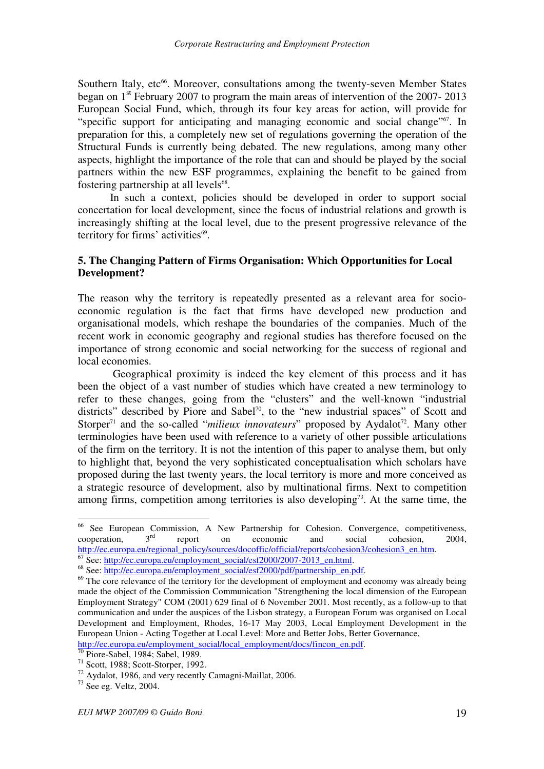Southern Italy, etc[66]. Moreover, consultations among the twenty-seven Member States began on 1st February 2007 to program the main areas of intervention of the 2007- 2013 European Social Fund, which, through its four key areas for action, will provide for "specific support for anticipating and managing economic and social change"[67]. In preparation for this, a completely new set of regulations governing the operation of the Structural Funds is currently being debated. The new regulations, among many other aspects, highlight the importance of the role that can and should be played by the social partners within the new ESF programmes, explaining the benefit to be gained from fostering partnership at all levels[68].

In such a context, policies should be developed in order to support social concertation for local development, since the focus of industrial relations and growth is increasingly shifting at the local level, due to the present progressive relevance of the territory for firms' activities[69].

## 5. The Changing Pattern of Firms Organisation: Which Opportunities for Local Development?

The reason why the territory is repeatedly presented as a relevant area for socio-economic regulation is the fact that firms have developed new production and organisational models, which reshape the boundaries of the companies. Much of the recent work in economic geography and regional studies has therefore focused on the importance of strong economic and social networking for the success of regional and local economies.

Geographical proximity is indeed the key element of this process and it has been the object of a vast number of studies which have created a new terminology to refer to these changes, going from the "clusters" and the well-known "industrial districts" described by Piore and Sabel[70], to the "new industrial spaces" of Scott and Storper[71] and the so-called "*milieux innovateurs*" proposed by Aydalot[72]. Many other terminologies have been used with reference to a variety of other possible articulations of the firm on the territory. It is not the intention of this paper to analyse them, but only to highlight that, beyond the very sophisticated conceptualisation which scholars have proposed during the last twenty years, the local territory is more and more conceived as a strategic resource of development, also by multinational firms. Next to competition among firms, competition among territories is also developing[73]. At the same time, the

---

[66] See European Commission, A New Partnership for Cohesion. Convergence, competitiveness, cooperation, 3rd report on economic and social cohesion, 2004, http://ec.europa.eu/regional_policy/sources/docoffic/official/reports/cohesion3/cohesion3_en.htm.

[67] See: http://ec.europa.eu/employment_social/esf2000/2007-2013_en.html.

[68] See: http://ec.europa.eu/employment_social/esf2000/pdf/partnership_en.pdf.

[69] The core relevance of the territory for the development of employment and economy was already being made the object of the Commission Communication "Strengthening the local dimension of the European Employment Strategy" COM (2001) 629 final of 6 November 2001. Most recently, as a follow-up to that communication and under the auspices of the Lisbon strategy, a European Forum was organised on Local Development and Employment, Rhodes, 16-17 May 2003, Local Employment Development in the European Union - Acting Together at Local Level: More and Better Jobs, Better Governance, http://ec.europa.eu/employment_social/local_employment/docs/fincon_en.pdf.

[70] Piore-Sabel, 1984; Sabel, 1989.

[71] Scott, 1988; Scott-Storper, 1992.

[72] Aydalot, 1986, and very recently Camagni-Maillat, 2006.

[73] See eg. Veltz, 2004.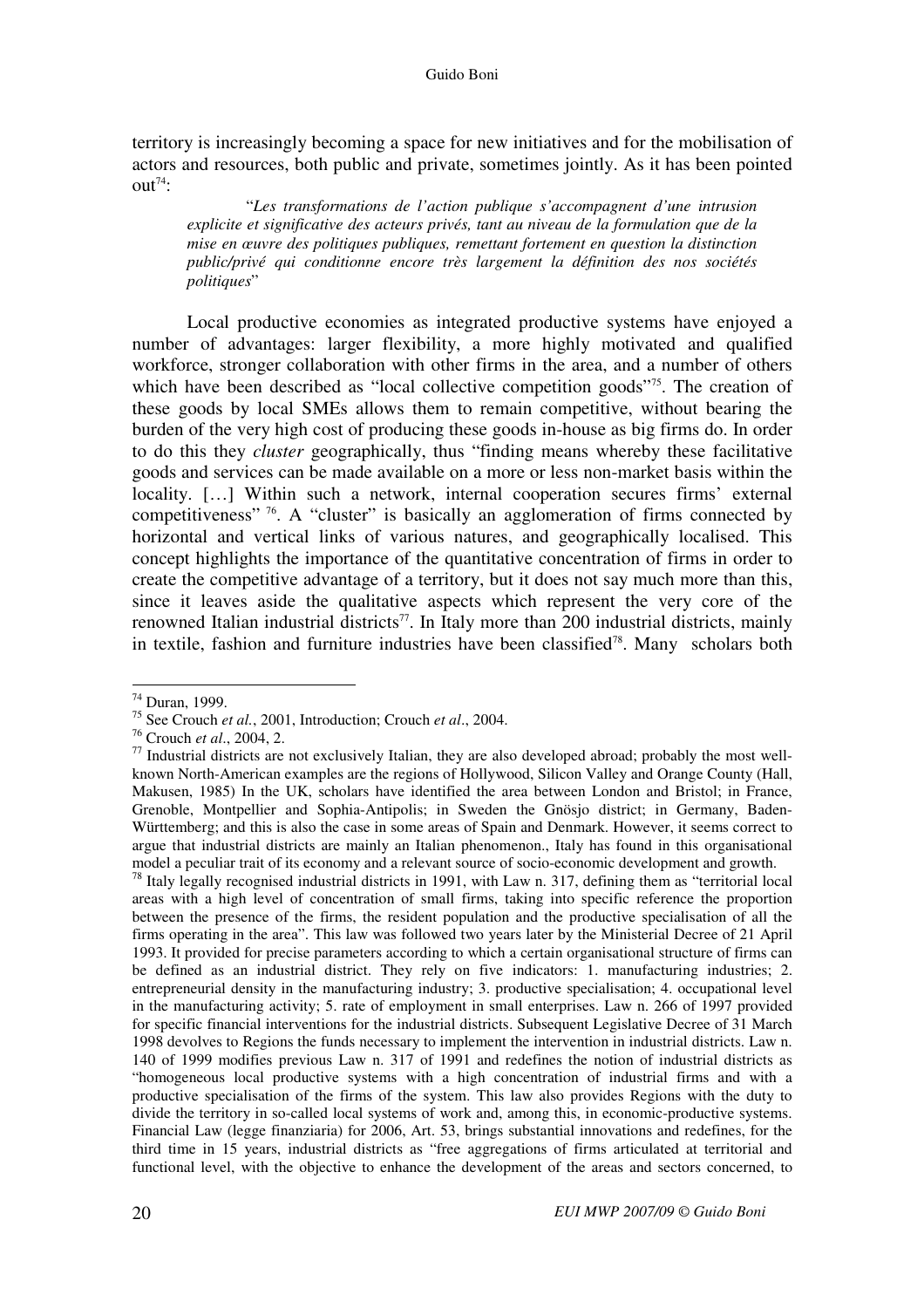territory is increasingly becoming a space for new initiatives and for the mobilisation of actors and resources, both public and private, sometimes jointly. As it has been pointed out[74]:

> "*Les transformations de l'action publique s'accompagnent d'une intrusion explicite et significative des acteurs privés, tant au niveau de la formulation que de la mise en œuvre des politiques publiques, remettant fortement en question la distinction public/privé qui conditionne encore très largement la définition des nos sociétés politiques*"

Local productive economies as integrated productive systems have enjoyed a number of advantages: larger flexibility, a more highly motivated and qualified workforce, stronger collaboration with other firms in the area, and a number of others which have been described as "local collective competition goods"[75]. The creation of these goods by local SMEs allows them to remain competitive, without bearing the burden of the very high cost of producing these goods in-house as big firms do. In order to do this they *cluster* geographically, thus "finding means whereby these facilitative goods and services can be made available on a more or less non-market basis within the locality. […] Within such a network, internal cooperation secures firms' external competitiveness" [76]. A "cluster" is basically an agglomeration of firms connected by horizontal and vertical links of various natures, and geographically localised. This concept highlights the importance of the quantitative concentration of firms in order to create the competitive advantage of a territory, but it does not say much more than this, since it leaves aside the qualitative aspects which represent the very core of the renowned Italian industrial districts[77]. In Italy more than 200 industrial districts, mainly in textile, fashion and furniture industries have been classified[78]. Many scholars both

---

[74] Duran, 1999.

[75] See Crouch *et al.*, 2001, Introduction; Crouch *et al*., 2004.

[76] Crouch *et al*., 2004, 2.

[77] Industrial districts are not exclusively Italian, they are also developed abroad; probably the most well-known North-American examples are the regions of Hollywood, Silicon Valley and Orange County (Hall, Makusen, 1985) In the UK, scholars have identified the area between London and Bristol; in France, Grenoble, Montpellier and Sophia-Antipolis; in Sweden the Gnösjo district; in Germany, Baden-Württemberg; and this is also the case in some areas of Spain and Denmark. However, it seems correct to argue that industrial districts are mainly an Italian phenomenon., Italy has found in this organisational model a peculiar trait of its economy and a relevant source of socio-economic development and growth.

[78] Italy legally recognised industrial districts in 1991, with Law n. 317, defining them as "territorial local areas with a high level of concentration of small firms, taking into specific reference the proportion between the presence of the firms, the resident population and the productive specialisation of all the firms operating in the area". This law was followed two years later by the Ministerial Decree of 21 April 1993. It provided for precise parameters according to which a certain organisational structure of firms can be defined as an industrial district. They rely on five indicators: 1. manufacturing industries; 2. entrepreneurial density in the manufacturing industry; 3. productive specialisation; 4. occupational level in the manufacturing activity; 5. rate of employment in small enterprises. Law n. 266 of 1997 provided for specific financial interventions for the industrial districts. Subsequent Legislative Decree of 31 March 1998 devolves to Regions the funds necessary to implement the intervention in industrial districts. Law n. 140 of 1999 modifies previous Law n. 317 of 1991 and redefines the notion of industrial districts as "homogeneous local productive systems with a high concentration of industrial firms and with a productive specialisation of the firms of the system. This law also provides Regions with the duty to divide the territory in so-called local systems of work and, among this, in economic-productive systems. Financial Law (legge finanziaria) for 2006, Art. 53, brings substantial innovations and redefines, for the third time in 15 years, industrial districts as "free aggregations of firms articulated at territorial and functional level, with the objective to enhance the development of the areas and sectors concerned, to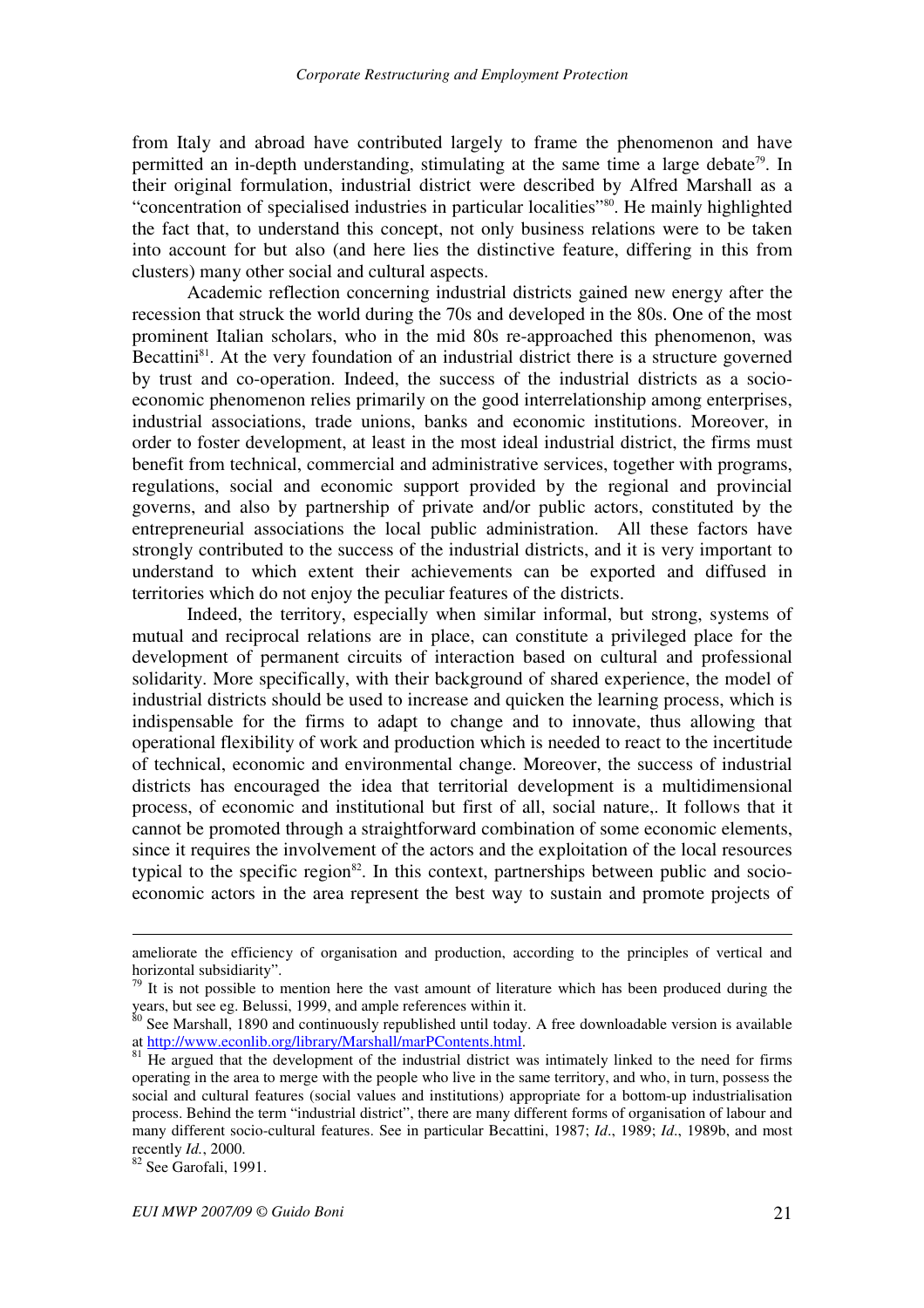from Italy and abroad have contributed largely to frame the phenomenon and have permitted an in-depth understanding, stimulating at the same time a large debate[79]. In their original formulation, industrial district were described by Alfred Marshall as a "concentration of specialised industries in particular localities"[80]. He mainly highlighted the fact that, to understand this concept, not only business relations were to be taken into account for but also (and here lies the distinctive feature, differing in this from clusters) many other social and cultural aspects.

Academic reflection concerning industrial districts gained new energy after the recession that struck the world during the 70s and developed in the 80s. One of the most prominent Italian scholars, who in the mid 80s re-approached this phenomenon, was Becattini[81]. At the very foundation of an industrial district there is a structure governed by trust and co-operation. Indeed, the success of the industrial districts as a socio-economic phenomenon relies primarily on the good interrelationship among enterprises, industrial associations, trade unions, banks and economic institutions. Moreover, in order to foster development, at least in the most ideal industrial district, the firms must benefit from technical, commercial and administrative services, together with programs, regulations, social and economic support provided by the regional and provincial governs, and also by partnership of private and/or public actors, constituted by the entrepreneurial associations the local public administration. All these factors have strongly contributed to the success of the industrial districts, and it is very important to understand to which extent their achievements can be exported and diffused in territories which do not enjoy the peculiar features of the districts.

Indeed, the territory, especially when similar informal, but strong, systems of mutual and reciprocal relations are in place, can constitute a privileged place for the development of permanent circuits of interaction based on cultural and professional solidarity. More specifically, with their background of shared experience, the model of industrial districts should be used to increase and quicken the learning process, which is indispensable for the firms to adapt to change and to innovate, thus allowing that operational flexibility of work and production which is needed to react to the incertitude of technical, economic and environmental change. Moreover, the success of industrial districts has encouraged the idea that territorial development is a multidimensional process, of economic and institutional but first of all, social nature,. It follows that it cannot be promoted through a straightforward combination of some economic elements, since it requires the involvement of the actors and the exploitation of the local resources typical to the specific region[82]. In this context, partnerships between public and socio-economic actors in the area represent the best way to sustain and promote projects of

---

ameliorate the efficiency of organisation and production, according to the principles of vertical and horizontal subsidiarity".

[79] It is not possible to mention here the vast amount of literature which has been produced during the years, but see eg. Belussi, 1999, and ample references within it.

[80] See Marshall, 1890 and continuously republished until today. A free downloadable version is available at http://www.econlib.org/library/Marshall/marPContents.html.

[81] He argued that the development of the industrial district was intimately linked to the need for firms operating in the area to merge with the people who live in the same territory, and who, in turn, possess the social and cultural features (social values and institutions) appropriate for a bottom-up industrialisation process. Behind the term "industrial district", there are many different forms of organisation of labour and many different socio-cultural features. See in particular Becattini, 1987; *Id*., 1989; *Id*., 1989b, and most recently *Id.*, 2000.

[82] See Garofali, 1991.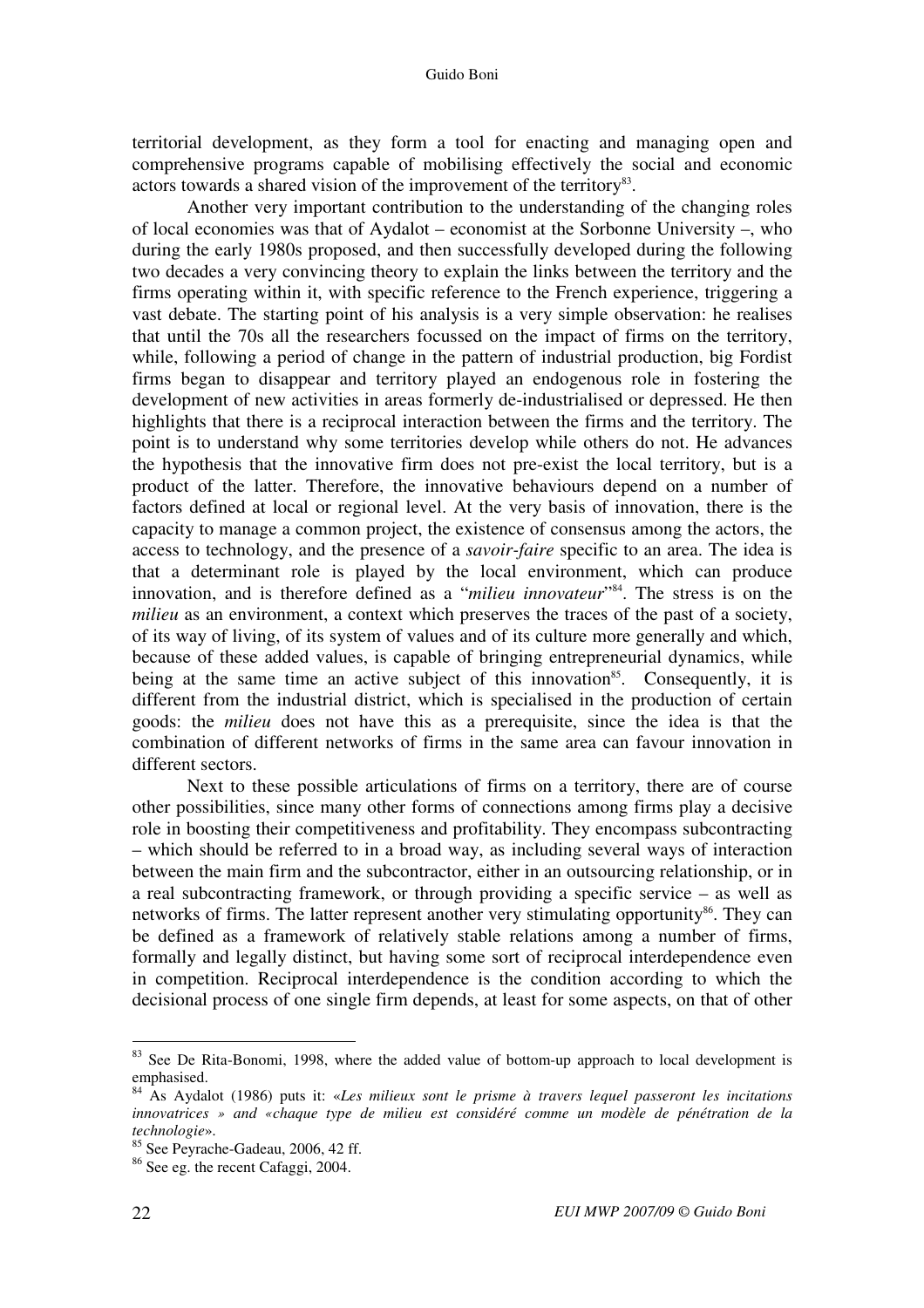territorial development, as they form a tool for enacting and managing open and comprehensive programs capable of mobilising effectively the social and economic actors towards a shared vision of the improvement of the territory[83].

Another very important contribution to the understanding of the changing roles of local economies was that of Aydalot – economist at the Sorbonne University –, who during the early 1980s proposed, and then successfully developed during the following two decades a very convincing theory to explain the links between the territory and the firms operating within it, with specific reference to the French experience, triggering a vast debate. The starting point of his analysis is a very simple observation: he realises that until the 70s all the researchers focussed on the impact of firms on the territory, while, following a period of change in the pattern of industrial production, big Fordist firms began to disappear and territory played an endogenous role in fostering the development of new activities in areas formerly de-industrialised or depressed. He then highlights that there is a reciprocal interaction between the firms and the territory. The point is to understand why some territories develop while others do not. He advances the hypothesis that the innovative firm does not pre-exist the local territory, but is a product of the latter. Therefore, the innovative behaviours depend on a number of factors defined at local or regional level. At the very basis of innovation, there is the capacity to manage a common project, the existence of consensus among the actors, the access to technology, and the presence of a *savoir-faire* specific to an area. The idea is that a determinant role is played by the local environment, which can produce innovation, and is therefore defined as a "*milieu innovateur*"[84]. The stress is on the *milieu* as an environment, a context which preserves the traces of the past of a society, of its way of living, of its system of values and of its culture more generally and which, because of these added values, is capable of bringing entrepreneurial dynamics, while being at the same time an active subject of this innovation[85]. Consequently, it is different from the industrial district, which is specialised in the production of certain goods: the *milieu* does not have this as a prerequisite, since the idea is that the combination of different networks of firms in the same area can favour innovation in different sectors.

Next to these possible articulations of firms on a territory, there are of course other possibilities, since many other forms of connections among firms play a decisive role in boosting their competitiveness and profitability. They encompass subcontracting – which should be referred to in a broad way, as including several ways of interaction between the main firm and the subcontractor, either in an outsourcing relationship, or in a real subcontracting framework, or through providing a specific service – as well as networks of firms. The latter represent another very stimulating opportunity[86]. They can be defined as a framework of relatively stable relations among a number of firms, formally and legally distinct, but having some sort of reciprocal interdependence even in competition. Reciprocal interdependence is the condition according to which the decisional process of one single firm depends, at least for some aspects, on that of other

---

[83] See De Rita-Bonomi, 1998, where the added value of bottom-up approach to local development is emphasised.

[84] As Aydalot (1986) puts it: «*Les milieux sont le prisme à travers lequel passeront les incitations innovatrices » and «chaque type de milieu est considéré comme un modèle de pénétration de la technologie*».

[85] See Peyrache-Gadeau, 2006, 42 ff.

[86] See eg. the recent Cafaggi, 2004.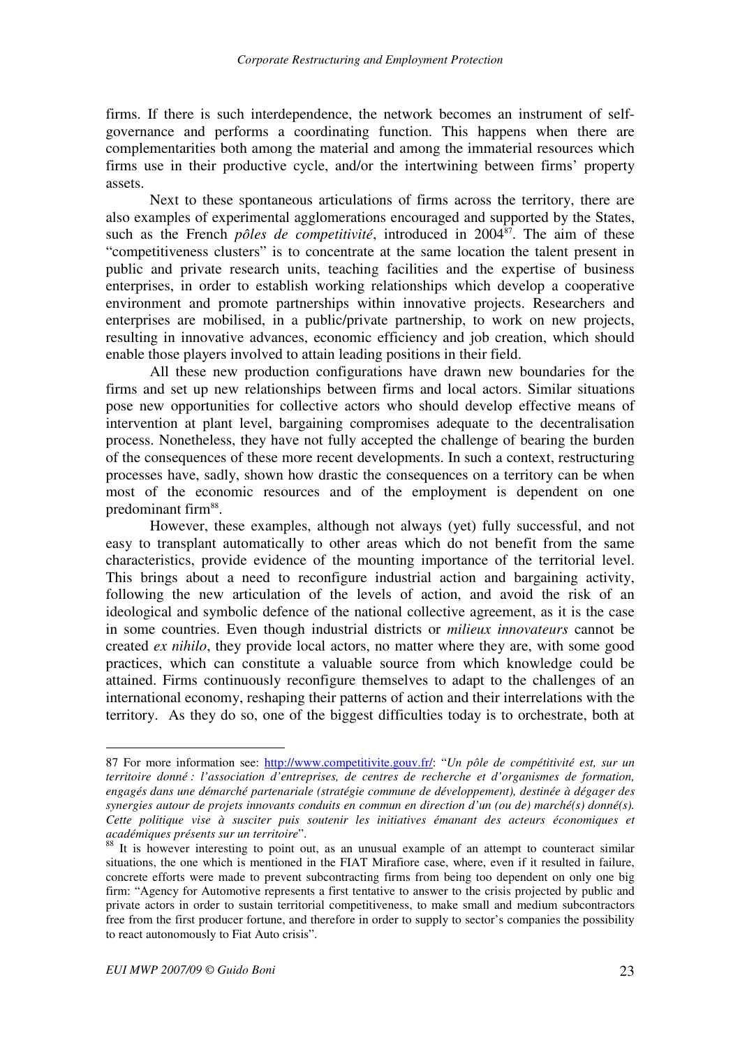firms. If there is such interdependence, the network becomes an instrument of self-governance and performs a coordinating function. This happens when there are complementarities both among the material and among the immaterial resources which firms use in their productive cycle, and/or the intertwining between firms' property assets.

Next to these spontaneous articulations of firms across the territory, there are also examples of experimental agglomerations encouraged and supported by the States, such as the French *pôles de competitivité*, introduced in 2004[87]. The aim of these "competitiveness clusters" is to concentrate at the same location the talent present in public and private research units, teaching facilities and the expertise of business enterprises, in order to establish working relationships which develop a cooperative environment and promote partnerships within innovative projects. Researchers and enterprises are mobilised, in a public/private partnership, to work on new projects, resulting in innovative advances, economic efficiency and job creation, which should enable those players involved to attain leading positions in their field.

All these new production configurations have drawn new boundaries for the firms and set up new relationships between firms and local actors. Similar situations pose new opportunities for collective actors who should develop effective means of intervention at plant level, bargaining compromises adequate to the decentralisation process. Nonetheless, they have not fully accepted the challenge of bearing the burden of the consequences of these more recent developments. In such a context, restructuring processes have, sadly, shown how drastic the consequences on a territory can be when most of the economic resources and of the employment is dependent on one predominant firm[88].

However, these examples, although not always (yet) fully successful, and not easy to transplant automatically to other areas which do not benefit from the same characteristics, provide evidence of the mounting importance of the territorial level. This brings about a need to reconfigure industrial action and bargaining activity, following the new articulation of the levels of action, and avoid the risk of an ideological and symbolic defence of the national collective agreement, as it is the case in some countries. Even though industrial districts or *milieux innovateurs* cannot be created *ex nihilo*, they provide local actors, no matter where they are, with some good practices, which can constitute a valuable source from which knowledge could be attained. Firms continuously reconfigure themselves to adapt to the challenges of an international economy, reshaping their patterns of action and their interrelations with the territory. As they do so, one of the biggest difficulties today is to orchestrate, both at

---

87 For more information see: http://www.competitivite.gouv.fr/: "*Un pôle de compétitivité est, sur un territoire donné : l'association d'entreprises, de centres de recherche et d'organismes de formation, engagés dans une démarché partenariale (stratégie commune de développement), destinée à dégager des synergies autour de projets innovants conduits en commun en direction d'un (ou de) marché(s) donné(s). Cette politique vise à susciter puis soutenir les initiatives émanant des acteurs économiques et académiques présents sur un territoire*".

88 It is however interesting to point out, as an unusual example of an attempt to counteract similar situations, the one which is mentioned in the FIAT Mirafiore case, where, even if it resulted in failure, concrete efforts were made to prevent subcontracting firms from being too dependent on only one big firm: "Agency for Automotive represents a first tentative to answer to the crisis projected by public and private actors in order to sustain territorial competitiveness, to make small and medium subcontractors free from the first producer fortune, and therefore in order to supply to sector's companies the possibility to react autonomously to Fiat Auto crisis".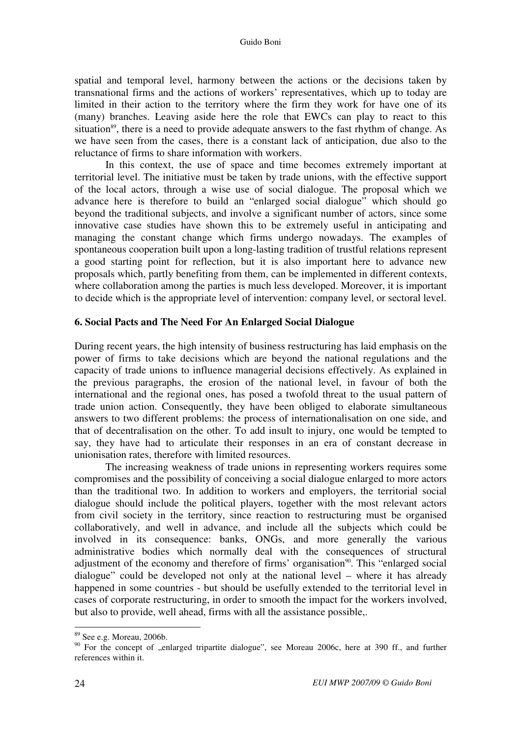spatial and temporal level, harmony between the actions or the decisions taken by transnational firms and the actions of workers' representatives, which up to today are limited in their action to the territory where the firm they work for have one of its (many) branches. Leaving aside here the role that EWCs can play to react to this situation[89], there is a need to provide adequate answers to the fast rhythm of change. As we have seen from the cases, there is a constant lack of anticipation, due also to the reluctance of firms to share information with workers.

In this context, the use of space and time becomes extremely important at territorial level. The initiative must be taken by trade unions, with the effective support of the local actors, through a wise use of social dialogue. The proposal which we advance here is therefore to build an "enlarged social dialogue" which should go beyond the traditional subjects, and involve a significant number of actors, since some innovative case studies have shown this to be extremely useful in anticipating and managing the constant change which firms undergo nowadays. The examples of spontaneous cooperation built upon a long-lasting tradition of trustful relations represent a good starting point for reflection, but it is also important here to advance new proposals which, partly benefiting from them, can be implemented in different contexts, where collaboration among the parties is much less developed. Moreover, it is important to decide which is the appropriate level of intervention: company level, or sectoral level.

## 6. Social Pacts and The Need For An Enlarged Social Dialogue

During recent years, the high intensity of business restructuring has laid emphasis on the power of firms to take decisions which are beyond the national regulations and the capacity of trade unions to influence managerial decisions effectively. As explained in the previous paragraphs, the erosion of the national level, in favour of both the international and the regional ones, has posed a twofold threat to the usual pattern of trade union action. Consequently, they have been obliged to elaborate simultaneous answers to two different problems: the process of internationalisation on one side, and that of decentralisation on the other. To add insult to injury, one would be tempted to say, they have had to articulate their responses in an era of constant decrease in unionisation rates, therefore with limited resources.

The increasing weakness of trade unions in representing workers requires some compromises and the possibility of conceiving a social dialogue enlarged to more actors than the traditional two. In addition to workers and employers, the territorial social dialogue should include the political players, together with the most relevant actors from civil society in the territory, since reaction to restructuring must be organised collaboratively, and well in advance, and include all the subjects which could be involved in its consequence: banks, ONGs, and more generally the various administrative bodies which normally deal with the consequences of structural adjustment of the economy and therefore of firms' organisation[90]. This "enlarged social dialogue" could be developed not only at the national level – where it has already happened in some countries - but should be usefully extended to the territorial level in cases of corporate restructuring, in order to smooth the impact for the workers involved, but also to provide, well ahead, firms with all the assistance possible,.

---

[89] See e.g. Moreau, 2006b.

[90] For the concept of „enlarged tripartite dialogue", see Moreau 2006c, here at 390 ff., and further references within it.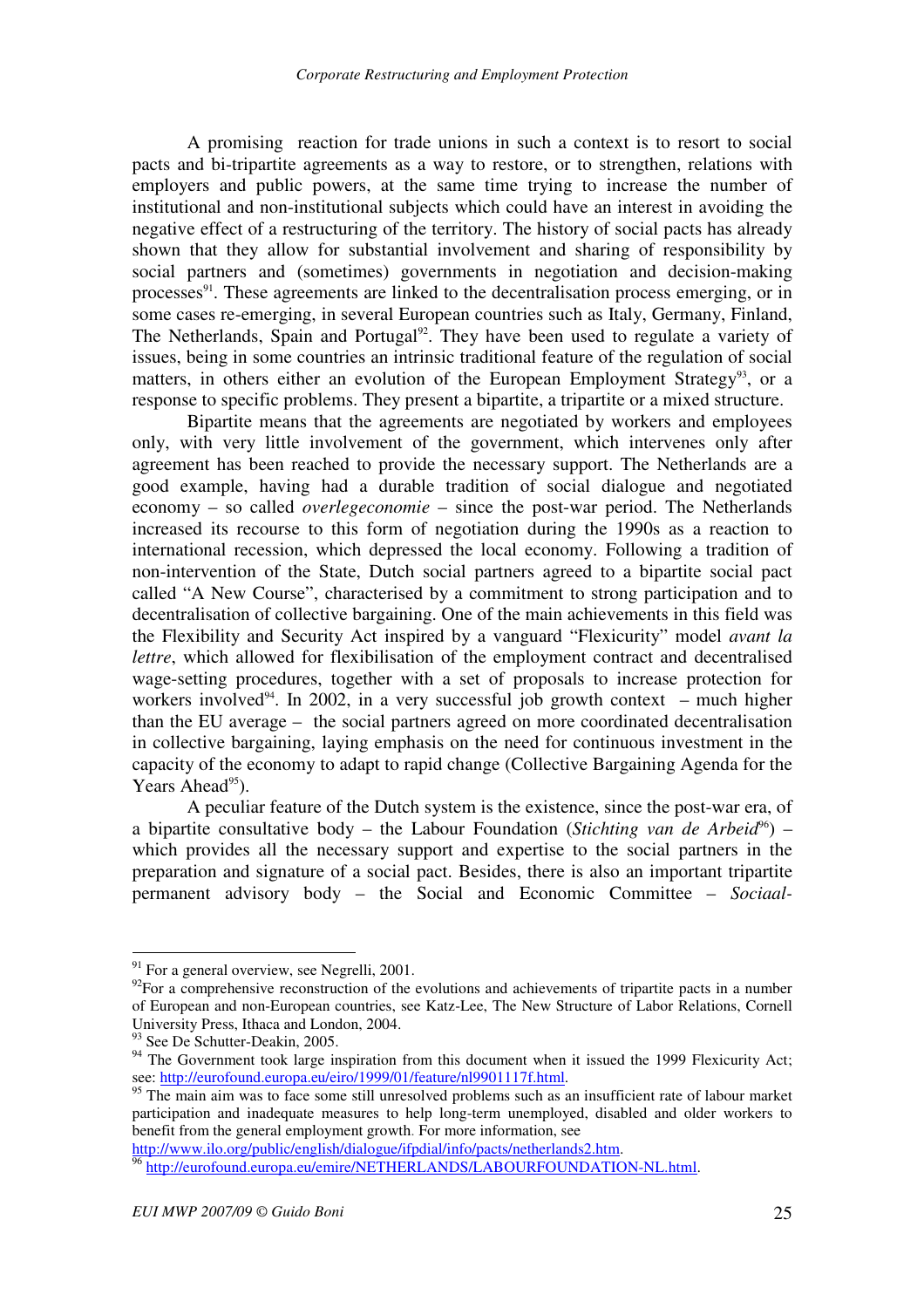A promising reaction for trade unions in such a context is to resort to social pacts and bi-tripartite agreements as a way to restore, or to strengthen, relations with employers and public powers, at the same time trying to increase the number of institutional and non-institutional subjects which could have an interest in avoiding the negative effect of a restructuring of the territory. The history of social pacts has already shown that they allow for substantial involvement and sharing of responsibility by social partners and (sometimes) governments in negotiation and decision-making processes[91]. These agreements are linked to the decentralisation process emerging, or in some cases re-emerging, in several European countries such as Italy, Germany, Finland, The Netherlands, Spain and Portugal[92]. They have been used to regulate a variety of issues, being in some countries an intrinsic traditional feature of the regulation of social matters, in others either an evolution of the European Employment Strategy[93], or a response to specific problems. They present a bipartite, a tripartite or a mixed structure.

Bipartite means that the agreements are negotiated by workers and employees only, with very little involvement of the government, which intervenes only after agreement has been reached to provide the necessary support. The Netherlands are a good example, having had a durable tradition of social dialogue and negotiated economy – so called *overlegeconomie* – since the post-war period. The Netherlands increased its recourse to this form of negotiation during the 1990s as a reaction to international recession, which depressed the local economy. Following a tradition of non-intervention of the State, Dutch social partners agreed to a bipartite social pact called "A New Course", characterised by a commitment to strong participation and to decentralisation of collective bargaining. One of the main achievements in this field was the Flexibility and Security Act inspired by a vanguard "Flexicurity" model *avant la lettre*, which allowed for flexibilisation of the employment contract and decentralised wage-setting procedures, together with a set of proposals to increase protection for workers involved[94]. In 2002, in a very successful job growth context – much higher than the EU average – the social partners agreed on more coordinated decentralisation in collective bargaining, laying emphasis on the need for continuous investment in the capacity of the economy to adapt to rapid change (Collective Bargaining Agenda for the Years Ahead[95]).

A peculiar feature of the Dutch system is the existence, since the post-war era, of a bipartite consultative body – the Labour Foundation (*Stichting van de Arbeid*[96]) – which provides all the necessary support and expertise to the social partners in the preparation and signature of a social pact. Besides, there is also an important tripartite permanent advisory body – the Social and Economic Committee – *Sociaal-*

---

[91] For a general overview, see Negrelli, 2001.

[92] For a comprehensive reconstruction of the evolutions and achievements of tripartite pacts in a number of European and non-European countries, see Katz-Lee, The New Structure of Labor Relations, Cornell University Press, Ithaca and London, 2004.

[93] See De Schutter-Deakin, 2005.

[94] The Government took large inspiration from this document when it issued the 1999 Flexicurity Act; see: http://eurofound.europa.eu/eiro/1999/01/feature/nl9901117f.html.

[95] The main aim was to face some still unresolved problems such as an insufficient rate of labour market participation and inadequate measures to help long-term unemployed, disabled and older workers to benefit from the general employment growth. For more information, see http://www.ilo.org/public/english/dialogue/ifpdial/info/pacts/netherlands2.htm.

[96] http://eurofound.europa.eu/emire/NETHERLANDS/LABOURFOUNDATION-NL.html.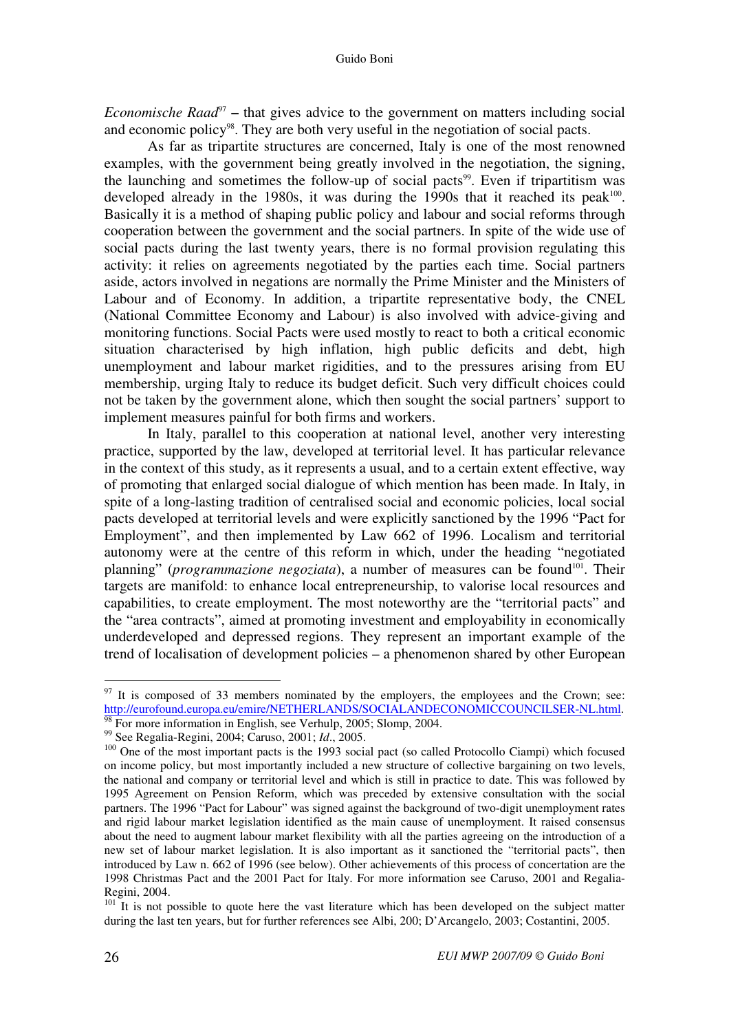*Economische Raad*[97] – that gives advice to the government on matters including social and economic policy[98]. They are both very useful in the negotiation of social pacts.

As far as tripartite structures are concerned, Italy is one of the most renowned examples, with the government being greatly involved in the negotiation, the signing, the launching and sometimes the follow-up of social pacts[99]. Even if tripartitism was developed already in the 1980s, it was during the 1990s that it reached its peak[100]. Basically it is a method of shaping public policy and labour and social reforms through cooperation between the government and the social partners. In spite of the wide use of social pacts during the last twenty years, there is no formal provision regulating this activity: it relies on agreements negotiated by the parties each time. Social partners aside, actors involved in negations are normally the Prime Minister and the Ministers of Labour and of Economy. In addition, a tripartite representative body, the CNEL (National Committee Economy and Labour) is also involved with advice-giving and monitoring functions. Social Pacts were used mostly to react to both a critical economic situation characterised by high inflation, high public deficits and debt, high unemployment and labour market rigidities, and to the pressures arising from EU membership, urging Italy to reduce its budget deficit. Such very difficult choices could not be taken by the government alone, which then sought the social partners' support to implement measures painful for both firms and workers.

In Italy, parallel to this cooperation at national level, another very interesting practice, supported by the law, developed at territorial level. It has particular relevance in the context of this study, as it represents a usual, and to a certain extent effective, way of promoting that enlarged social dialogue of which mention has been made. In Italy, in spite of a long-lasting tradition of centralised social and economic policies, local social pacts developed at territorial levels and were explicitly sanctioned by the 1996 "Pact for Employment", and then implemented by Law 662 of 1996. Localism and territorial autonomy were at the centre of this reform in which, under the heading "negotiated planning" (*programmazione negoziata*), a number of measures can be found[101]. Their targets are manifold: to enhance local entrepreneurship, to valorise local resources and capabilities, to create employment. The most noteworthy are the "territorial pacts" and the "area contracts", aimed at promoting investment and employability in economically underdeveloped and depressed regions. They represent an important example of the trend of localisation of development policies – a phenomenon shared by other European

---

[97] It is composed of 33 members nominated by the employers, the employees and the Crown; see: http://eurofound.europa.eu/emire/NETHERLANDS/SOCIALANDECONOMICCOUNCILSER-NL.html.

[98] For more information in English, see Verhulp, 2005; Slomp, 2004.

[99] See Regalia-Regini, 2004; Caruso, 2001; *Id*., 2005.

[100] One of the most important pacts is the 1993 social pact (so called Protocollo Ciampi) which focused on income policy, but most importantly included a new structure of collective bargaining on two levels, the national and company or territorial level and which is still in practice to date. This was followed by 1995 Agreement on Pension Reform, which was preceded by extensive consultation with the social partners. The 1996 "Pact for Labour" was signed against the background of two-digit unemployment rates and rigid labour market legislation identified as the main cause of unemployment. It raised consensus about the need to augment labour market flexibility with all the parties agreeing on the introduction of a new set of labour market legislation. It is also important as it sanctioned the "territorial pacts", then introduced by Law n. 662 of 1996 (see below). Other achievements of this process of concertation are the 1998 Christmas Pact and the 2001 Pact for Italy. For more information see Caruso, 2001 and Regalia-Regini, 2004.

[101] It is not possible to quote here the vast literature which has been developed on the subject matter during the last ten years, but for further references see Albi, 200; D'Arcangelo, 2003; Costantini, 2005.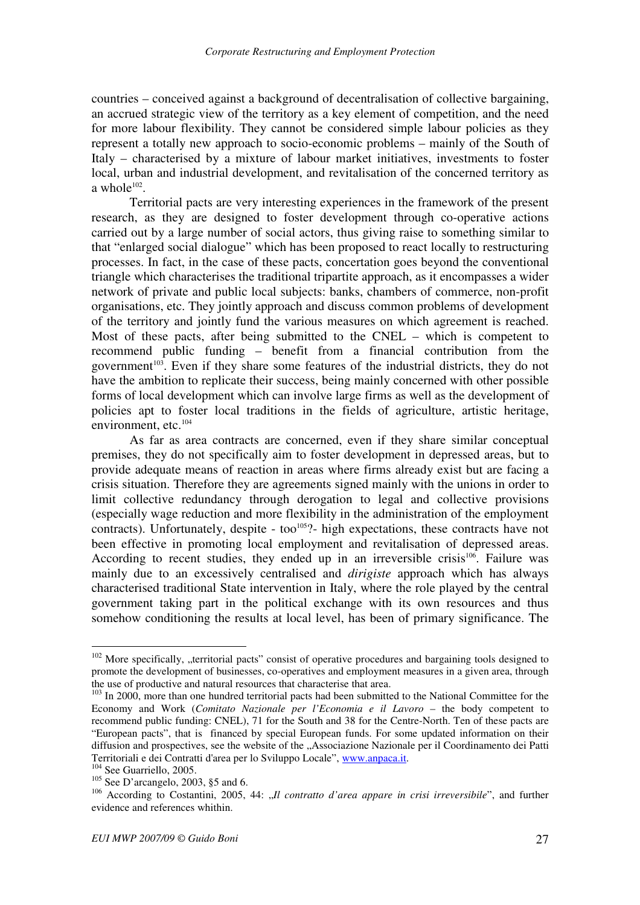countries – conceived against a background of decentralisation of collective bargaining, an accrued strategic view of the territory as a key element of competition, and the need for more labour flexibility. They cannot be considered simple labour policies as they represent a totally new approach to socio-economic problems – mainly of the South of Italy – characterised by a mixture of labour market initiatives, investments to foster local, urban and industrial development, and revitalisation of the concerned territory as a whole[102].

Territorial pacts are very interesting experiences in the framework of the present research, as they are designed to foster development through co-operative actions carried out by a large number of social actors, thus giving raise to something similar to that "enlarged social dialogue" which has been proposed to react locally to restructuring processes. In fact, in the case of these pacts, concertation goes beyond the conventional triangle which characterises the traditional tripartite approach, as it encompasses a wider network of private and public local subjects: banks, chambers of commerce, non-profit organisations, etc. They jointly approach and discuss common problems of development of the territory and jointly fund the various measures on which agreement is reached. Most of these pacts, after being submitted to the CNEL – which is competent to recommend public funding – benefit from a financial contribution from the government[103]. Even if they share some features of the industrial districts, they do not have the ambition to replicate their success, being mainly concerned with other possible forms of local development which can involve large firms as well as the development of policies apt to foster local traditions in the fields of agriculture, artistic heritage, environment, etc.[104]

As far as area contracts are concerned, even if they share similar conceptual premises, they do not specifically aim to foster development in depressed areas, but to provide adequate means of reaction in areas where firms already exist but are facing a crisis situation. Therefore they are agreements signed mainly with the unions in order to limit collective redundancy through derogation to legal and collective provisions (especially wage reduction and more flexibility in the administration of the employment contracts). Unfortunately, despite - too[105]?- high expectations, these contracts have not been effective in promoting local employment and revitalisation of depressed areas. According to recent studies, they ended up in an irreversible crisis[106]. Failure was mainly due to an excessively centralised and *dirigiste* approach which has always characterised traditional State intervention in Italy, where the role played by the central government taking part in the political exchange with its own resources and thus somehow conditioning the results at local level, has been of primary significance. The

---

[102] More specifically, „territorial pacts" consist of operative procedures and bargaining tools designed to promote the development of businesses, co-operatives and employment measures in a given area, through the use of productive and natural resources that characterise that area.

[103] In 2000, more than one hundred territorial pacts had been submitted to the National Committee for the Economy and Work (*Comitato Nazionale per l'Economia e il Lavoro* – the body competent to recommend public funding: CNEL), 71 for the South and 38 for the Centre-North. Ten of these pacts are "European pacts", that is financed by special European funds. For some updated information on their diffusion and prospectives, see the website of the „Associazione Nazionale per il Coordinamento dei Patti Territoriali e dei Contratti d'area per lo Sviluppo Locale", www.anpaca.it.

[104] See Guarriello, 2005.

[105] See D'arcangelo, 2003, §5 and 6.

[106] According to Costantini, 2005, 44: „*Il contratto d'area appare in crisi irreversibile*", and further evidence and references whithin.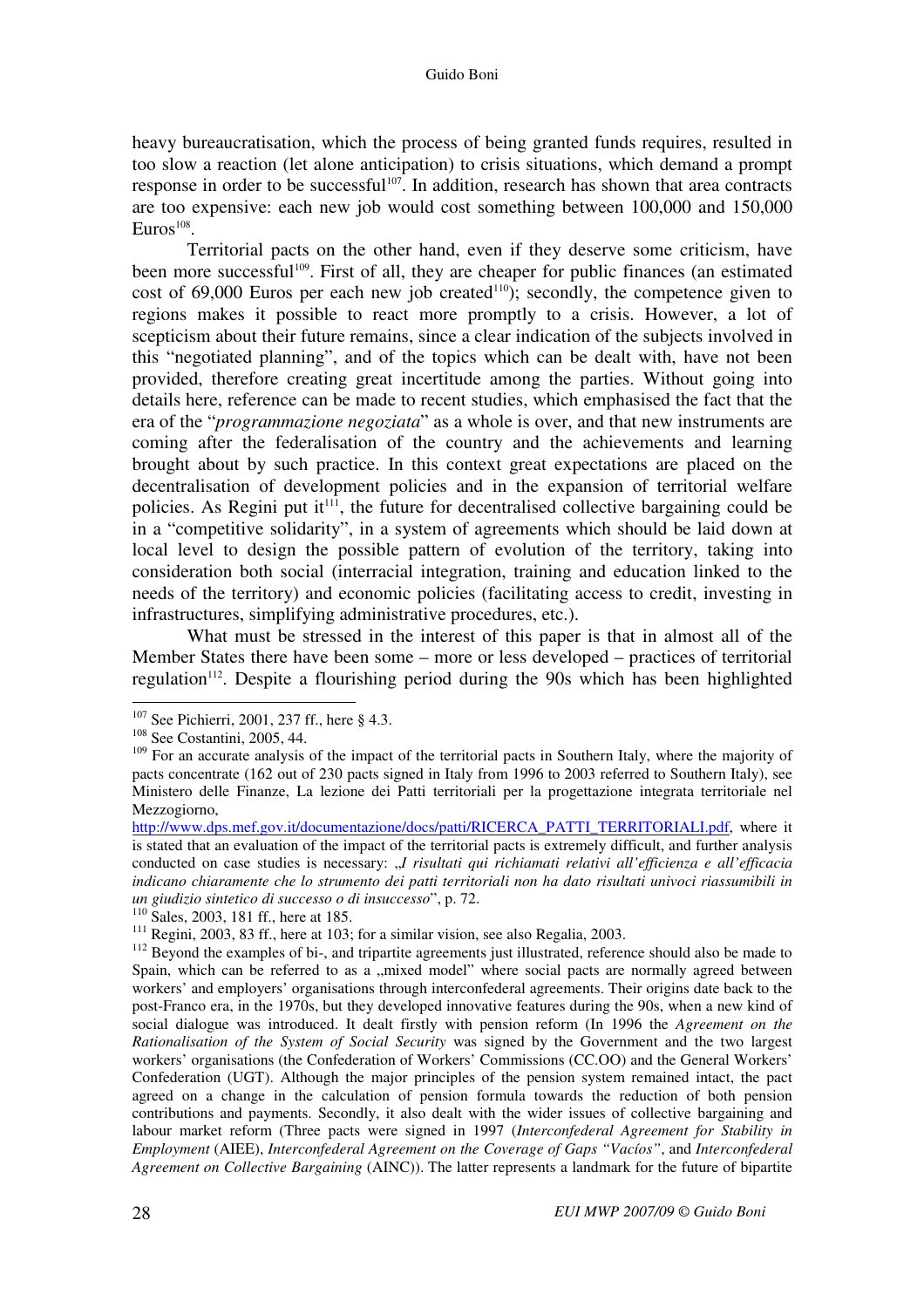heavy bureaucratisation, which the process of being granted funds requires, resulted in too slow a reaction (let alone anticipation) to crisis situations, which demand a prompt response in order to be successful[107]. In addition, research has shown that area contracts are too expensive: each new job would cost something between 100,000 and 150,000 Euros[108].

Territorial pacts on the other hand, even if they deserve some criticism, have been more successful[109]. First of all, they are cheaper for public finances (an estimated cost of 69,000 Euros per each new job created[110]); secondly, the competence given to regions makes it possible to react more promptly to a crisis. However, a lot of scepticism about their future remains, since a clear indication of the subjects involved in this "negotiated planning", and of the topics which can be dealt with, have not been provided, therefore creating great incertitude among the parties. Without going into details here, reference can be made to recent studies, which emphasised the fact that the era of the "*programmazione negoziata*" as a whole is over, and that new instruments are coming after the federalisation of the country and the achievements and learning brought about by such practice. In this context great expectations are placed on the decentralisation of development policies and in the expansion of territorial welfare policies. As Regini put it[111], the future for decentralised collective bargaining could be in a "competitive solidarity", in a system of agreements which should be laid down at local level to design the possible pattern of evolution of the territory, taking into consideration both social (interracial integration, training and education linked to the needs of the territory) and economic policies (facilitating access to credit, investing in infrastructures, simplifying administrative procedures, etc.).

What must be stressed in the interest of this paper is that in almost all of the Member States there have been some – more or less developed – practices of territorial regulation[112]. Despite a flourishing period during the 90s which has been highlighted

---

[107] See Pichierri, 2001, 237 ff., here § 4.3.

[108] See Costantini, 2005, 44.

[109] For an accurate analysis of the impact of the territorial pacts in Southern Italy, where the majority of pacts concentrate (162 out of 230 pacts signed in Italy from 1996 to 2003 referred to Southern Italy), see Ministero delle Finanze, La lezione dei Patti territoriali per la progettazione integrata territoriale nel Mezzogiorno, http://www.dps.mef.gov.it/documentazione/docs/patti/RICERCA_PATTI_TERRITORIALI.pdf, where it is stated that an evaluation of the impact of the territorial pacts is extremely difficult, and further analysis conducted on case studies is necessary: „*I risultati qui richiamati relativi all'efficienza e all'efficacia indicano chiaramente che lo strumento dei patti territoriali non ha dato risultati univoci riassumibili in un giudizio sintetico di successo o di insuccesso*", p. 72.

[110] Sales, 2003, 181 ff., here at 185.

[111] Regini, 2003, 83 ff., here at 103; for a similar vision, see also Regalia, 2003.

[112] Beyond the examples of bi-, and tripartite agreements just illustrated, reference should also be made to Spain, which can be referred to as a „mixed model" where social pacts are normally agreed between workers' and employers' organisations through interconfederal agreements. Their origins date back to the post-Franco era, in the 1970s, but they developed innovative features during the 90s, when a new kind of social dialogue was introduced. It dealt firstly with pension reform (In 1996 the *Agreement on the Rationalisation of the System of Social Security* was signed by the Government and the two largest workers' organisations (the Confederation of Workers' Commissions (CC.OO) and the General Workers' Confederation (UGT). Although the major principles of the pension system remained intact, the pact agreed on a change in the calculation of pension formula towards the reduction of both pension contributions and payments. Secondly, it also dealt with the wider issues of collective bargaining and labour market reform (Three pacts were signed in 1997 (*Interconfederal Agreement for Stability in Employment* (AIEE), *Interconfederal Agreement on the Coverage of Gaps "Vacíos"*, and *Interconfederal Agreement on Collective Bargaining* (AINC)). The latter represents a landmark for the future of bipartite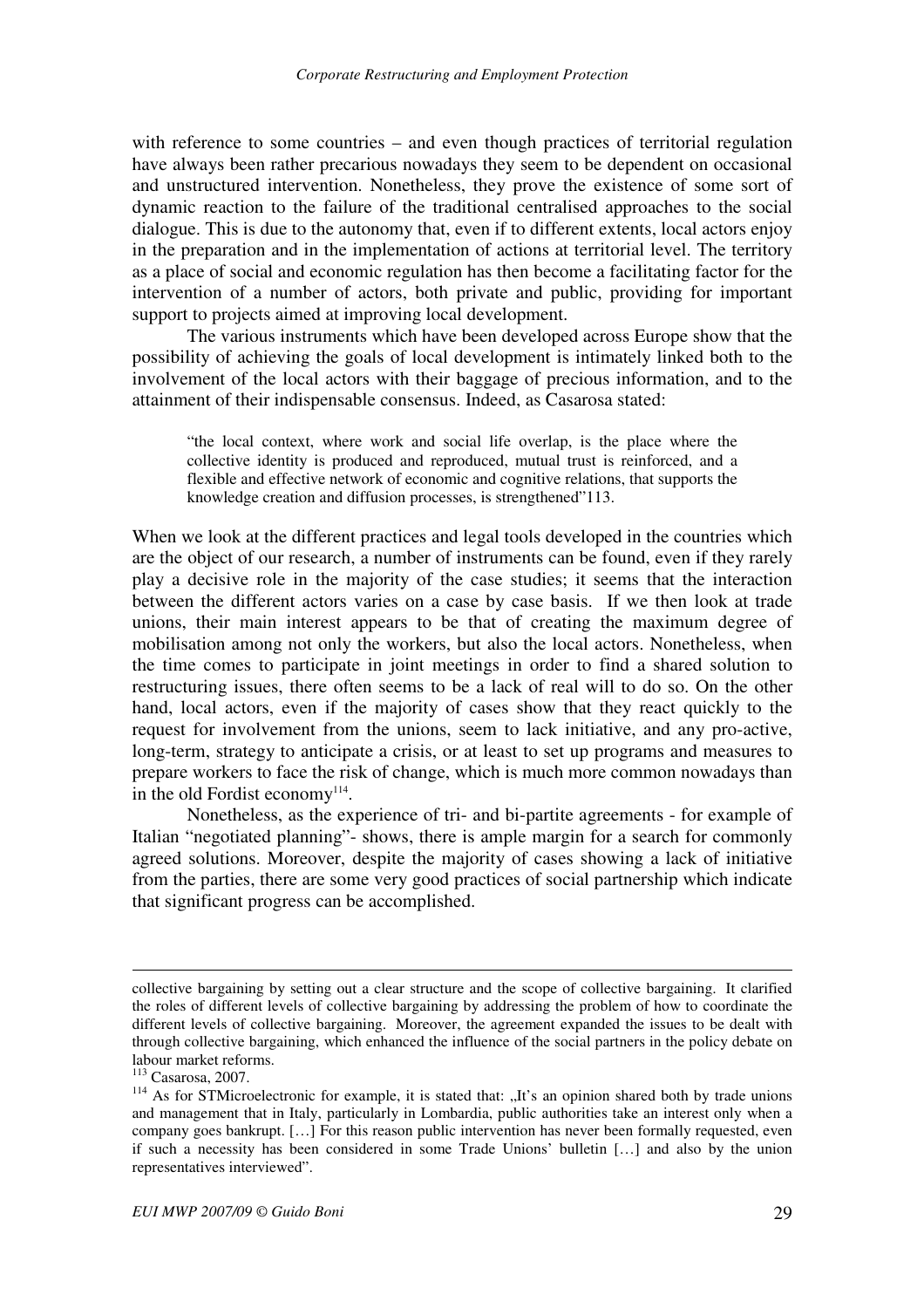with reference to some countries – and even though practices of territorial regulation have always been rather precarious nowadays they seem to be dependent on occasional and unstructured intervention. Nonetheless, they prove the existence of some sort of dynamic reaction to the failure of the traditional centralised approaches to the social dialogue. This is due to the autonomy that, even if to different extents, local actors enjoy in the preparation and in the implementation of actions at territorial level. The territory as a place of social and economic regulation has then become a facilitating factor for the intervention of a number of actors, both private and public, providing for important support to projects aimed at improving local development.

The various instruments which have been developed across Europe show that the possibility of achieving the goals of local development is intimately linked both to the involvement of the local actors with their baggage of precious information, and to the attainment of their indispensable consensus. Indeed, as Casarosa stated:

> "the local context, where work and social life overlap, is the place where the collective identity is produced and reproduced, mutual trust is reinforced, and a flexible and effective network of economic and cognitive relations, that supports the knowledge creation and diffusion processes, is strengthened"113.

When we look at the different practices and legal tools developed in the countries which are the object of our research, a number of instruments can be found, even if they rarely play a decisive role in the majority of the case studies; it seems that the interaction between the different actors varies on a case by case basis. If we then look at trade unions, their main interest appears to be that of creating the maximum degree of mobilisation among not only the workers, but also the local actors. Nonetheless, when the time comes to participate in joint meetings in order to find a shared solution to restructuring issues, there often seems to be a lack of real will to do so. On the other hand, local actors, even if the majority of cases show that they react quickly to the request for involvement from the unions, seem to lack initiative, and any pro-active, long-term, strategy to anticipate a crisis, or at least to set up programs and measures to prepare workers to face the risk of change, which is much more common nowadays than in the old Fordist economy[114].

Nonetheless, as the experience of tri- and bi-partite agreements - for example of Italian "negotiated planning"- shows, there is ample margin for a search for commonly agreed solutions. Moreover, despite the majority of cases showing a lack of initiative from the parties, there are some very good practices of social partnership which indicate that significant progress can be accomplished.

---

collective bargaining by setting out a clear structure and the scope of collective bargaining. It clarified the roles of different levels of collective bargaining by addressing the problem of how to coordinate the different levels of collective bargaining. Moreover, the agreement expanded the issues to be dealt with through collective bargaining, which enhanced the influence of the social partners in the policy debate on labour market reforms.

[113] Casarosa, 2007.

[114] As for STMicroelectronic for example, it is stated that: „It's an opinion shared both by trade unions and management that in Italy, particularly in Lombardia, public authorities take an interest only when a company goes bankrupt. […] For this reason public intervention has never been formally requested, even if such a necessity has been considered in some Trade Unions' bulletin […] and also by the union representatives interviewed".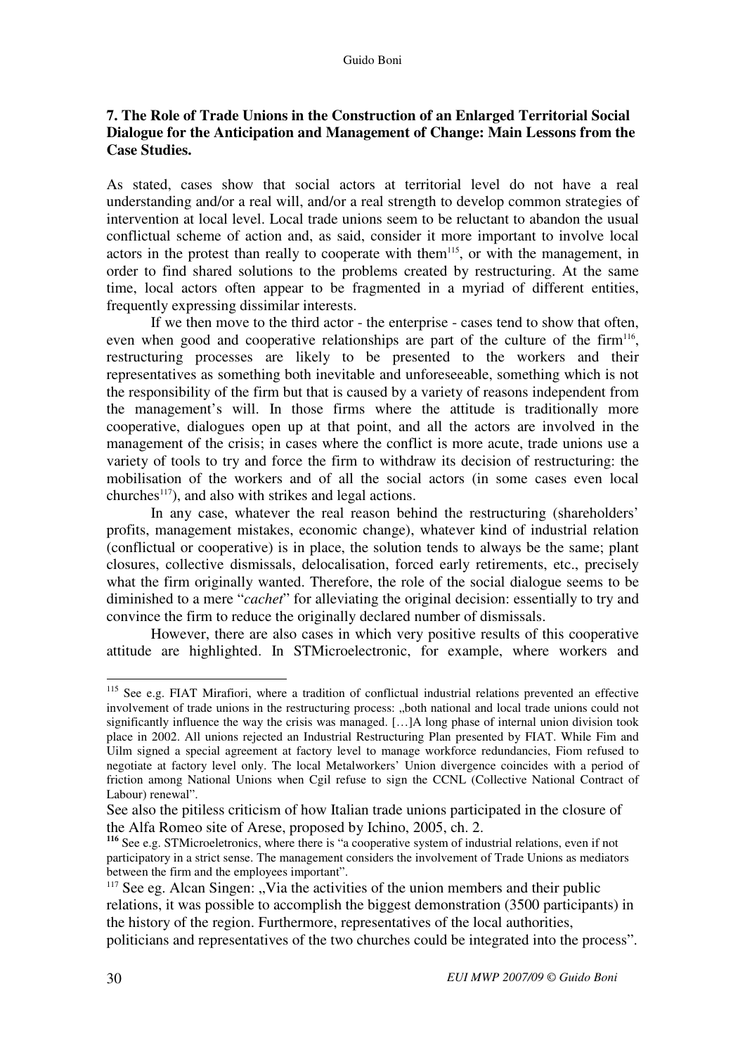## 7. The Role of Trade Unions in the Construction of an Enlarged Territorial Social Dialogue for the Anticipation and Management of Change: Main Lessons from the Case Studies.

As stated, cases show that social actors at territorial level do not have a real understanding and/or a real will, and/or a real strength to develop common strategies of intervention at local level. Local trade unions seem to be reluctant to abandon the usual conflictual scheme of action and, as said, consider it more important to involve local actors in the protest than really to cooperate with them[115], or with the management, in order to find shared solutions to the problems created by restructuring. At the same time, local actors often appear to be fragmented in a myriad of different entities, frequently expressing dissimilar interests.

If we then move to the third actor - the enterprise - cases tend to show that often, even when good and cooperative relationships are part of the culture of the firm[116], restructuring processes are likely to be presented to the workers and their representatives as something both inevitable and unforeseeable, something which is not the responsibility of the firm but that is caused by a variety of reasons independent from the management's will. In those firms where the attitude is traditionally more cooperative, dialogues open up at that point, and all the actors are involved in the management of the crisis; in cases where the conflict is more acute, trade unions use a variety of tools to try and force the firm to withdraw its decision of restructuring: the mobilisation of the workers and of all the social actors (in some cases even local churches[117]), and also with strikes and legal actions.

In any case, whatever the real reason behind the restructuring (shareholders' profits, management mistakes, economic change), whatever kind of industrial relation (conflictual or cooperative) is in place, the solution tends to always be the same; plant closures, collective dismissals, delocalisation, forced early retirements, etc., precisely what the firm originally wanted. Therefore, the role of the social dialogue seems to be diminished to a mere "*cachet*" for alleviating the original decision: essentially to try and convince the firm to reduce the originally declared number of dismissals.

However, there are also cases in which very positive results of this cooperative attitude are highlighted. In STMicroelectronic, for example, where workers and

---

[115] See e.g. FIAT Mirafiori, where a tradition of conflictual industrial relations prevented an effective involvement of trade unions in the restructuring process: „both national and local trade unions could not significantly influence the way the crisis was managed. […]A long phase of internal union division took place in 2002. All unions rejected an Industrial Restructuring Plan presented by FIAT. While Fim and Uilm signed a special agreement at factory level to manage workforce redundancies, Fiom refused to negotiate at factory level only. The local Metalworkers' Union divergence coincides with a period of friction among National Unions when Cgil refuse to sign the CCNL (Collective National Contract of Labour) renewal".

See also the pitiless criticism of how Italian trade unions participated in the closure of the Alfa Romeo site of Arese, proposed by Ichino, 2005, ch. 2.

[116] See e.g. STMicroeletronics, where there is "a cooperative system of industrial relations, even if not participatory in a strict sense. The management considers the involvement of Trade Unions as mediators between the firm and the employees important".

[117] See eg. Alcan Singen: „Via the activities of the union members and their public relations, it was possible to accomplish the biggest demonstration (3500 participants) in the history of the region. Furthermore, representatives of the local authorities, politicians and representatives of the two churches could be integrated into the process".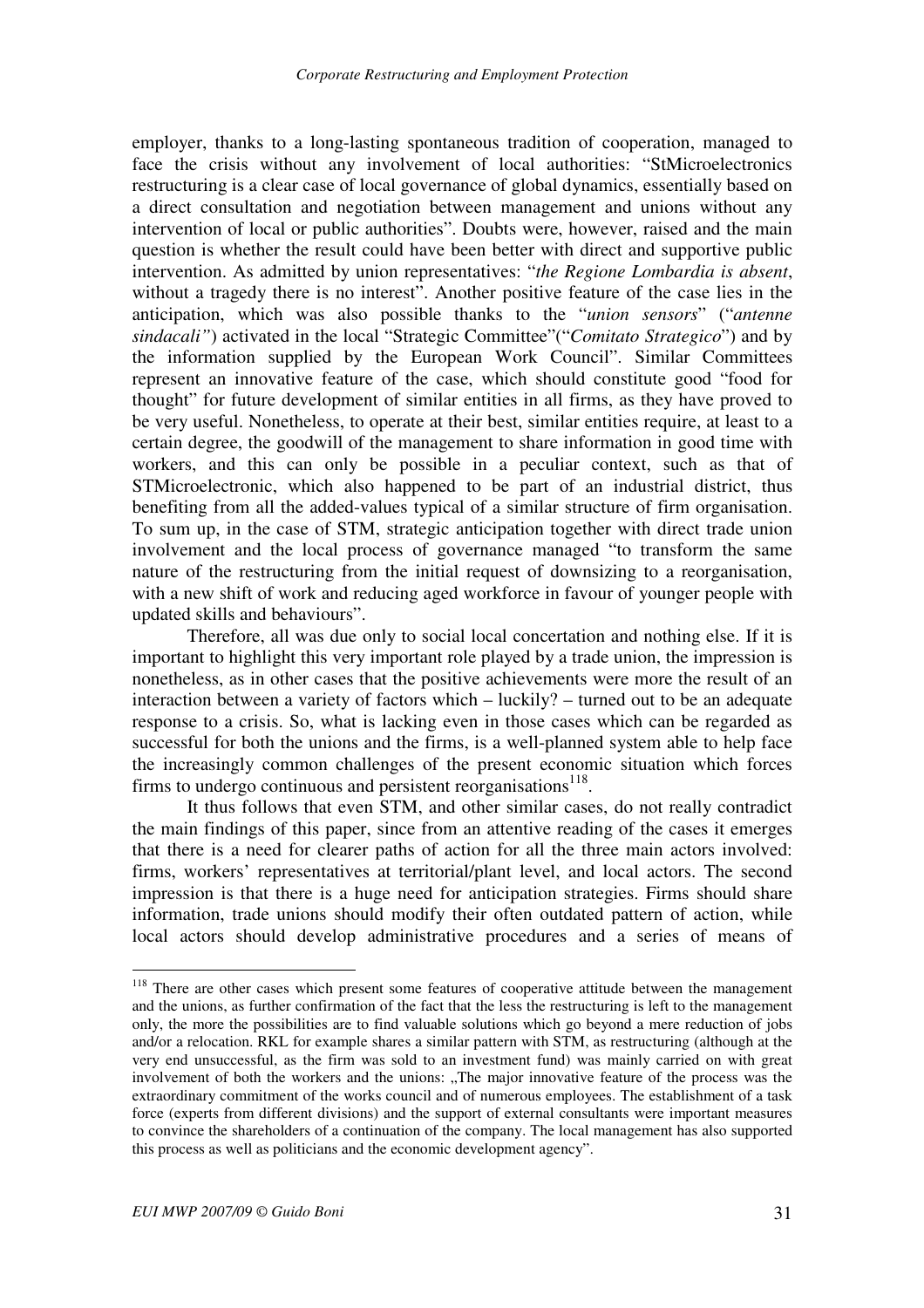employer, thanks to a long-lasting spontaneous tradition of cooperation, managed to face the crisis without any involvement of local authorities: "StMicroelectronics restructuring is a clear case of local governance of global dynamics, essentially based on a direct consultation and negotiation between management and unions without any intervention of local or public authorities". Doubts were, however, raised and the main question is whether the result could have been better with direct and supportive public intervention. As admitted by union representatives: "*the Regione Lombardia is absent*, without a tragedy there is no interest". Another positive feature of the case lies in the anticipation, which was also possible thanks to the "*union sensors*" ("*antenne sindacali"*) activated in the local "Strategic Committee"("*Comitato Strategico*") and by the information supplied by the European Work Council". Similar Committees represent an innovative feature of the case, which should constitute good "food for thought" for future development of similar entities in all firms, as they have proved to be very useful. Nonetheless, to operate at their best, similar entities require, at least to a certain degree, the goodwill of the management to share information in good time with workers, and this can only be possible in a peculiar context, such as that of STMicroelectronic, which also happened to be part of an industrial district, thus benefiting from all the added-values typical of a similar structure of firm organisation. To sum up, in the case of STM, strategic anticipation together with direct trade union involvement and the local process of governance managed "to transform the same nature of the restructuring from the initial request of downsizing to a reorganisation, with a new shift of work and reducing aged workforce in favour of younger people with updated skills and behaviours".

Therefore, all was due only to social local concertation and nothing else. If it is important to highlight this very important role played by a trade union, the impression is nonetheless, as in other cases that the positive achievements were more the result of an interaction between a variety of factors which – luckily? – turned out to be an adequate response to a crisis. So, what is lacking even in those cases which can be regarded as successful for both the unions and the firms, is a well-planned system able to help face the increasingly common challenges of the present economic situation which forces firms to undergo continuous and persistent reorganisations[118].

It thus follows that even STM, and other similar cases, do not really contradict the main findings of this paper, since from an attentive reading of the cases it emerges that there is a need for clearer paths of action for all the three main actors involved: firms, workers' representatives at territorial/plant level, and local actors. The second impression is that there is a huge need for anticipation strategies. Firms should share information, trade unions should modify their often outdated pattern of action, while local actors should develop administrative procedures and a series of means of

[118] There are other cases which present some features of cooperative attitude between the management and the unions, as further confirmation of the fact that the less the restructuring is left to the management only, the more the possibilities are to find valuable solutions which go beyond a mere reduction of jobs and/or a relocation. RKL for example shares a similar pattern with STM, as restructuring (although at the very end unsuccessful, as the firm was sold to an investment fund) was mainly carried on with great involvement of both the workers and the unions: „The major innovative feature of the process was the extraordinary commitment of the works council and of numerous employees. The establishment of a task force (experts from different divisions) and the support of external consultants were important measures to convince the shareholders of a continuation of the company. The local management has also supported this process as well as politicians and the economic development agency".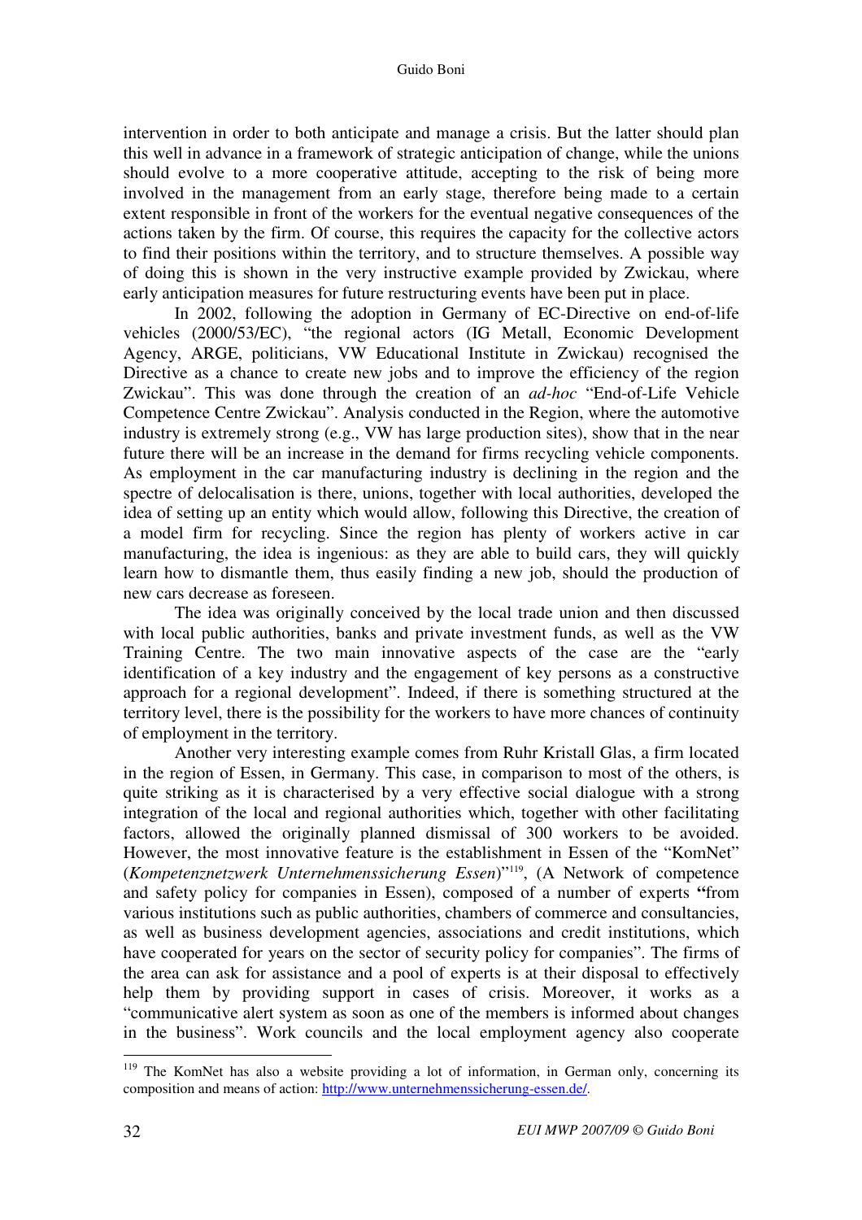intervention in order to both anticipate and manage a crisis. But the latter should plan this well in advance in a framework of strategic anticipation of change, while the unions should evolve to a more cooperative attitude, accepting to the risk of being more involved in the management from an early stage, therefore being made to a certain extent responsible in front of the workers for the eventual negative consequences of the actions taken by the firm. Of course, this requires the capacity for the collective actors to find their positions within the territory, and to structure themselves. A possible way of doing this is shown in the very instructive example provided by Zwickau, where early anticipation measures for future restructuring events have been put in place.

In 2002, following the adoption in Germany of EC-Directive on end-of-life vehicles (2000/53/EC), "the regional actors (IG Metall, Economic Development Agency, ARGE, politicians, VW Educational Institute in Zwickau) recognised the Directive as a chance to create new jobs and to improve the efficiency of the region Zwickau". This was done through the creation of an *ad-hoc* "End-of-Life Vehicle Competence Centre Zwickau". Analysis conducted in the Region, where the automotive industry is extremely strong (e.g., VW has large production sites), show that in the near future there will be an increase in the demand for firms recycling vehicle components. As employment in the car manufacturing industry is declining in the region and the spectre of delocalisation is there, unions, together with local authorities, developed the idea of setting up an entity which would allow, following this Directive, the creation of a model firm for recycling. Since the region has plenty of workers active in car manufacturing, the idea is ingenious: as they are able to build cars, they will quickly learn how to dismantle them, thus easily finding a new job, should the production of new cars decrease as foreseen.

The idea was originally conceived by the local trade union and then discussed with local public authorities, banks and private investment funds, as well as the VW Training Centre. The two main innovative aspects of the case are the "early identification of a key industry and the engagement of key persons as a constructive approach for a regional development". Indeed, if there is something structured at the territory level, there is the possibility for the workers to have more chances of continuity of employment in the territory.

Another very interesting example comes from Ruhr Kristall Glas, a firm located in the region of Essen, in Germany. This case, in comparison to most of the others, is quite striking as it is characterised by a very effective social dialogue with a strong integration of the local and regional authorities which, together with other facilitating factors, allowed the originally planned dismissal of 300 workers to be avoided. However, the most innovative feature is the establishment in Essen of the "KomNet" (*Kompetenznetzwerk Unternehmenssicherung Essen*)"[119], (A Network of competence and safety policy for companies in Essen), composed of a number of experts **"**from various institutions such as public authorities, chambers of commerce and consultancies, as well as business development agencies, associations and credit institutions, which have cooperated for years on the sector of security policy for companies". The firms of the area can ask for assistance and a pool of experts is at their disposal to effectively help them by providing support in cases of crisis. Moreover, it works as a "communicative alert system as soon as one of the members is informed about changes in the business". Work councils and the local employment agency also cooperate

---

[119] The KomNet has also a website providing a lot of information, in German only, concerning its composition and means of action: http://www.unternehmenssicherung-essen.de/.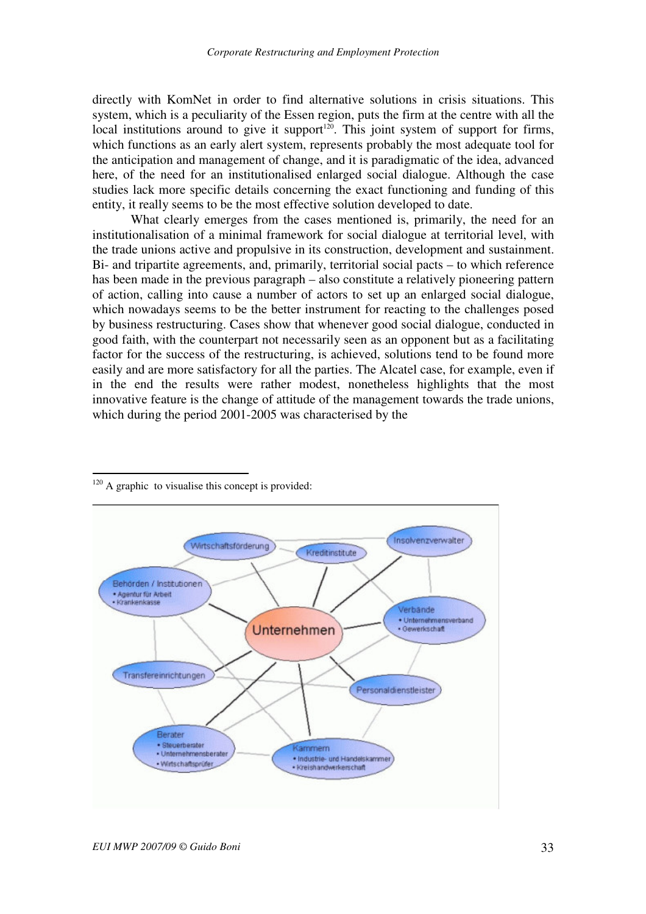directly with KomNet in order to find alternative solutions in crisis situations. This system, which is a peculiarity of the Essen region, puts the firm at the centre with all the local institutions around to give it support[120]. This joint system of support for firms, which functions as an early alert system, represents probably the most adequate tool for the anticipation and management of change, and it is paradigmatic of the idea, advanced here, of the need for an institutionalised enlarged social dialogue. Although the case studies lack more specific details concerning the exact functioning and funding of this entity, it really seems to be the most effective solution developed to date.

What clearly emerges from the cases mentioned is, primarily, the need for an institutionalisation of a minimal framework for social dialogue at territorial level, with the trade unions active and propulsive in its construction, development and sustainment. Bi- and tripartite agreements, and, primarily, territorial social pacts – to which reference has been made in the previous paragraph – also constitute a relatively pioneering pattern of action, calling into cause a number of actors to set up an enlarged social dialogue, which nowadays seems to be the better instrument for reacting to the challenges posed by business restructuring. Cases show that whenever good social dialogue, conducted in good faith, with the counterpart not necessarily seen as an opponent but as a facilitating factor for the success of the restructuring, is achieved, solutions tend to be found more easily and are more satisfactory for all the parties. The Alcatel case, for example, even if in the end the results were rather modest, nonetheless highlights that the most innovative feature is the change of attitude of the management towards the trade unions, which during the period 2001-2005 was characterised by the

---

[120] A graphic to visualise this concept is provided:

Unternehmen

Wirtschaftsförderung

Kreditinstitute

Insolvenzverwalter

Behörden / Institutionen
- Agentur für Arbeit
- Krankenkasse

Verbände
- Unternehmensverband
- Gewerkschaft

Transfereinrichtungen

Personaldienstleister

Berater
- Steuerberater
- Unternehmensberater
- Wirtschaftsprüfer

Kammern
- Industrie- und Handelskammer
- Kreishandwerkerschaft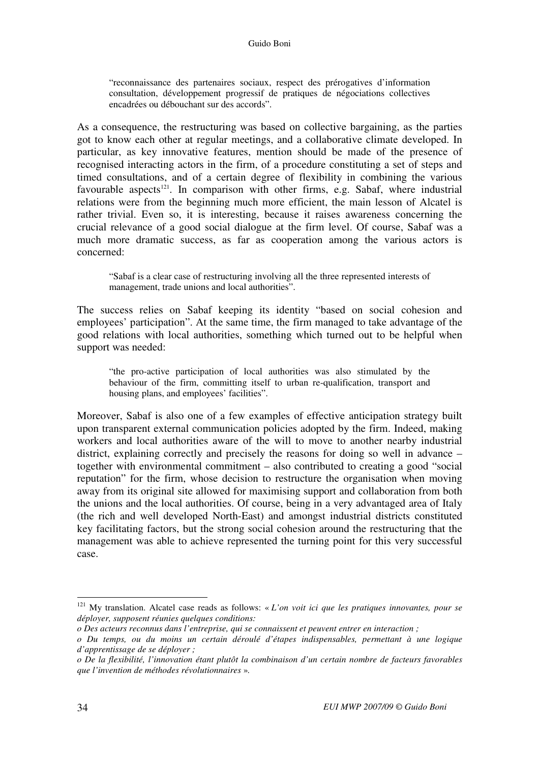> "reconnaissance des partenaires sociaux, respect des prérogatives d'information consultation, développement progressif de pratiques de négociations collectives encadrées ou débouchant sur des accords".

As a consequence, the restructuring was based on collective bargaining, as the parties got to know each other at regular meetings, and a collaborative climate developed. In particular, as key innovative features, mention should be made of the presence of recognised interacting actors in the firm, of a procedure constituting a set of steps and timed consultations, and of a certain degree of flexibility in combining the various favourable aspects[121]. In comparison with other firms, e.g. Sabaf, where industrial relations were from the beginning much more efficient, the main lesson of Alcatel is rather trivial. Even so, it is interesting, because it raises awareness concerning the crucial relevance of a good social dialogue at the firm level. Of course, Sabaf was a much more dramatic success, as far as cooperation among the various actors is concerned:

> "Sabaf is a clear case of restructuring involving all the three represented interests of management, trade unions and local authorities".

The success relies on Sabaf keeping its identity "based on social cohesion and employees' participation". At the same time, the firm managed to take advantage of the good relations with local authorities, something which turned out to be helpful when support was needed:

> "the pro-active participation of local authorities was also stimulated by the behaviour of the firm, committing itself to urban re-qualification, transport and housing plans, and employees' facilities".

Moreover, Sabaf is also one of a few examples of effective anticipation strategy built upon transparent external communication policies adopted by the firm. Indeed, making workers and local authorities aware of the will to move to another nearby industrial district, explaining correctly and precisely the reasons for doing so well in advance – together with environmental commitment – also contributed to creating a good "social reputation" for the firm, whose decision to restructure the organisation when moving away from its original site allowed for maximising support and collaboration from both the unions and the local authorities. Of course, being in a very advantaged area of Italy (the rich and well developed North-East) and amongst industrial districts constituted key facilitating factors, but the strong social cohesion around the restructuring that the management was able to achieve represented the turning point for this very successful case.

---

[121] My translation. Alcatel case reads as follows: « *L'on voit ici que les pratiques innovantes, pour se déployer, supposent réunies quelques conditions:*

*o Des acteurs reconnus dans l'entreprise, qui se connaissent et peuvent entrer en interaction ;*

*o Du temps, ou du moins un certain déroulé d'étapes indispensables, permettant à une logique d'apprentissage de se déployer ;*

*o De la flexibilité, l'innovation étant plutôt la combinaison d'un certain nombre de facteurs favorables que l'invention de méthodes révolutionnaires* ».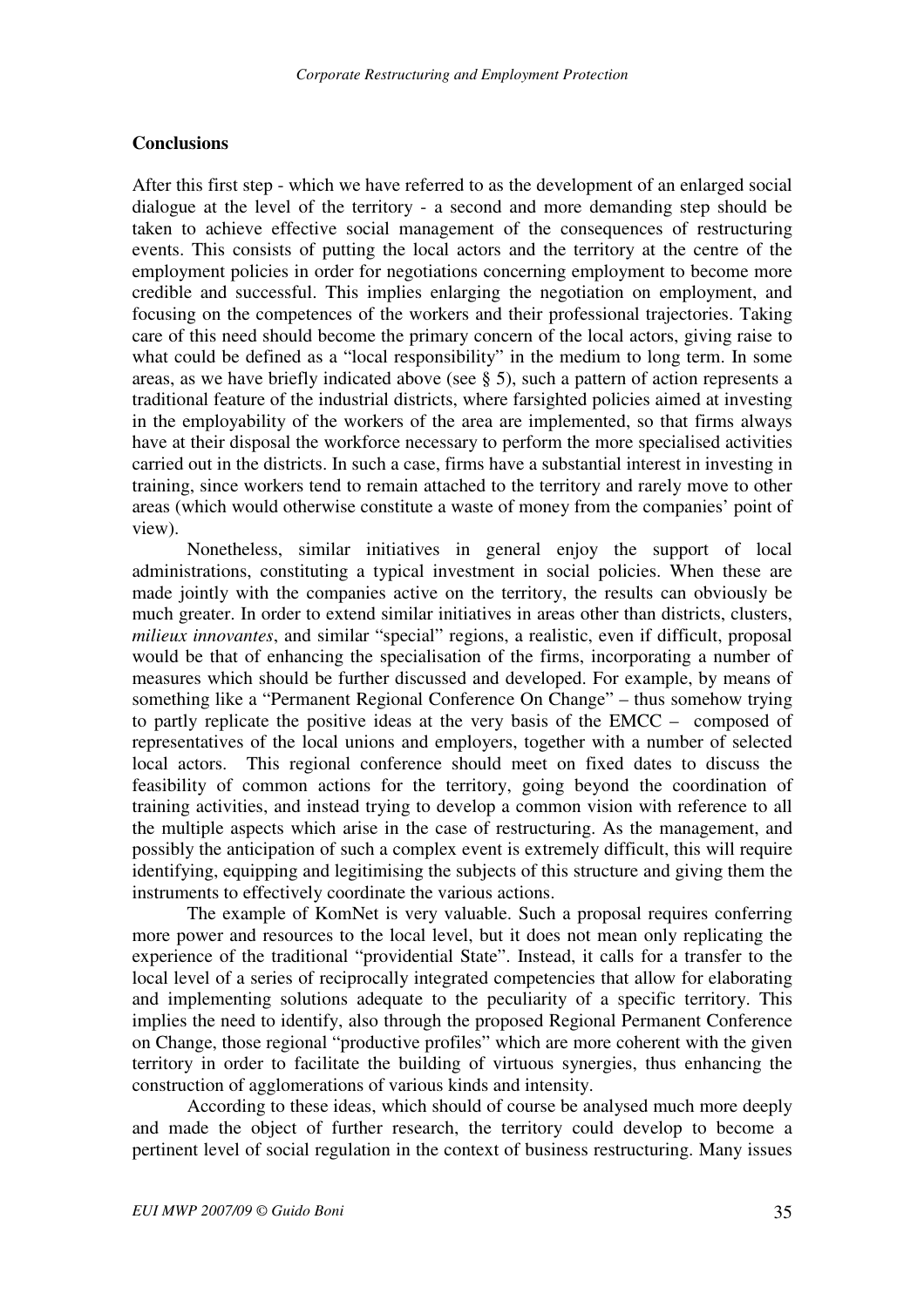**Conclusions**

After this first step - which we have referred to as the development of an enlarged social dialogue at the level of the territory - a second and more demanding step should be taken to achieve effective social management of the consequences of restructuring events. This consists of putting the local actors and the territory at the centre of the employment policies in order for negotiations concerning employment to become more credible and successful. This implies enlarging the negotiation on employment, and focusing on the competences of the workers and their professional trajectories. Taking care of this need should become the primary concern of the local actors, giving raise to what could be defined as a "local responsibility" in the medium to long term. In some areas, as we have briefly indicated above (see § 5), such a pattern of action represents a traditional feature of the industrial districts, where farsighted policies aimed at investing in the employability of the workers of the area are implemented, so that firms always have at their disposal the workforce necessary to perform the more specialised activities carried out in the districts. In such a case, firms have a substantial interest in investing in training, since workers tend to remain attached to the territory and rarely move to other areas (which would otherwise constitute a waste of money from the companies' point of view).

Nonetheless, similar initiatives in general enjoy the support of local administrations, constituting a typical investment in social policies. When these are made jointly with the companies active on the territory, the results can obviously be much greater. In order to extend similar initiatives in areas other than districts, clusters, *milieux innovantes*, and similar "special" regions, a realistic, even if difficult, proposal would be that of enhancing the specialisation of the firms, incorporating a number of measures which should be further discussed and developed. For example, by means of something like a "Permanent Regional Conference On Change" – thus somehow trying to partly replicate the positive ideas at the very basis of the EMCC – composed of representatives of the local unions and employers, together with a number of selected local actors. This regional conference should meet on fixed dates to discuss the feasibility of common actions for the territory, going beyond the coordination of training activities, and instead trying to develop a common vision with reference to all the multiple aspects which arise in the case of restructuring. As the management, and possibly the anticipation of such a complex event is extremely difficult, this will require identifying, equipping and legitimising the subjects of this structure and giving them the instruments to effectively coordinate the various actions.

The example of KomNet is very valuable. Such a proposal requires conferring more power and resources to the local level, but it does not mean only replicating the experience of the traditional "providential State". Instead, it calls for a transfer to the local level of a series of reciprocally integrated competencies that allow for elaborating and implementing solutions adequate to the peculiarity of a specific territory. This implies the need to identify, also through the proposed Regional Permanent Conference on Change, those regional "productive profiles" which are more coherent with the given territory in order to facilitate the building of virtuous synergies, thus enhancing the construction of agglomerations of various kinds and intensity.

According to these ideas, which should of course be analysed much more deeply and made the object of further research, the territory could develop to become a pertinent level of social regulation in the context of business restructuring. Many issues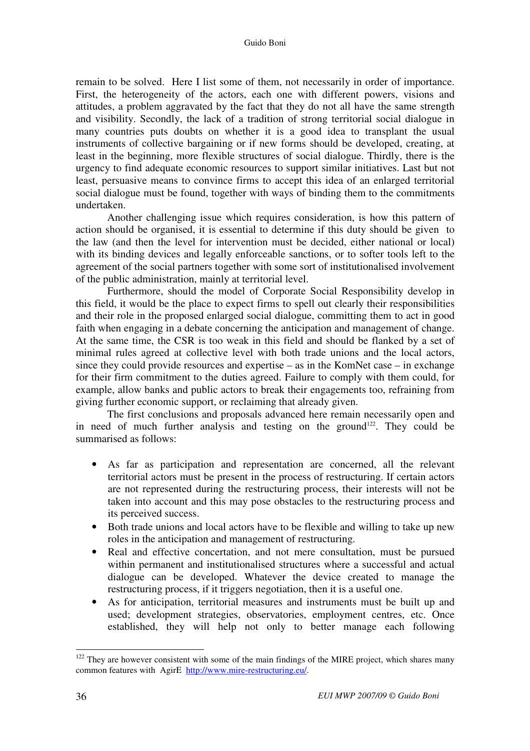remain to be solved. Here I list some of them, not necessarily in order of importance. First, the heterogeneity of the actors, each one with different powers, visions and attitudes, a problem aggravated by the fact that they do not all have the same strength and visibility. Secondly, the lack of a tradition of strong territorial social dialogue in many countries puts doubts on whether it is a good idea to transplant the usual instruments of collective bargaining or if new forms should be developed, creating, at least in the beginning, more flexible structures of social dialogue. Thirdly, there is the urgency to find adequate economic resources to support similar initiatives. Last but not least, persuasive means to convince firms to accept this idea of an enlarged territorial social dialogue must be found, together with ways of binding them to the commitments undertaken.

Another challenging issue which requires consideration, is how this pattern of action should be organised, it is essential to determine if this duty should be given to the law (and then the level for intervention must be decided, either national or local) with its binding devices and legally enforceable sanctions, or to softer tools left to the agreement of the social partners together with some sort of institutionalised involvement of the public administration, mainly at territorial level.

Furthermore, should the model of Corporate Social Responsibility develop in this field, it would be the place to expect firms to spell out clearly their responsibilities and their role in the proposed enlarged social dialogue, committing them to act in good faith when engaging in a debate concerning the anticipation and management of change. At the same time, the CSR is too weak in this field and should be flanked by a set of minimal rules agreed at collective level with both trade unions and the local actors, since they could provide resources and expertise – as in the KomNet case – in exchange for their firm commitment to the duties agreed. Failure to comply with them could, for example, allow banks and public actors to break their engagements too, refraining from giving further economic support, or reclaiming that already given.

The first conclusions and proposals advanced here remain necessarily open and in need of much further analysis and testing on the ground[122]. They could be summarised as follows:

- As far as participation and representation are concerned, all the relevant territorial actors must be present in the process of restructuring. If certain actors are not represented during the restructuring process, their interests will not be taken into account and this may pose obstacles to the restructuring process and its perceived success.
- Both trade unions and local actors have to be flexible and willing to take up new roles in the anticipation and management of restructuring.
- Real and effective concertation, and not mere consultation, must be pursued within permanent and institutionalised structures where a successful and actual dialogue can be developed. Whatever the device created to manage the restructuring process, if it triggers negotiation, then it is a useful one.
- As for anticipation, territorial measures and instruments must be built up and used; development strategies, observatories, employment centres, etc. Once established, they will help not only to better manage each following

[122] They are however consistent with some of the main findings of the MIRE project, which shares many common features with AgirE http://www.mire-restructuring.eu/.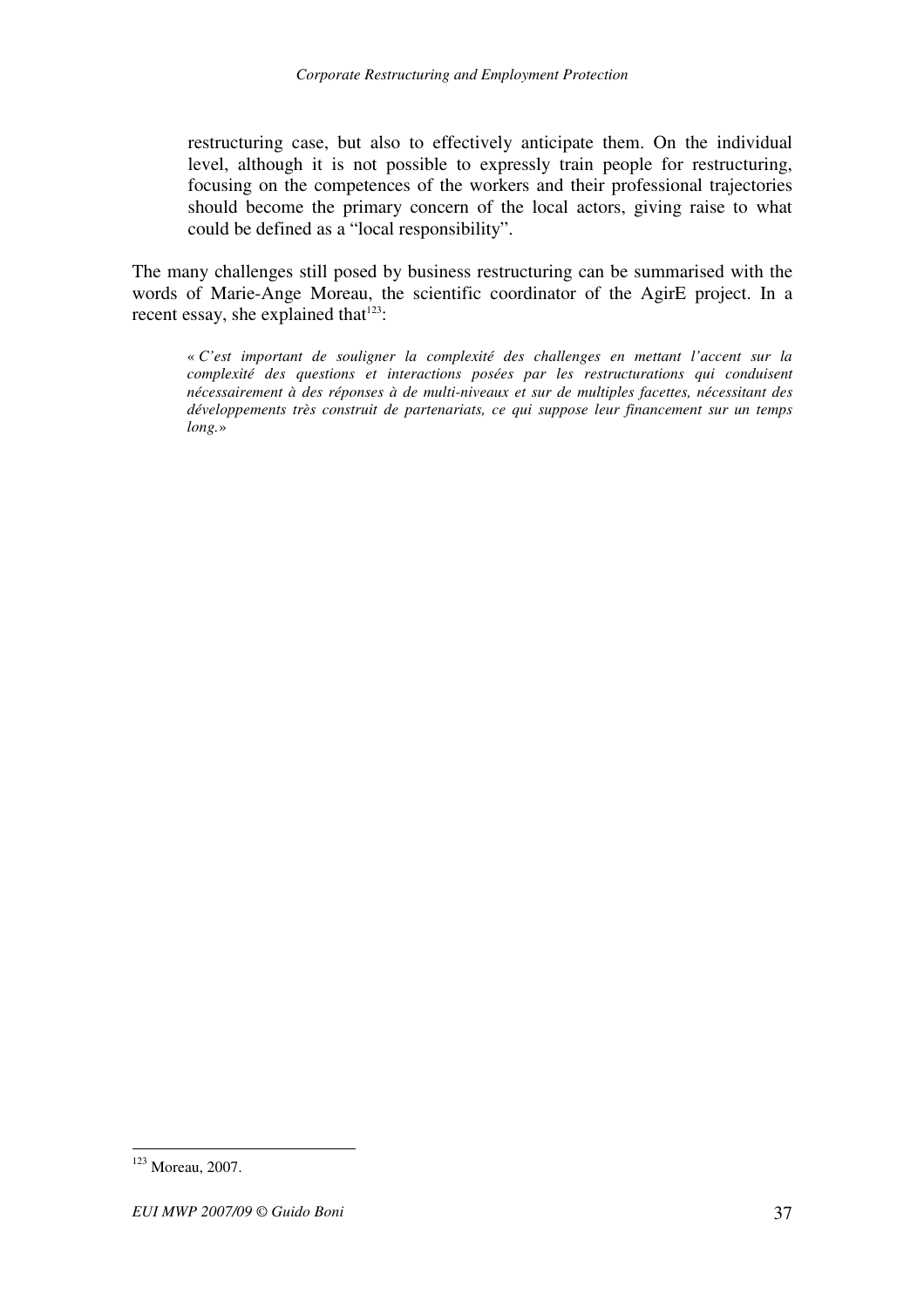> restructuring case, but also to effectively anticipate them. On the individual level, although it is not possible to expressly train people for restructuring, focusing on the competences of the workers and their professional trajectories should become the primary concern of the local actors, giving raise to what could be defined as a "local responsibility".

The many challenges still posed by business restructuring can be summarised with the words of Marie-Ange Moreau, the scientific coordinator of the AgirE project. In a recent essay, she explained that[123]:

> « *C'est important de souligner la complexité des challenges en mettant l'accent sur la complexité des questions et interactions posées par les restructurations qui conduisent nécessairement à des réponses à de multi-niveaux et sur de multiples facettes, nécessitant des développements très construit de partenariats, ce qui suppose leur financement sur un temps long.*»

---

[123] Moreau, 2007.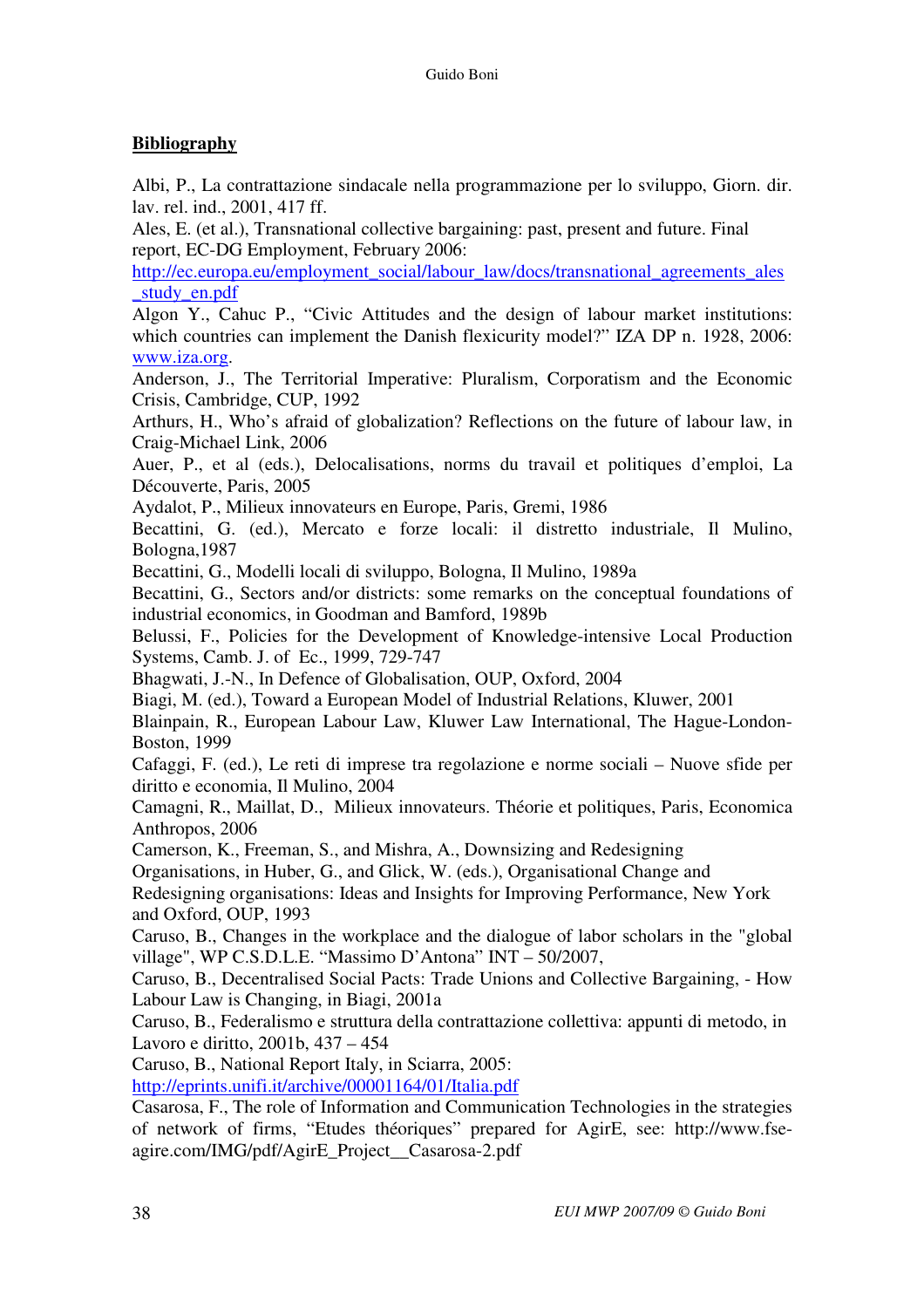**Bibliography**

Albi, P., La contrattazione sindacale nella programmazione per lo sviluppo, Giorn. dir. lav. rel. ind., 2001, 417 ff.

Ales, E. (et al.), Transnational collective bargaining: past, present and future. Final report, EC-DG Employment, February 2006: http://ec.europa.eu/employment_social/labour_law/docs/transnational_agreements_ales_study_en.pdf

Algon Y., Cahuc P., "Civic Attitudes and the design of labour market institutions: which countries can implement the Danish flexicurity model?" IZA DP n. 1928, 2006: www.iza.org.

Anderson, J., The Territorial Imperative: Pluralism, Corporatism and the Economic Crisis, Cambridge, CUP, 1992

Arthurs, H., Who's afraid of globalization? Reflections on the future of labour law, in Craig-Michael Link, 2006

Auer, P., et al (eds.), Delocalisations, norms du travail et politiques d'emploi, La Découverte, Paris, 2005

Aydalot, P., Milieux innovateurs en Europe, Paris, Gremi, 1986

Becattini, G. (ed.), Mercato e forze locali: il distretto industriale, Il Mulino, Bologna,1987

Becattini, G., Modelli locali di sviluppo, Bologna, Il Mulino, 1989a

Becattini, G., Sectors and/or districts: some remarks on the conceptual foundations of industrial economics, in Goodman and Bamford, 1989b

Belussi, F., Policies for the Development of Knowledge-intensive Local Production Systems, Camb. J. of Ec., 1999, 729-747

Bhagwati, J.-N., In Defence of Globalisation, OUP, Oxford, 2004

Biagi, M. (ed.), Toward a European Model of Industrial Relations, Kluwer, 2001

Blainpain, R., European Labour Law, Kluwer Law International, The Hague-London-Boston, 1999

Cafaggi, F. (ed.), Le reti di imprese tra regolazione e norme sociali – Nuove sfide per diritto e economia, Il Mulino, 2004

Camagni, R., Maillat, D., Milieux innovateurs. Théorie et politiques, Paris, Economica Anthropos, 2006

Camerson, K., Freeman, S., and Mishra, A., Downsizing and Redesigning Organisations, in Huber, G., and Glick, W. (eds.), Organisational Change and Redesigning organisations: Ideas and Insights for Improving Performance, New York and Oxford, OUP, 1993

Caruso, B., Changes in the workplace and the dialogue of labor scholars in the "global village", WP C.S.D.L.E. "Massimo D'Antona" INT – 50/2007,

Caruso, B., Decentralised Social Pacts: Trade Unions and Collective Bargaining, - How Labour Law is Changing, in Biagi, 2001a

Caruso, B., Federalismo e struttura della contrattazione collettiva: appunti di metodo, in Lavoro e diritto, 2001b, 437 – 454

Caruso, B., National Report Italy, in Sciarra, 2005: http://eprints.unifi.it/archive/00001164/01/Italia.pdf

Casarosa, F., The role of Information and Communication Technologies in the strategies of network of firms, "Etudes théoriques" prepared for AgirE, see: http://www.fse-agire.com/IMG/pdf/AgirE_Project__Casarosa-2.pdf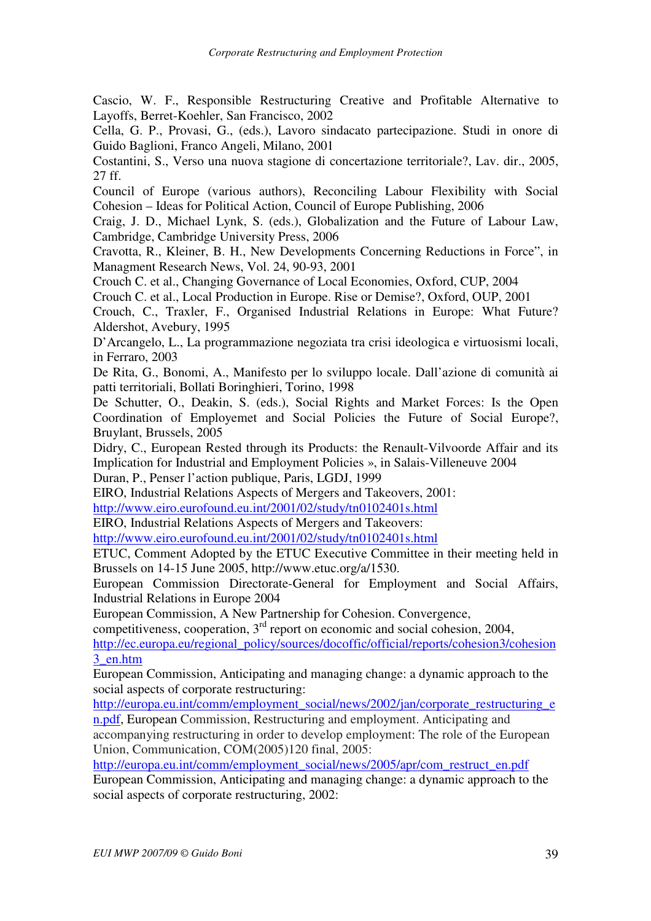Cascio, W. F., Responsible Restructuring Creative and Profitable Alternative to Layoffs, Berret-Koehler, San Francisco, 2002

Cella, G. P., Provasi, G., (eds.), Lavoro sindacato partecipazione. Studi in onore di Guido Baglioni, Franco Angeli, Milano, 2001

Costantini, S., Verso una nuova stagione di concertazione territoriale?, Lav. dir., 2005, 27 ff.

Council of Europe (various authors), Reconciling Labour Flexibility with Social Cohesion – Ideas for Political Action, Council of Europe Publishing, 2006

Craig, J. D., Michael Lynk, S. (eds.), Globalization and the Future of Labour Law, Cambridge, Cambridge University Press, 2006

Cravotta, R., Kleiner, B. H., New Developments Concerning Reductions in Force", in Managment Research News, Vol. 24, 90-93, 2001

Crouch C. et al., Changing Governance of Local Economies, Oxford, CUP, 2004

Crouch C. et al., Local Production in Europe. Rise or Demise?, Oxford, OUP, 2001

Crouch, C., Traxler, F., Organised Industrial Relations in Europe: What Future? Aldershot, Avebury, 1995

D'Arcangelo, L., La programmazione negoziata tra crisi ideologica e virtuosismi locali, in Ferraro, 2003

De Rita, G., Bonomi, A., Manifesto per lo sviluppo locale. Dall'azione di comunità ai patti territoriali, Bollati Boringhieri, Torino, 1998

De Schutter, O., Deakin, S. (eds.), Social Rights and Market Forces: Is the Open Coordination of Employemet and Social Policies the Future of Social Europe?, Bruylant, Brussels, 2005

Didry, C., European Rested through its Products: the Renault-Vilvoorde Affair and its Implication for Industrial and Employment Policies », in Salais-Villeneuve 2004

Duran, P., Penser l'action publique, Paris, LGDJ, 1999

EIRO, Industrial Relations Aspects of Mergers and Takeovers, 2001: http://www.eiro.eurofound.eu.int/2001/02/study/tn0102401s.html

EIRO, Industrial Relations Aspects of Mergers and Takeovers: http://www.eiro.eurofound.eu.int/2001/02/study/tn0102401s.html

ETUC, Comment Adopted by the ETUC Executive Committee in their meeting held in Brussels on 14-15 June 2005, http://www.etuc.org/a/1530.

European Commission Directorate-General for Employment and Social Affairs, Industrial Relations in Europe 2004

European Commission, A New Partnership for Cohesion. Convergence, competitiveness, cooperation, 3rd report on economic and social cohesion, 2004, http://ec.europa.eu/regional_policy/sources/docoffic/official/reports/cohesion3/cohesion3_en.htm

European Commission, Anticipating and managing change: a dynamic approach to the social aspects of corporate restructuring: http://europa.eu.int/comm/employment_social/news/2002/jan/corporate_restructuring_en.pdf, European Commission, Restructuring and employment. Anticipating and accompanying restructuring in order to develop employment: The role of the European Union, Communication, COM(2005)120 final, 2005: http://europa.eu.int/comm/employment_social/news/2005/apr/com_restruct_en.pdf

European Commission, Anticipating and managing change: a dynamic approach to the social aspects of corporate restructuring, 2002: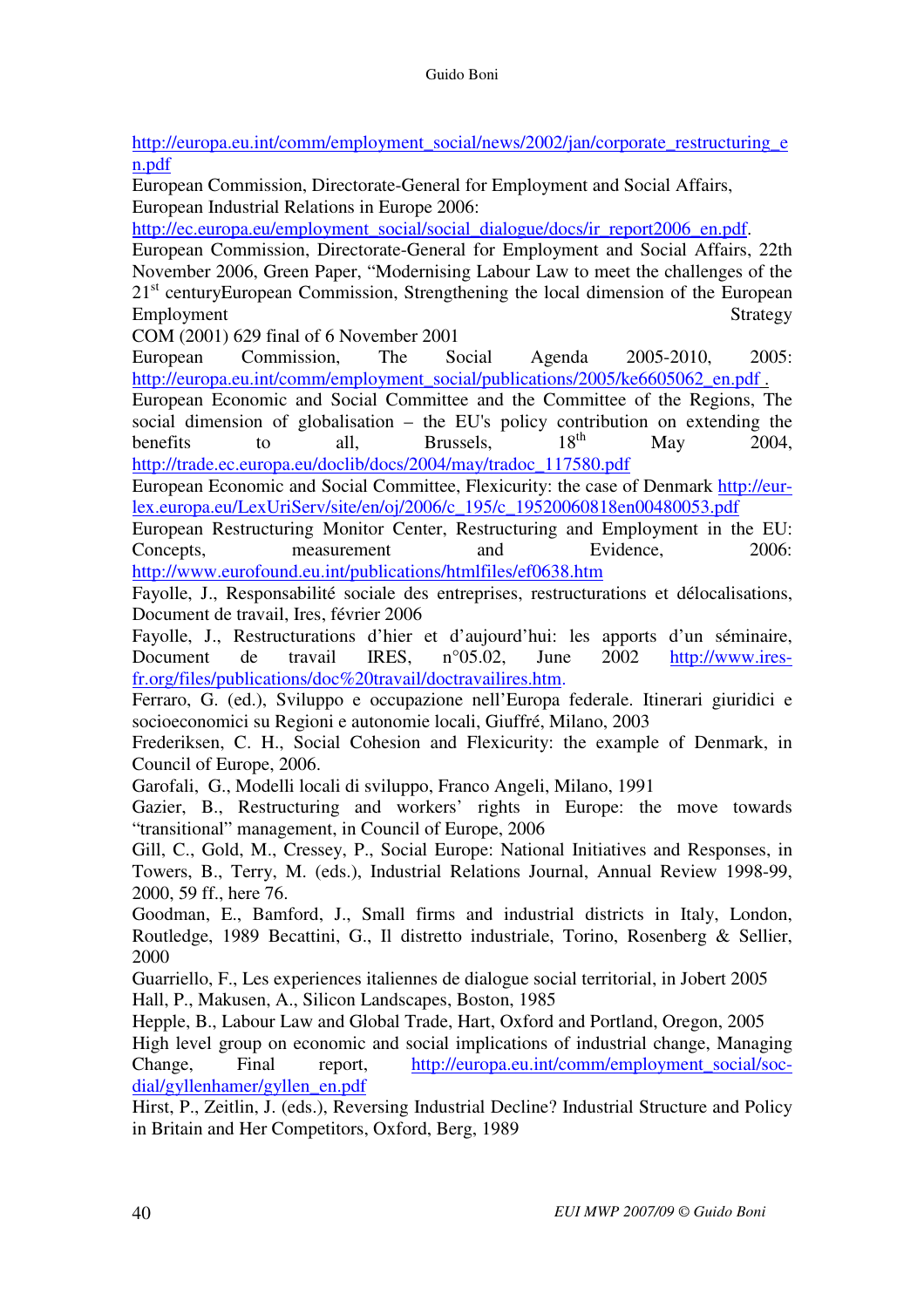http://europa.eu.int/comm/employment_social/news/2002/jan/corporate_restructuring_en.pdf

European Commission, Directorate-General for Employment and Social Affairs, European Industrial Relations in Europe 2006: http://ec.europa.eu/employment_social/social_dialogue/docs/ir_report2006_en.pdf.

European Commission, Directorate-General for Employment and Social Affairs, 22th November 2006, Green Paper, "Modernising Labour Law to meet the challenges of the 21st centuryEuropean Commission, Strengthening the local dimension of the European Employment Strategy

COM (2001) 629 final of 6 November 2001

European Commission, The Social Agenda 2005-2010, 2005: http://europa.eu.int/comm/employment_social/publications/2005/ke6605062_en.pdf .

European Economic and Social Committee and the Committee of the Regions, The social dimension of globalisation – the EU's policy contribution on extending the benefits to all, Brussels, 18th May 2004, http://trade.ec.europa.eu/doclib/docs/2004/may/tradoc_117580.pdf

European Economic and Social Committee, Flexicurity: the case of Denmark http://eur-lex.europa.eu/LexUriServ/site/en/oj/2006/c_195/c_19520060818en00480053.pdf

European Restructuring Monitor Center, Restructuring and Employment in the EU: Concepts, measurement and Evidence, 2006: http://www.eurofound.eu.int/publications/htmlfiles/ef0638.htm

Fayolle, J., Responsabilité sociale des entreprises, restructurations et délocalisations, Document de travail, Ires, février 2006

Fayolle, J., Restructurations d'hier et d'aujourd'hui: les apports d'un séminaire, Document de travail IRES, n°05.02, June 2002 http://www.ires-fr.org/files/publications/doc%20travail/doctravailires.htm.

Ferraro, G. (ed.), Sviluppo e occupazione nell'Europa federale. Itinerari giuridici e socioeconomici su Regioni e autonomie locali, Giuffré, Milano, 2003

Frederiksen, C. H., Social Cohesion and Flexicurity: the example of Denmark, in Council of Europe, 2006.

Garofali, G., Modelli locali di sviluppo, Franco Angeli, Milano, 1991

Gazier, B., Restructuring and workers' rights in Europe: the move towards "transitional" management, in Council of Europe, 2006

Gill, C., Gold, M., Cressey, P., Social Europe: National Initiatives and Responses, in Towers, B., Terry, M. (eds.), Industrial Relations Journal, Annual Review 1998-99, 2000, 59 ff., here 76.

Goodman, E., Bamford, J., Small firms and industrial districts in Italy, London, Routledge, 1989 Becattini, G., Il distretto industriale, Torino, Rosenberg & Sellier, 2000

Guarriello, F., Les experiences italiennes de dialogue social territorial, in Jobert 2005

Hall, P., Makusen, A., Silicon Landscapes, Boston, 1985

Hepple, B., Labour Law and Global Trade, Hart, Oxford and Portland, Oregon, 2005

High level group on economic and social implications of industrial change, Managing Change, Final report, http://europa.eu.int/comm/employment_social/soc-dial/gyllenhamer/gyllen_en.pdf

Hirst, P., Zeitlin, J. (eds.), Reversing Industrial Decline? Industrial Structure and Policy in Britain and Her Competitors, Oxford, Berg, 1989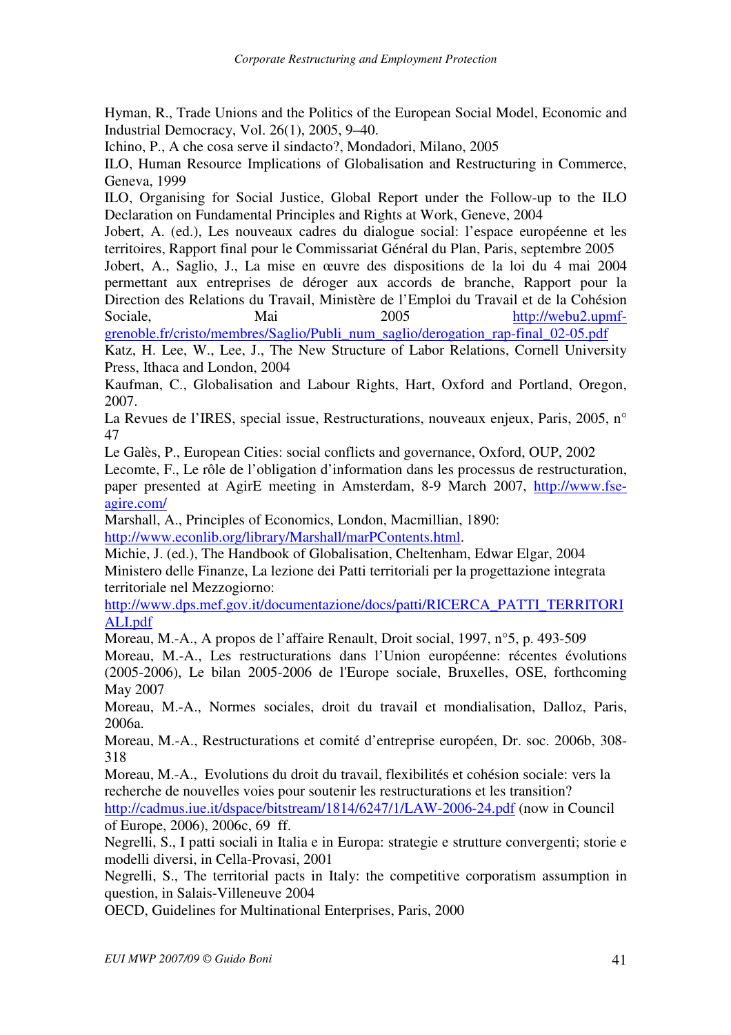Hyman, R., Trade Unions and the Politics of the European Social Model, Economic and Industrial Democracy, Vol. 26(1), 2005, 9–40.

Ichino, P., A che cosa serve il sindacto?, Mondadori, Milano, 2005

ILO, Human Resource Implications of Globalisation and Restructuring in Commerce, Geneva, 1999

ILO, Organising for Social Justice, Global Report under the Follow-up to the ILO Declaration on Fundamental Principles and Rights at Work, Geneve, 2004

Jobert, A. (ed.), Les nouveaux cadres du dialogue social: l'espace européenne et les territoires, Rapport final pour le Commissariat Général du Plan, Paris, septembre 2005

Jobert, A., Saglio, J., La mise en œuvre des dispositions de la loi du 4 mai 2004 permettant aux entreprises de déroger aux accords de branche, Rapport pour la Direction des Relations du Travail, Ministère de l'Emploi du Travail et de la Cohésion Sociale, Mai 2005 http://webu2.upmf-grenoble.fr/cristo/membres/Saglio/Publi_num_saglio/derogation_rap-final_02-05.pdf

Katz, H. Lee, W., Lee, J., The New Structure of Labor Relations, Cornell University Press, Ithaca and London, 2004

Kaufman, C., Globalisation and Labour Rights, Hart, Oxford and Portland, Oregon, 2007.

La Revues de l'IRES, special issue, Restructurations, nouveaux enjeux, Paris, 2005, n° 47

Le Galès, P., European Cities: social conflicts and governance, Oxford, OUP, 2002

Lecomte, F., Le rôle de l'obligation d'information dans les processus de restructuration, paper presented at AgirE meeting in Amsterdam, 8-9 March 2007, http://www.fse-agire.com/

Marshall, A., Principles of Economics, London, Macmillian, 1890: http://www.econlib.org/library/Marshall/marPContents.html.

Michie, J. (ed.), The Handbook of Globalisation, Cheltenham, Edwar Elgar, 2004

Ministero delle Finanze, La lezione dei Patti territoriali per la progettazione integrata territoriale nel Mezzogiorno: http://www.dps.mef.gov.it/documentazione/docs/patti/RICERCA_PATTI_TERRITORIALI.pdf

Moreau, M.-A., A propos de l'affaire Renault, Droit social, 1997, n°5, p. 493-509

Moreau, M.-A., Les restructurations dans l'Union européenne: récentes évolutions (2005-2006), Le bilan 2005-2006 de l'Europe sociale, Bruxelles, OSE, forthcoming May 2007

Moreau, M.-A., Normes sociales, droit du travail et mondialisation, Dalloz, Paris, 2006a.

Moreau, M.-A., Restructurations et comité d'entreprise européen, Dr. soc. 2006b, 308-318

Moreau, M.-A., Evolutions du droit du travail, flexibilités et cohésion sociale: vers la recherche de nouvelles voies pour soutenir les restructurations et les transition? http://cadmus.iue.it/dspace/bitstream/1814/6247/1/LAW-2006-24.pdf (now in Council of Europe, 2006), 2006c, 69 ff.

Negrelli, S., I patti sociali in Italia e in Europa: strategie e strutture convergenti; storie e modelli diversi, in Cella-Provasi, 2001

Negrelli, S., The territorial pacts in Italy: the competitive corporatism assumption in question, in Salais-Villeneuve 2004

OECD, Guidelines for Multinational Enterprises, Paris, 2000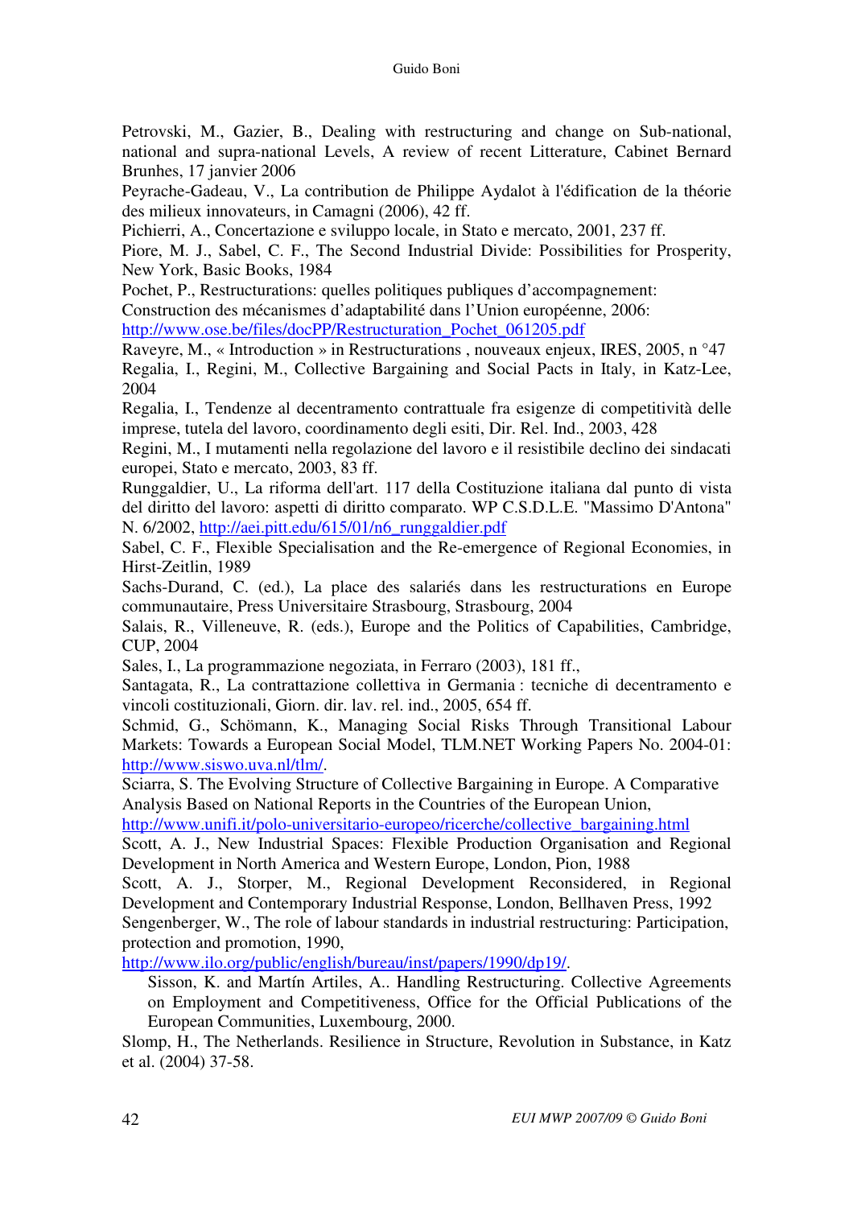Petrovski, M., Gazier, B., Dealing with restructuring and change on Sub-national, national and supra-national Levels, A review of recent Litterature, Cabinet Bernard Brunhes, 17 janvier 2006

Peyrache-Gadeau, V., La contribution de Philippe Aydalot à l'édification de la théorie des milieux innovateurs, in Camagni (2006), 42 ff.

Pichierri, A., Concertazione e sviluppo locale, in Stato e mercato, 2001, 237 ff.

Piore, M. J., Sabel, C. F., The Second Industrial Divide: Possibilities for Prosperity, New York, Basic Books, 1984

Pochet, P., Restructurations: quelles politiques publiques d'accompagnement: Construction des mécanismes d'adaptabilité dans l'Union européenne, 2006: http://www.ose.be/files/docPP/Restructuration_Pochet_061205.pdf

Raveyre, M., « Introduction » in Restructurations , nouveaux enjeux, IRES, 2005, n °47

Regalia, I., Regini, M., Collective Bargaining and Social Pacts in Italy, in Katz-Lee, 2004

Regalia, I., Tendenze al decentramento contrattuale fra esigenze di competitività delle imprese, tutela del lavoro, coordinamento degli esiti, Dir. Rel. Ind., 2003, 428

Regini, M., I mutamenti nella regolazione del lavoro e il resistibile declino dei sindacati europei, Stato e mercato, 2003, 83 ff.

Runggaldier, U., La riforma dell'art. 117 della Costituzione italiana dal punto di vista del diritto del lavoro: aspetti di diritto comparato. WP C.S.D.L.E. "Massimo D'Antona" N. 6/2002, http://aei.pitt.edu/615/01/n6_runggaldier.pdf

Sabel, C. F., Flexible Specialisation and the Re-emergence of Regional Economies, in Hirst-Zeitlin, 1989

Sachs-Durand, C. (ed.), La place des salariés dans les restructurations en Europe communautaire, Press Universitaire Strasbourg, Strasbourg, 2004

Salais, R., Villeneuve, R. (eds.), Europe and the Politics of Capabilities, Cambridge, CUP, 2004

Sales, I., La programmazione negoziata, in Ferraro (2003), 181 ff.,

Santagata, R., La contrattazione collettiva in Germania : tecniche di decentramento e vincoli costituzionali, Giorn. dir. lav. rel. ind., 2005, 654 ff.

Schmid, G., Schömann, K., Managing Social Risks Through Transitional Labour Markets: Towards a European Social Model, TLM.NET Working Papers No. 2004-01: http://www.siswo.uva.nl/tlm/.

Sciarra, S. The Evolving Structure of Collective Bargaining in Europe. A Comparative Analysis Based on National Reports in the Countries of the European Union, http://www.unifi.it/polo-universitario-europeo/ricerche/collective_bargaining.html

Scott, A. J., New Industrial Spaces: Flexible Production Organisation and Regional Development in North America and Western Europe, London, Pion, 1988

Scott, A. J., Storper, M., Regional Development Reconsidered, in Regional Development and Contemporary Industrial Response, London, Bellhaven Press, 1992

Sengenberger, W., The role of labour standards in industrial restructuring: Participation, protection and promotion, 1990, http://www.ilo.org/public/english/bureau/inst/papers/1990/dp19/.

Sisson, K. and Martín Artiles, A.. Handling Restructuring. Collective Agreements on Employment and Competitiveness, Office for the Official Publications of the European Communities, Luxembourg, 2000.

Slomp, H., The Netherlands. Resilience in Structure, Revolution in Substance, in Katz et al. (2004) 37-58.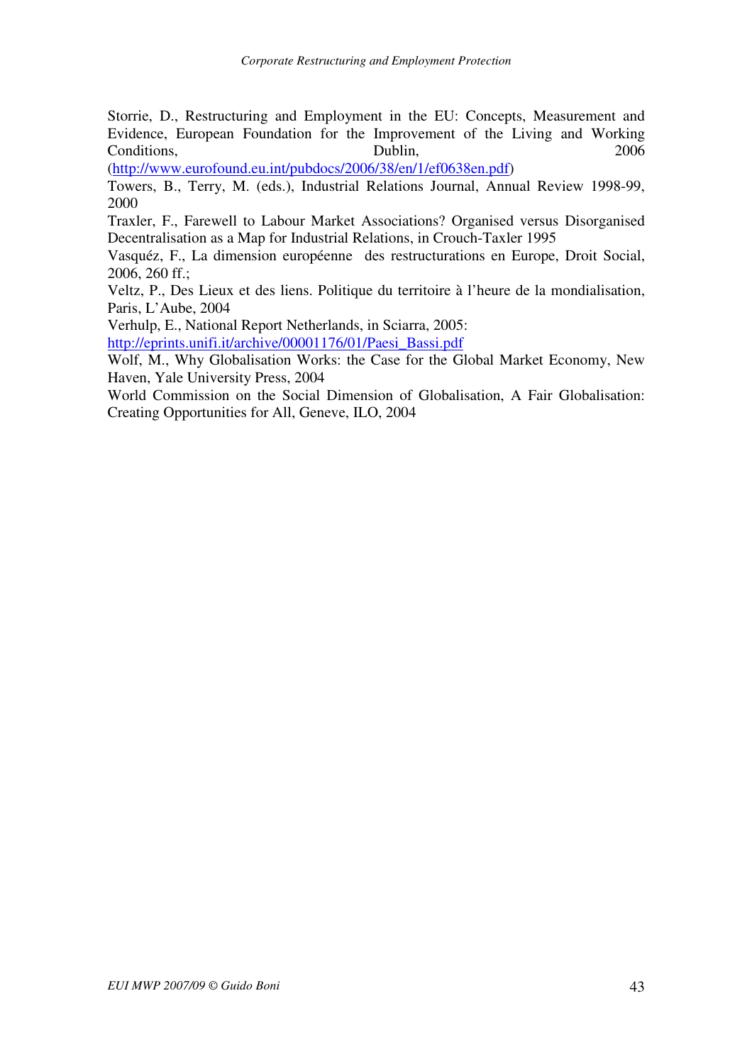Storrie, D., Restructuring and Employment in the EU: Concepts, Measurement and Evidence, European Foundation for the Improvement of the Living and Working Conditions, Dublin, 2006 (http://www.eurofound.eu.int/pubdocs/2006/38/en/1/ef0638en.pdf)

Towers, B., Terry, M. (eds.), Industrial Relations Journal, Annual Review 1998-99, 2000

Traxler, F., Farewell to Labour Market Associations? Organised versus Disorganised Decentralisation as a Map for Industrial Relations, in Crouch-Taxler 1995

Vasquéz, F., La dimension européenne des restructurations en Europe, Droit Social, 2006, 260 ff.;

Veltz, P., Des Lieux et des liens. Politique du territoire à l'heure de la mondialisation, Paris, L'Aube, 2004

Verhulp, E., National Report Netherlands, in Sciarra, 2005: http://eprints.unifi.it/archive/00001176/01/Paesi_Bassi.pdf

Wolf, M., Why Globalisation Works: the Case for the Global Market Economy, New Haven, Yale University Press, 2004

World Commission on the Social Dimension of Globalisation, A Fair Globalisation: Creating Opportunities for All, Geneve, ILO, 2004